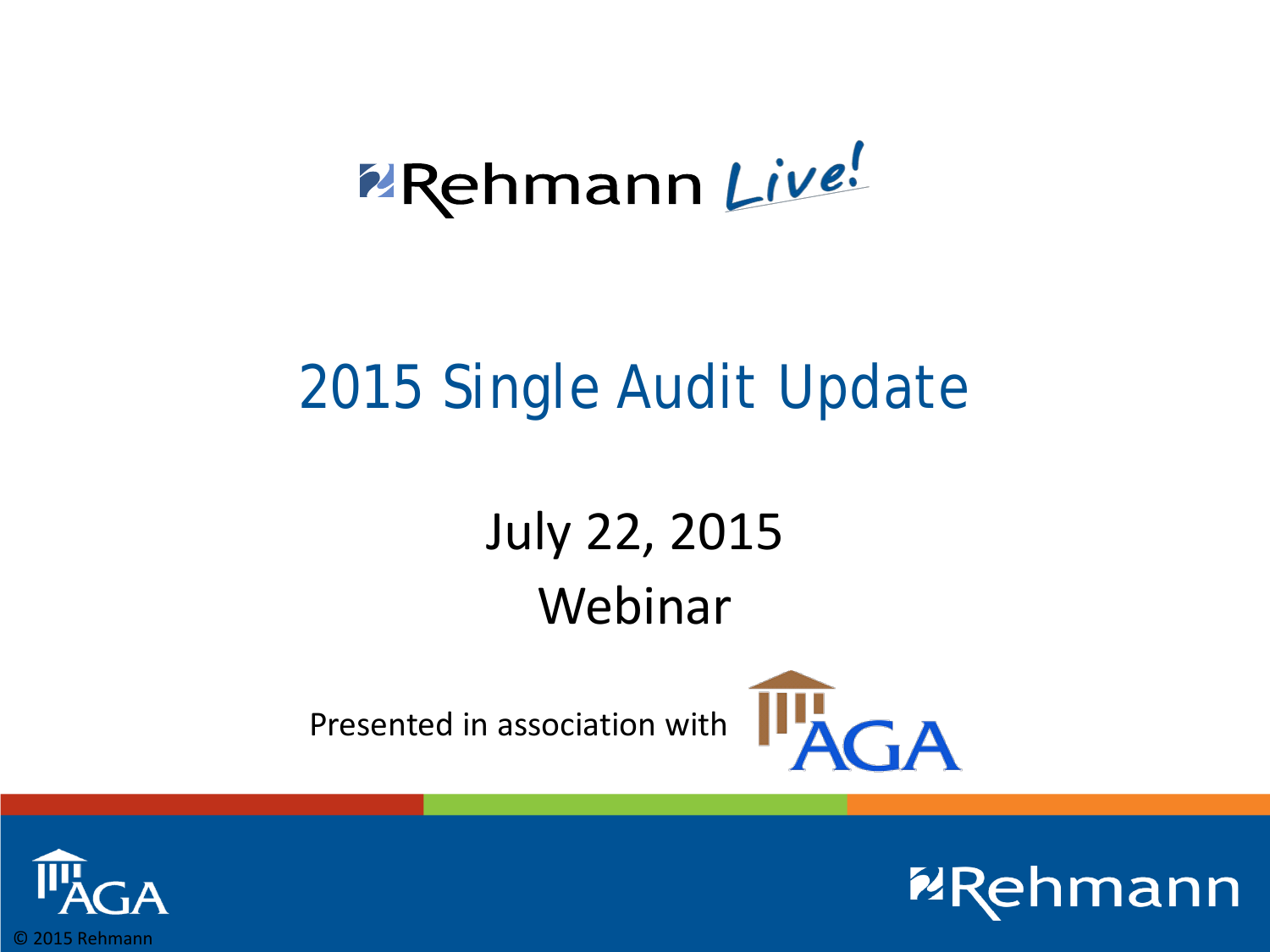Rehmann *Live!*

# 2015 Single Audit Update

July 22, 2015

Webinar

Presented in association with AGA

© 2015 Rehmann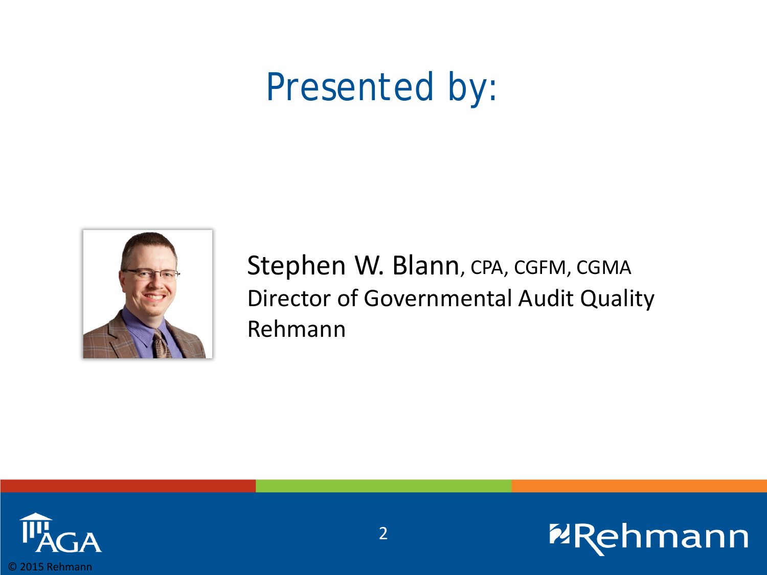# Presented by:

Stephen W. Blann, CPA, CGFM, CGMA
Director of Governmental Audit Quality
Rehmann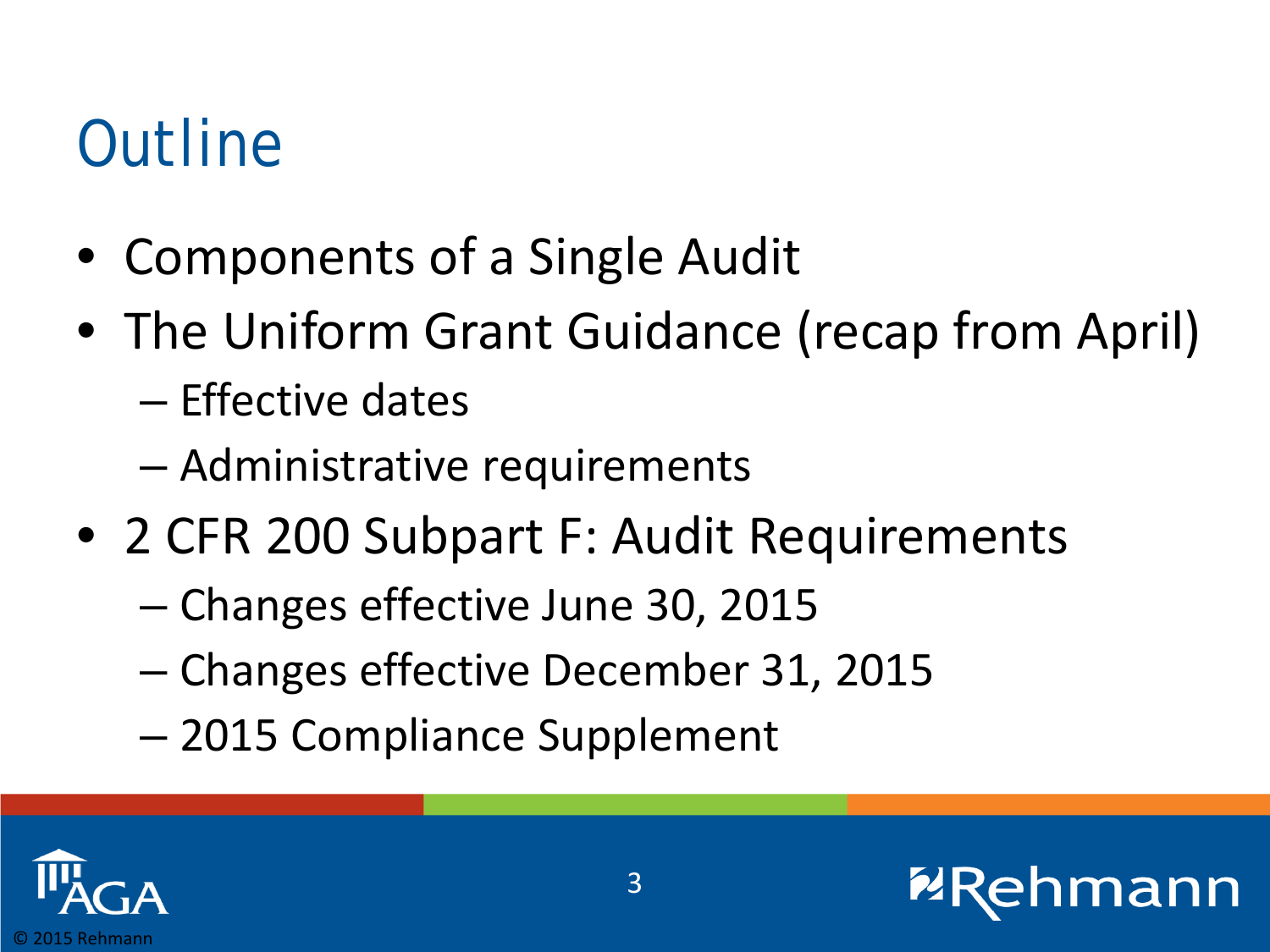# Outline

- Components of a Single Audit
- The Uniform Grant Guidance (recap from April)
  - Effective dates
  - Administrative requirements
- 2 CFR 200 Subpart F: Audit Requirements
  - Changes effective June 30, 2015
  - Changes effective December 31, 2015
  - 2015 Compliance Supplement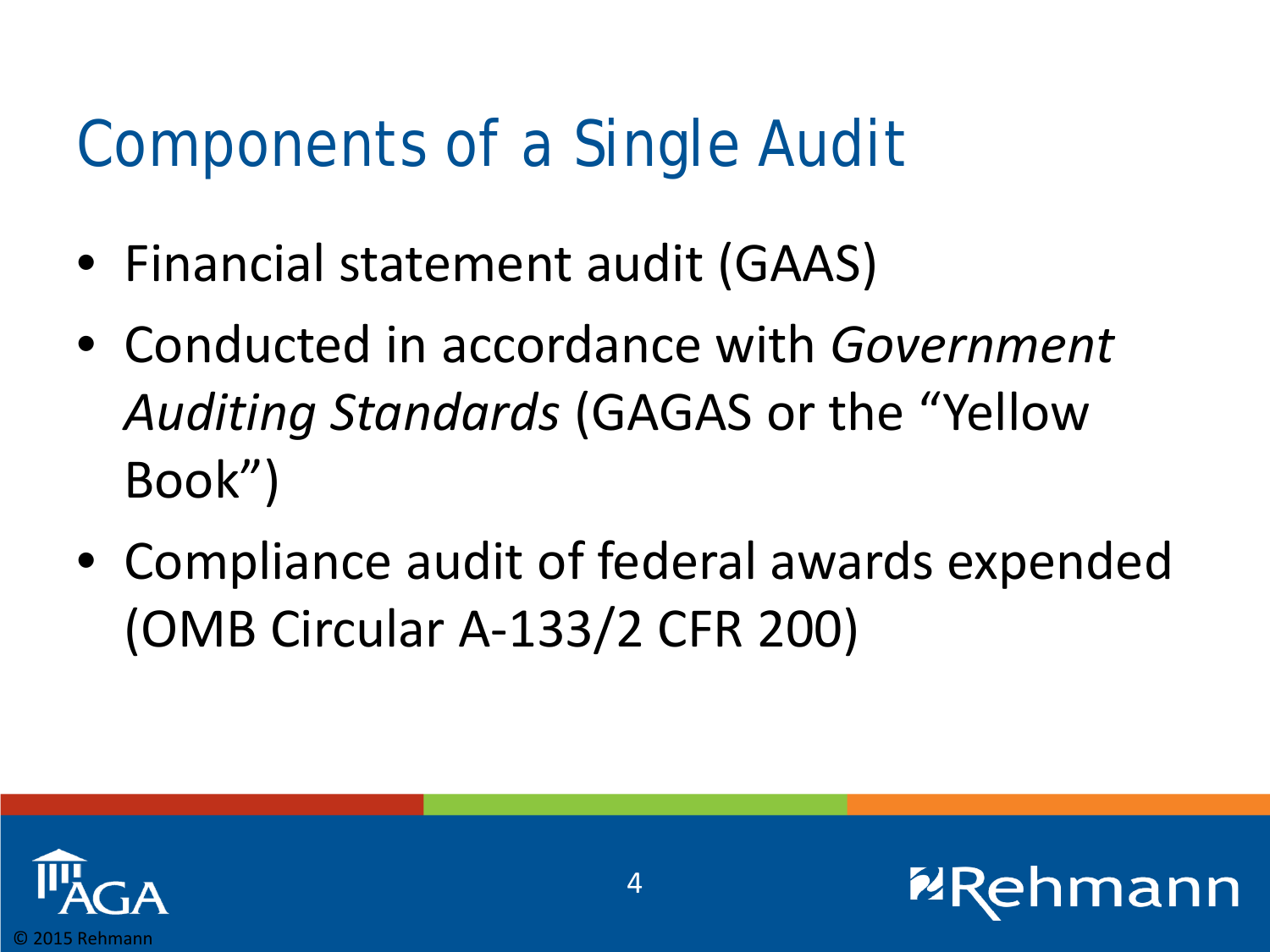# Components of a Single Audit

- Financial statement audit (GAAS)
- Conducted in accordance with *Government Auditing Standards* (GAGAS or the "Yellow Book")
- Compliance audit of federal awards expended (OMB Circular A-133/2 CFR 200)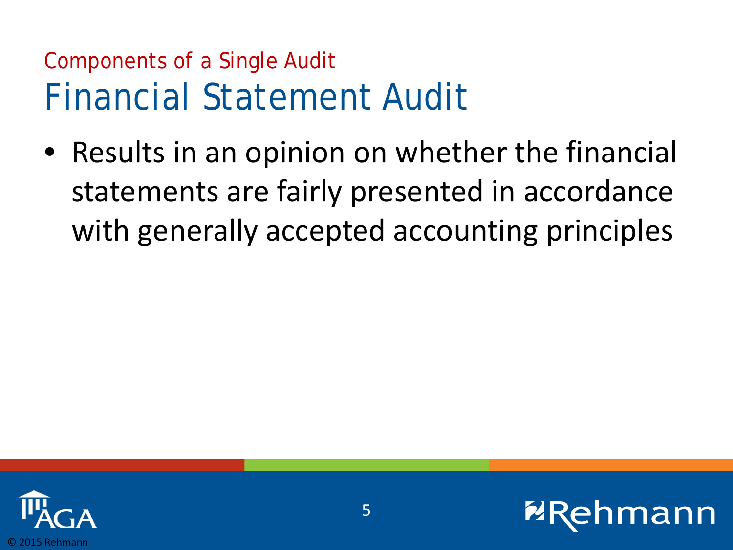Components of a Single Audit

# Financial Statement Audit

- Results in an opinion on whether the financial statements are fairly presented in accordance with generally accepted accounting principles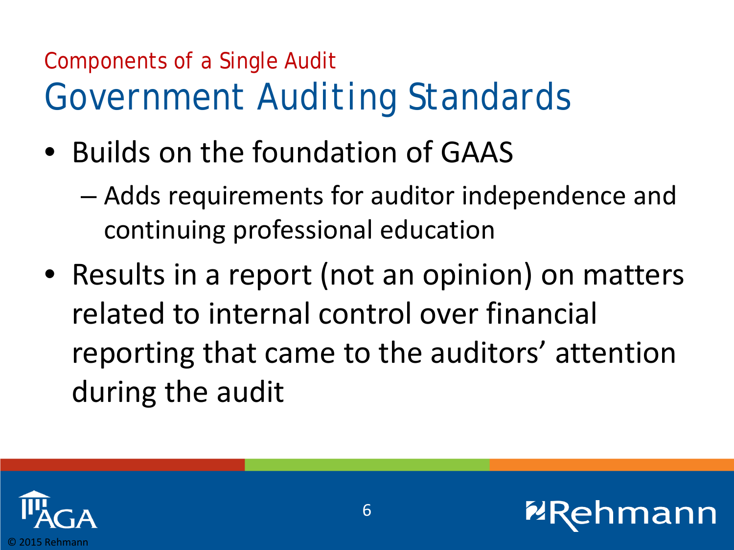Components of a Single Audit

# Government Auditing Standards

- Builds on the foundation of GAAS
  - Adds requirements for auditor independence and continuing professional education
- Results in a report (not an opinion) on matters related to internal control over financial reporting that came to the auditors' attention during the audit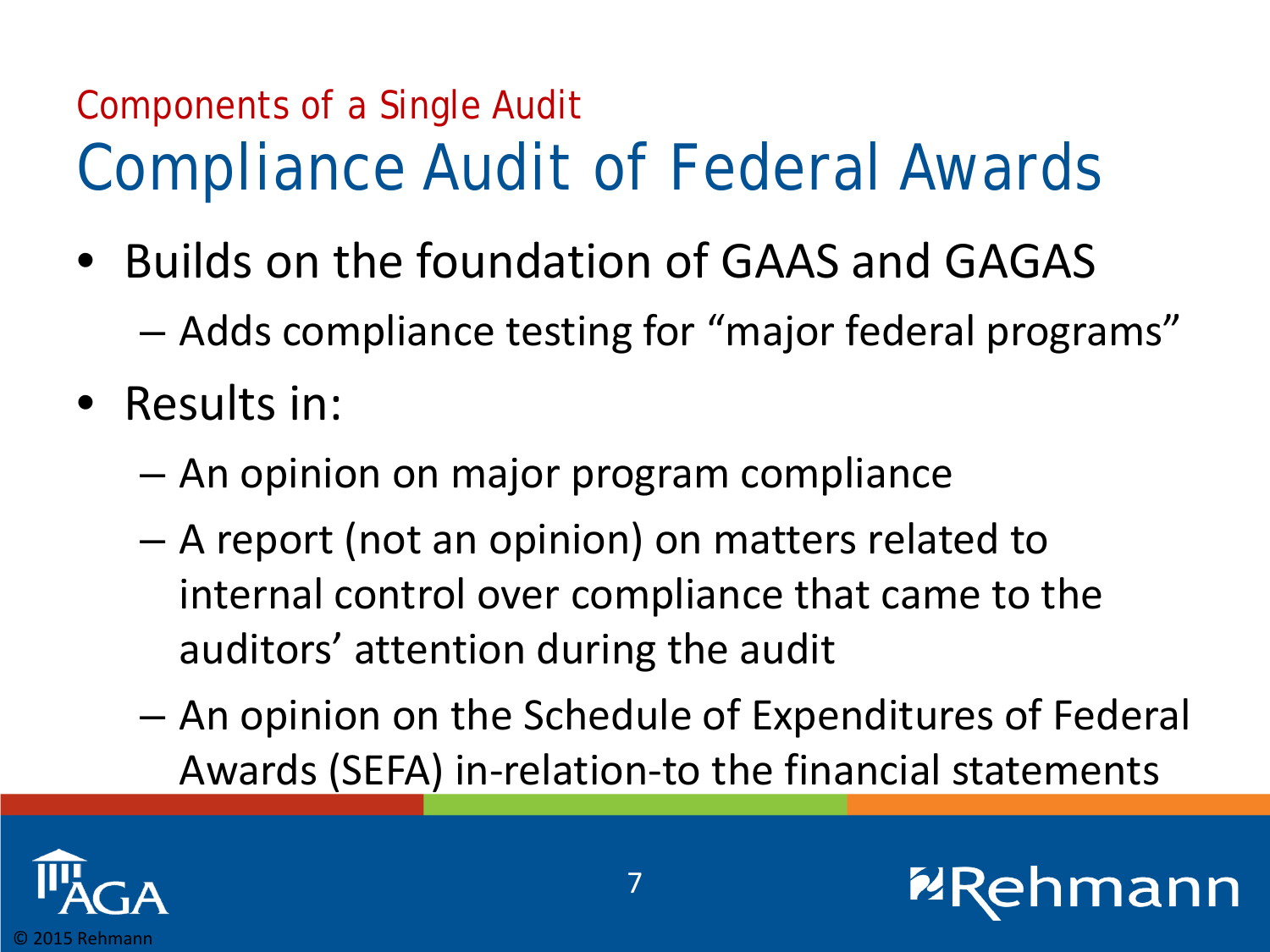## Components of a Single Audit

# Compliance Audit of Federal Awards

- Builds on the foundation of GAAS and GAGAS
  - Adds compliance testing for "major federal programs"
- Results in:
  - An opinion on major program compliance
  - A report (not an opinion) on matters related to internal control over compliance that came to the auditors' attention during the audit
  - An opinion on the Schedule of Expenditures of Federal Awards (SEFA) in-relation-to the financial statements

© 2015 Rehmann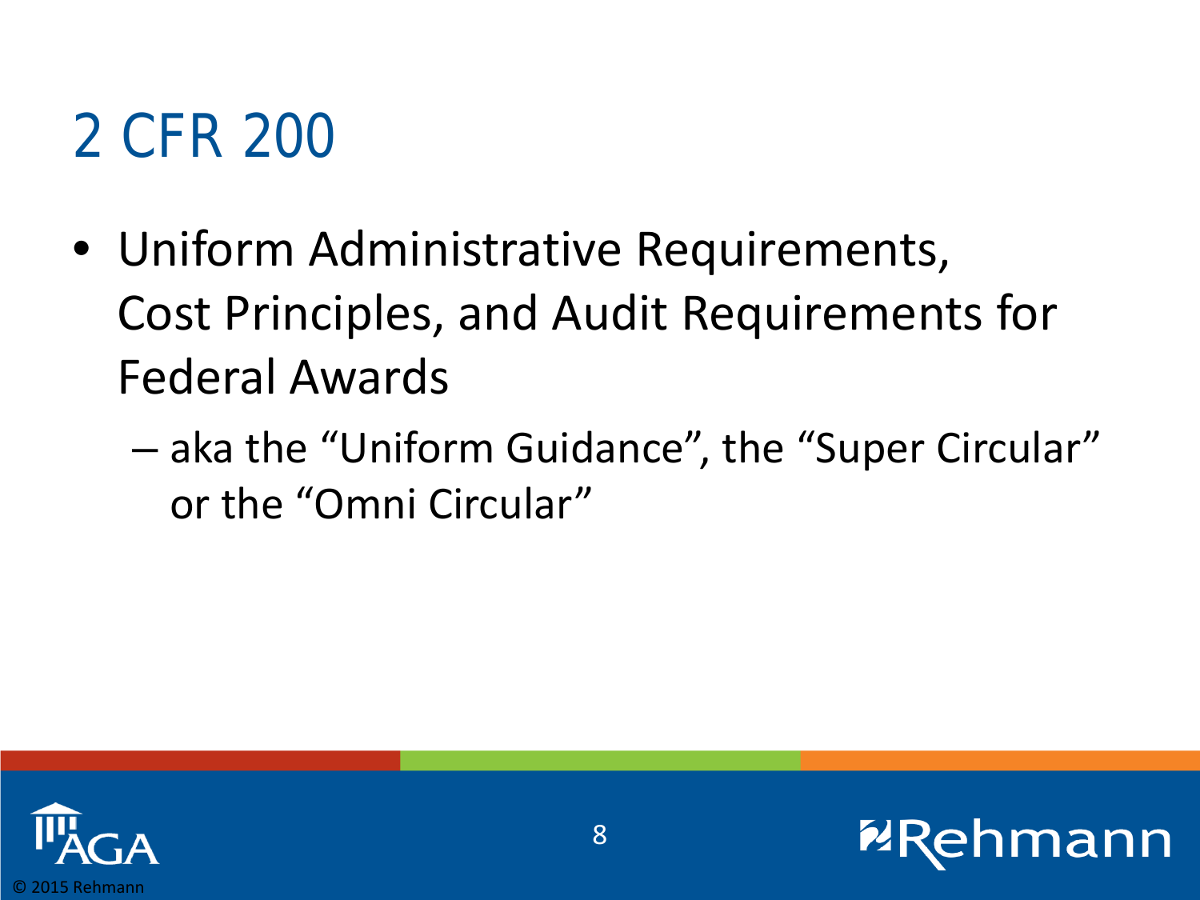# 2 CFR 200

- Uniform Administrative Requirements, Cost Principles, and Audit Requirements for Federal Awards
  - aka the "Uniform Guidance", the "Super Circular" or the "Omni Circular"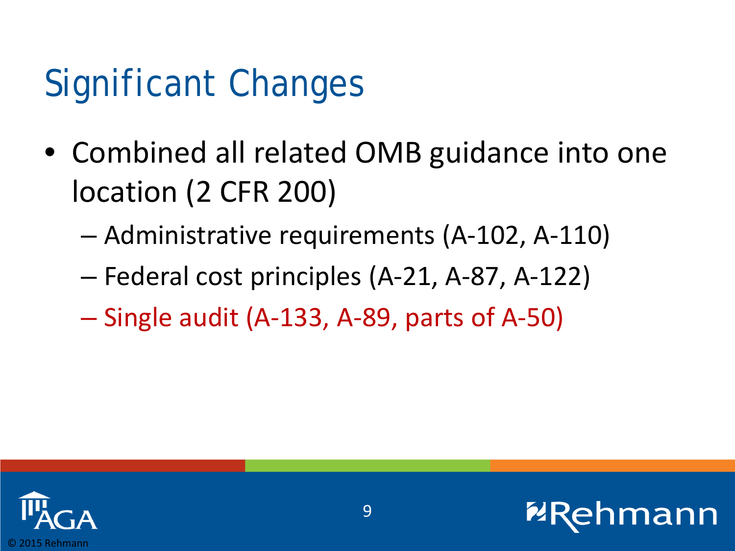# Significant Changes

- Combined all related OMB guidance into one location (2 CFR 200)
  - Administrative requirements (A-102, A-110)
  - Federal cost principles (A-21, A-87, A-122)
  - Single audit (A-133, A-89, parts of A-50)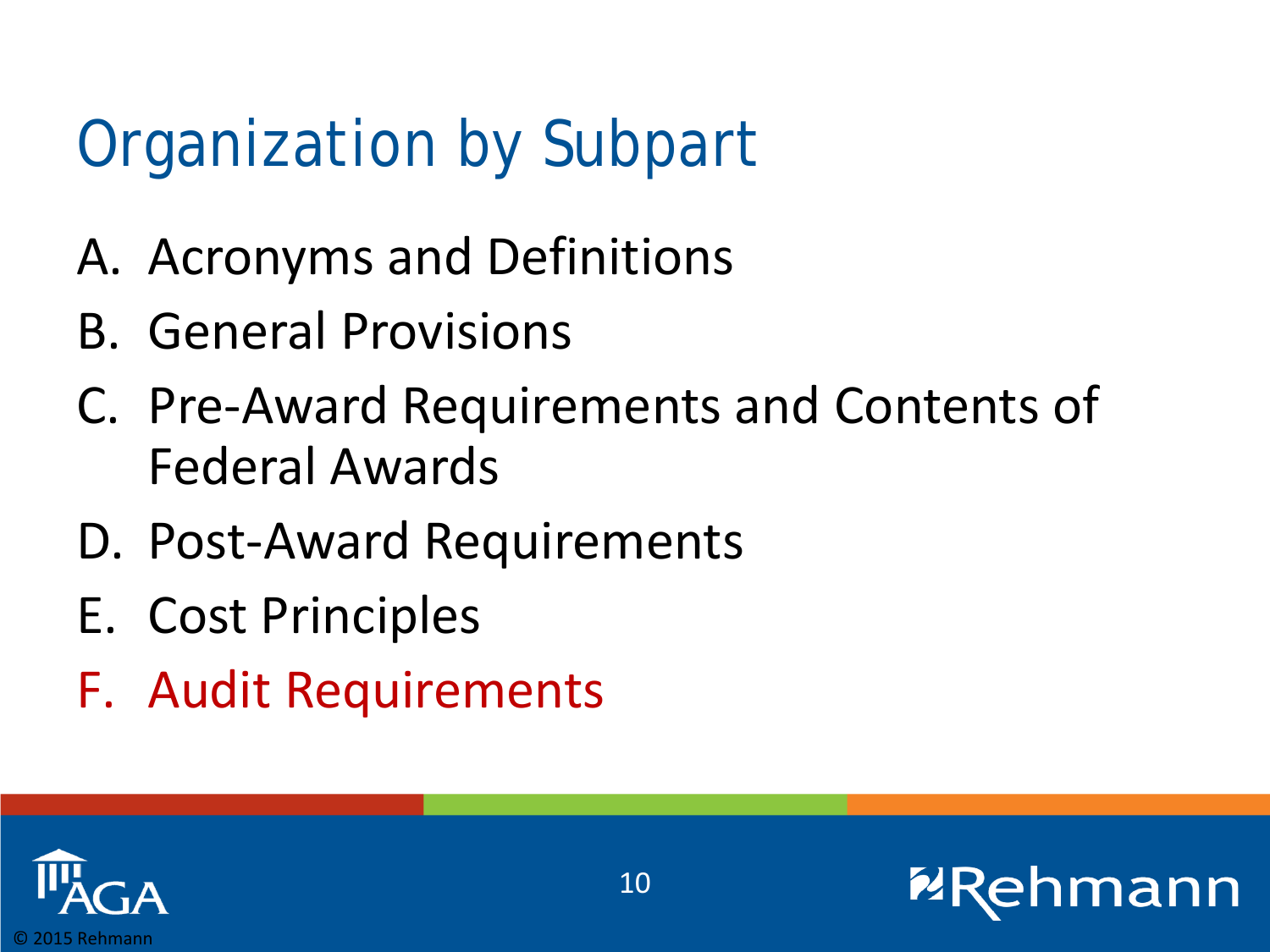# Organization by Subpart

A. Acronyms and Definitions
B. General Provisions
C. Pre-Award Requirements and Contents of Federal Awards
D. Post-Award Requirements
E. Cost Principles
F. Audit Requirements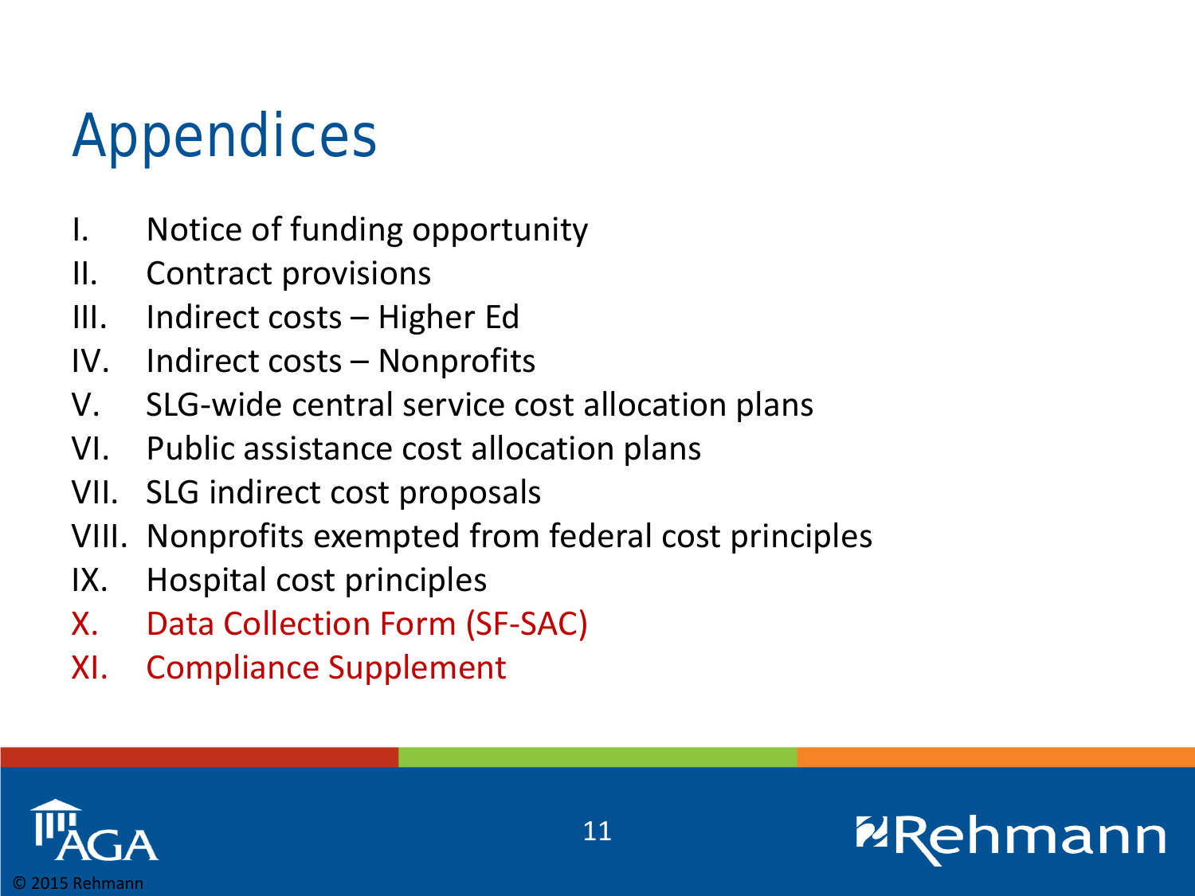# Appendices

I. Notice of funding opportunity
II. Contract provisions
III. Indirect costs – Higher Ed
IV. Indirect costs – Nonprofits
V. SLG-wide central service cost allocation plans
VI. Public assistance cost allocation plans
VII. SLG indirect cost proposals
VIII. Nonprofits exempted from federal cost principles
IX. Hospital cost principles
X. Data Collection Form (SF-SAC)
XI. Compliance Supplement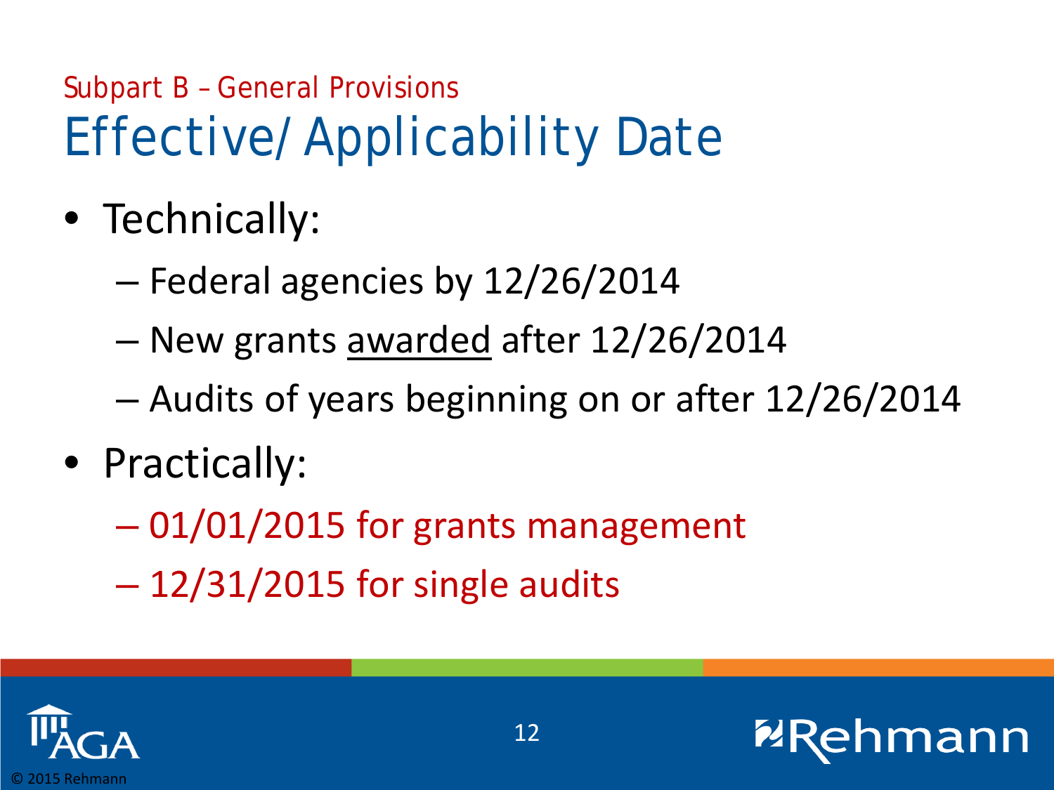Subpart B – General Provisions

# Effective/ Applicability Date

- Technically:
  - Federal agencies by 12/26/2014
  - New grants <u>awarded</u> after 12/26/2014
  - Audits of years beginning on or after 12/26/2014
- Practically:
  - 01/01/2015 for grants management
  - 12/31/2015 for single audits

© 2015 Rehmann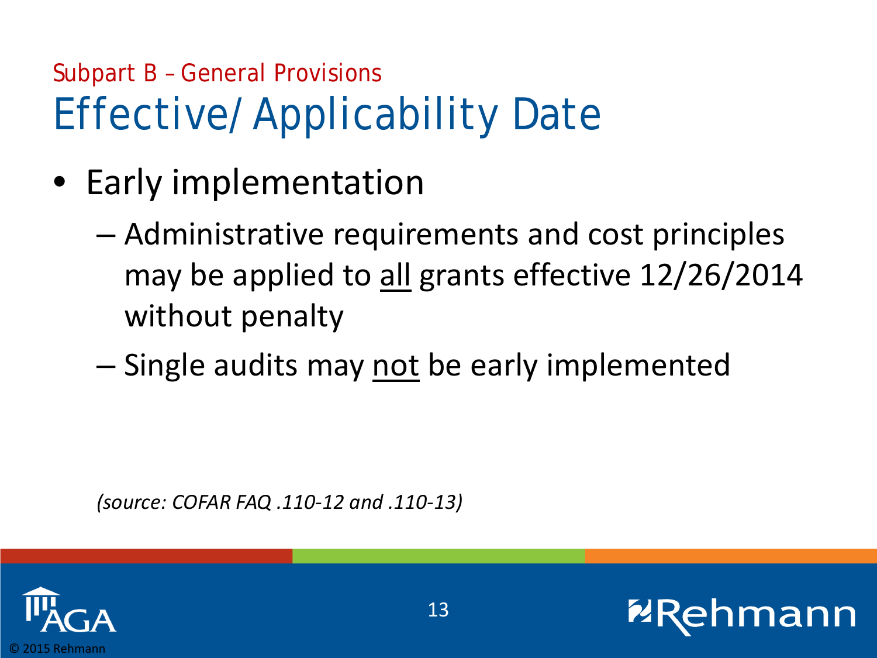Subpart B – General Provisions

# Effective/ Applicability Date

- Early implementation
  - Administrative requirements and cost principles may be applied to <u>all</u> grants effective 12/26/2014 without penalty
  - Single audits may <u>not</u> be early implemented

*(source: COFAR FAQ .110-12 and .110-13)*

© 2015 Rehmann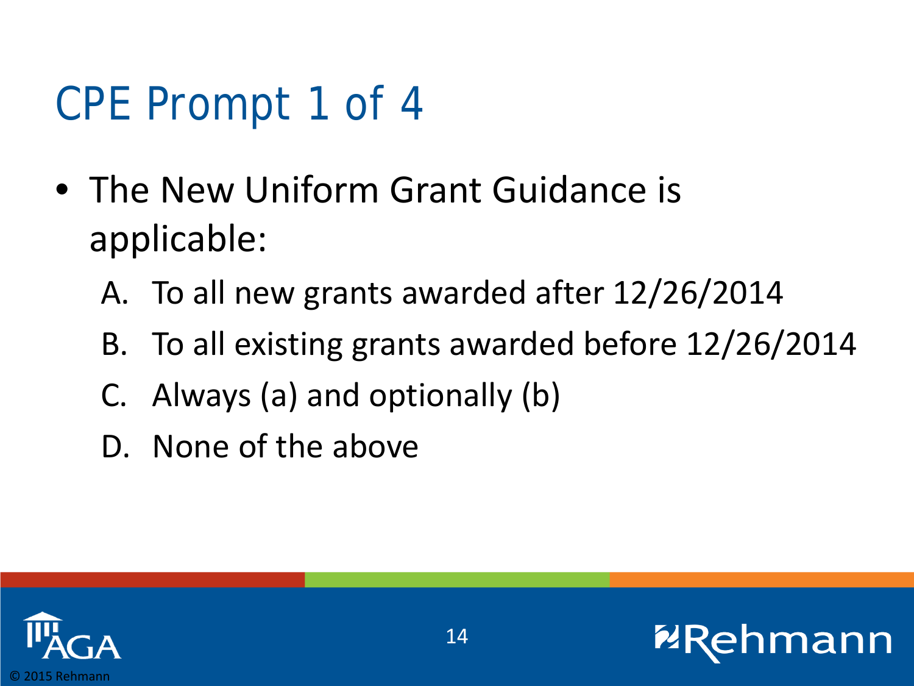# CPE Prompt 1 of 4

- The New Uniform Grant Guidance is applicable:
  - A. To all new grants awarded after 12/26/2014
  - B. To all existing grants awarded before 12/26/2014
  - C. Always (a) and optionally (b)
  - D. None of the above

© 2015 Rehmann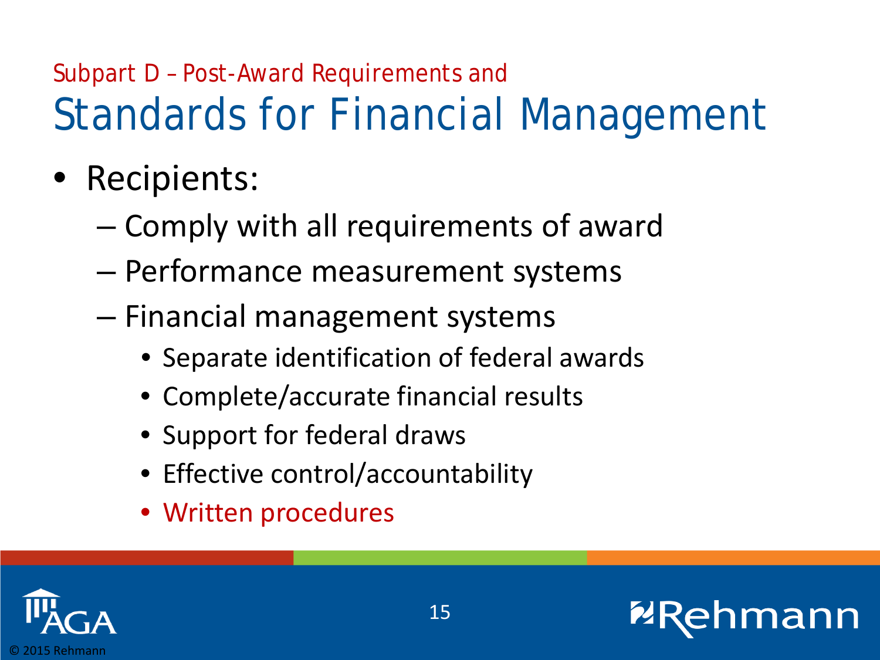## Subpart D – Post-Award Requirements and

# Standards for Financial Management

- Recipients:
  - Comply with all requirements of award
  - Performance measurement systems
  - Financial management systems
    - Separate identification of federal awards
    - Complete/accurate financial results
    - Support for federal draws
    - Effective control/accountability
    - Written procedures

© 2015 Rehmann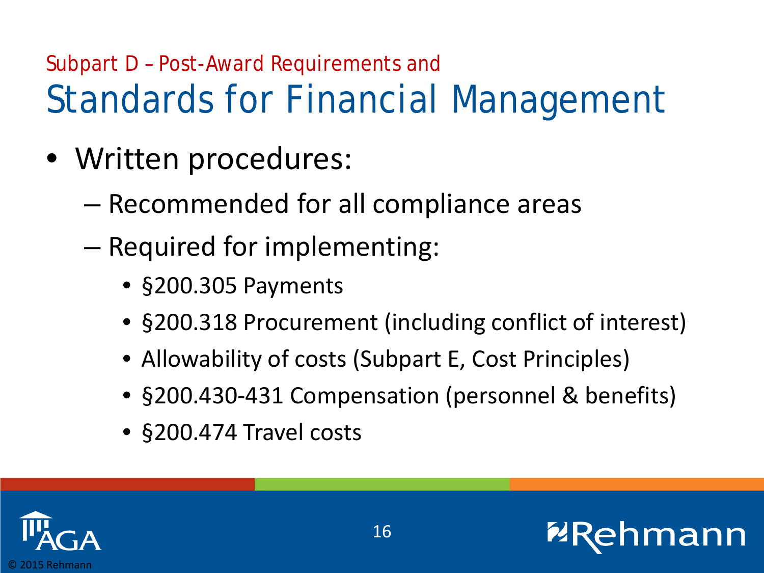## Subpart D – Post-Award Requirements and

# Standards for Financial Management

- Written procedures:
  - Recommended for all compliance areas
  - Required for implementing:
    - §200.305 Payments
    - §200.318 Procurement (including conflict of interest)
    - Allowability of costs (Subpart E, Cost Principles)
    - §200.430-431 Compensation (personnel & benefits)
    - §200.474 Travel costs

© 2015 Rehmann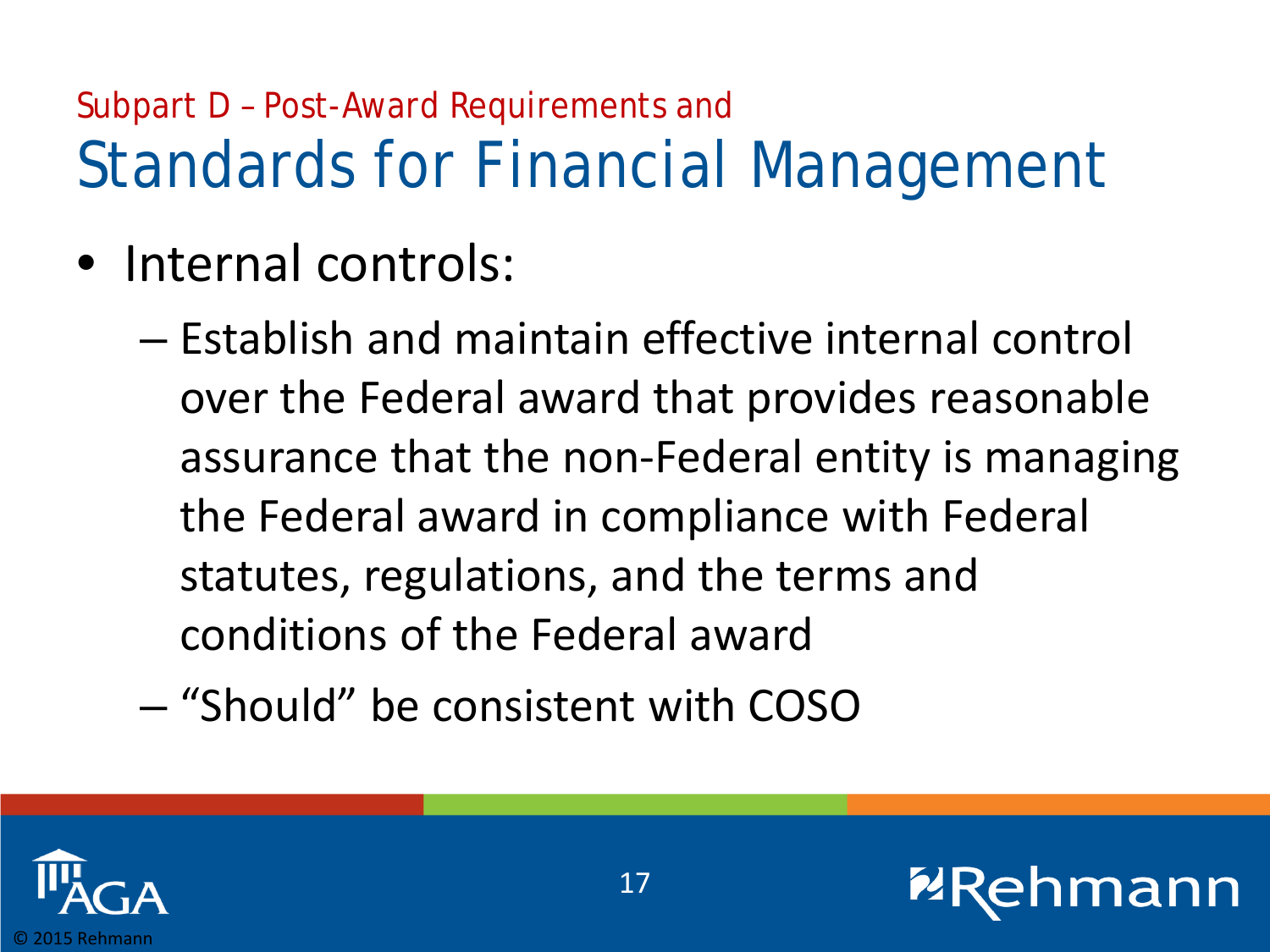## Subpart D – Post-Award Requirements and

# Standards for Financial Management

- Internal controls:
  - Establish and maintain effective internal control over the Federal award that provides reasonable assurance that the non-Federal entity is managing the Federal award in compliance with Federal statutes, regulations, and the terms and conditions of the Federal award
  - "Should" be consistent with COSO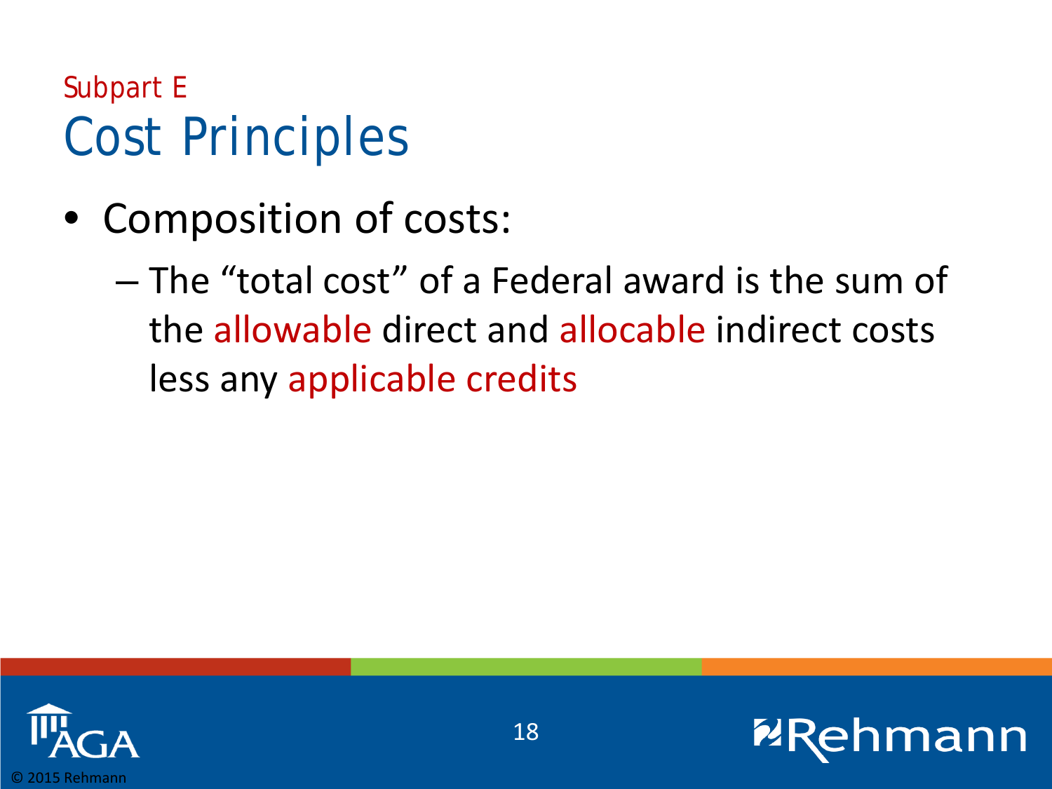Subpart E

# Cost Principles

- Composition of costs:
  - The "total cost" of a Federal award is the sum of the allowable direct and allocable indirect costs less any applicable credits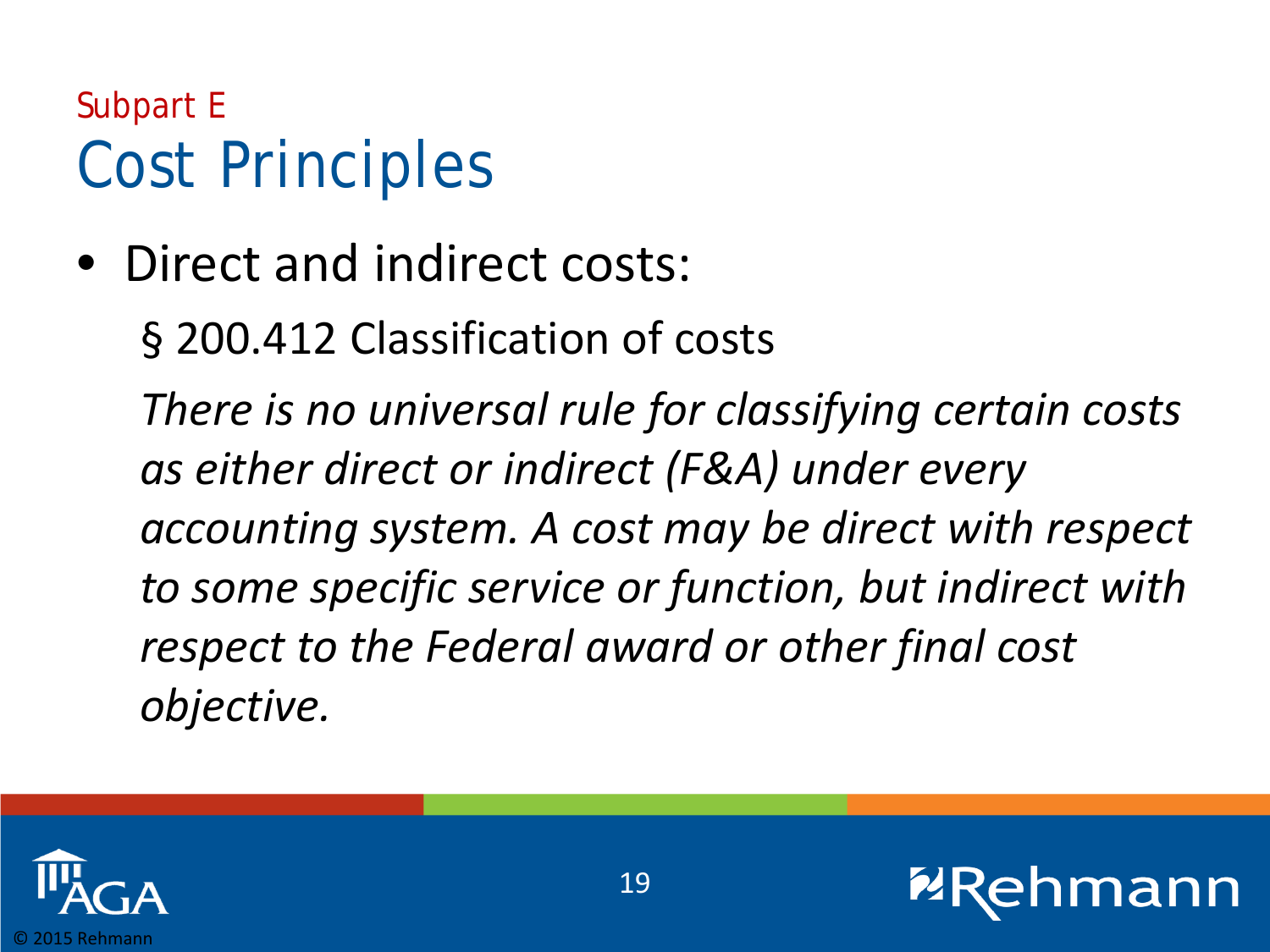Subpart E

# Cost Principles

- Direct and indirect costs:

  § 200.412 Classification of costs

  *There is no universal rule for classifying certain costs as either direct or indirect (F&A) under every accounting system. A cost may be direct with respect to some specific service or function, but indirect with respect to the Federal award or other final cost objective.*

© 2015 Rehmann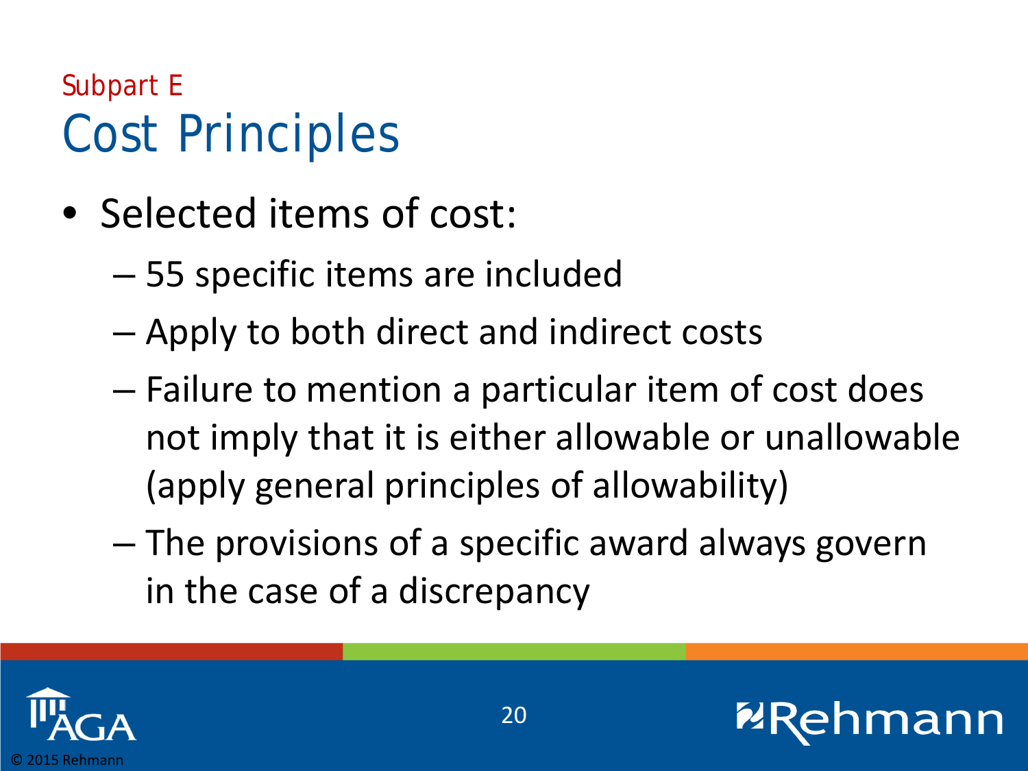Subpart E

# Cost Principles

- Selected items of cost:
  - 55 specific items are included
  - Apply to both direct and indirect costs
  - Failure to mention a particular item of cost does not imply that it is either allowable or unallowable (apply general principles of allowability)
  - The provisions of a specific award always govern in the case of a discrepancy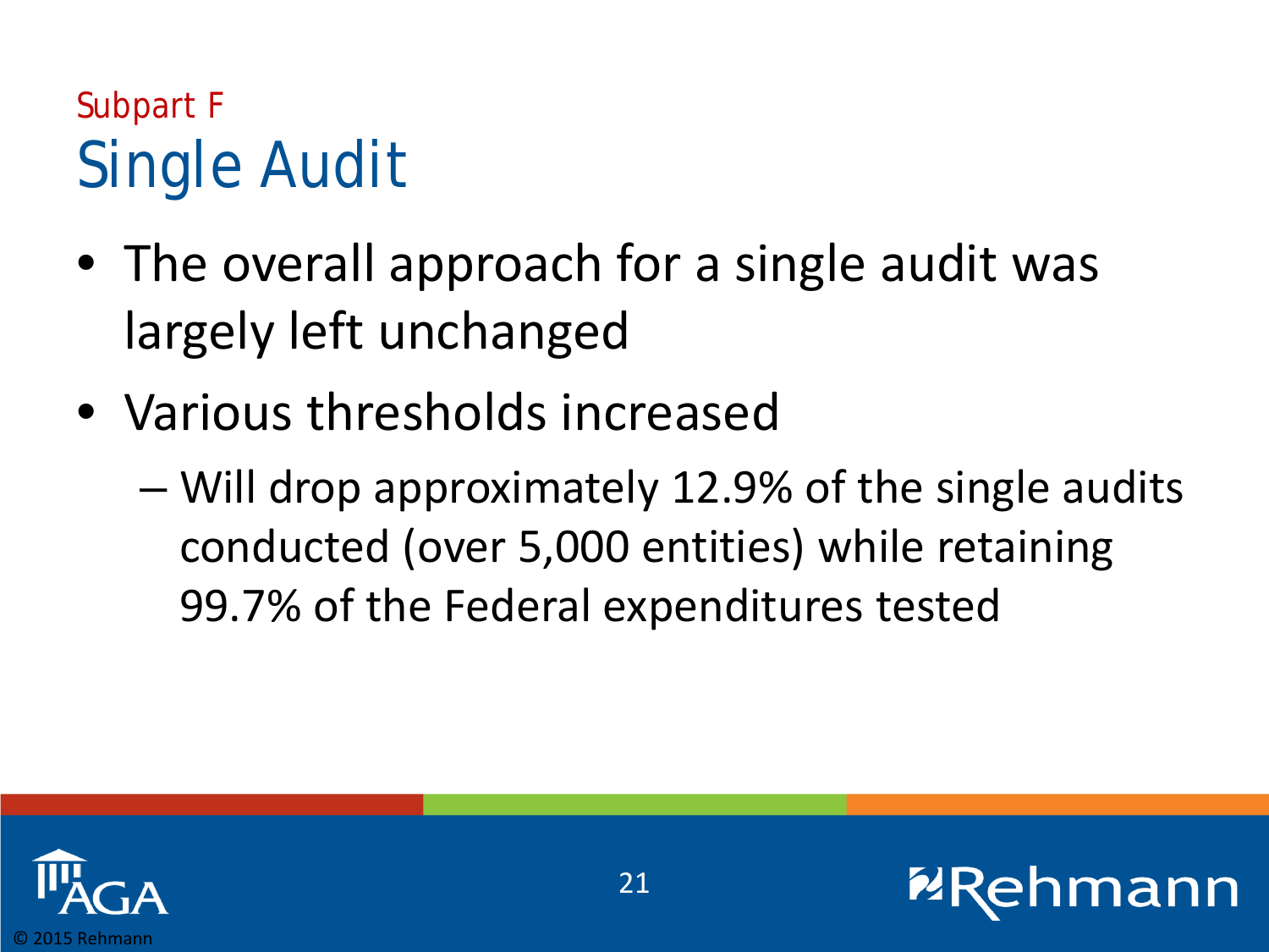## Subpart F

# Single Audit

- The overall approach for a single audit was largely left unchanged
- Various thresholds increased
  - Will drop approximately 12.9% of the single audits conducted (over 5,000 entities) while retaining 99.7% of the Federal expenditures tested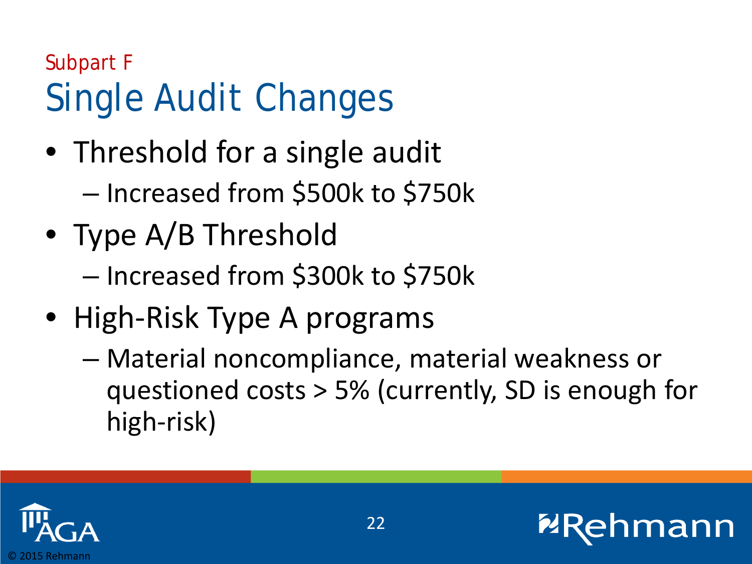Subpart F

# Single Audit Changes

- Threshold for a single audit
  - Increased from $500k to $750k
- Type A/B Threshold
  - Increased from $300k to $750k
- High-Risk Type A programs
  - Material noncompliance, material weakness or questioned costs > 5% (currently, SD is enough for high-risk)

© 2015 Rehmann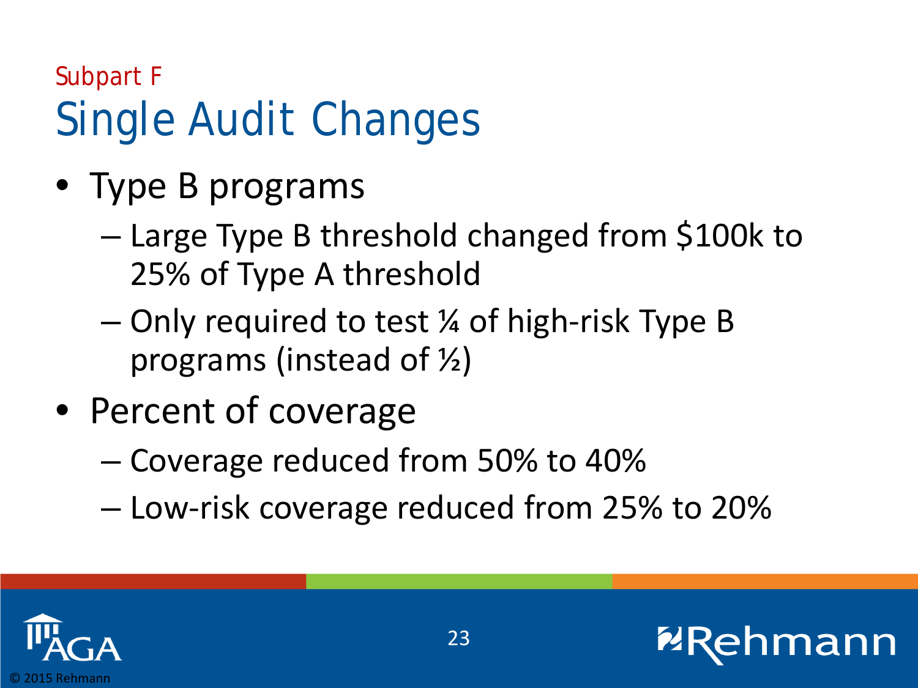Subpart F

# Single Audit Changes

- Type B programs
  - Large Type B threshold changed from $100k to 25% of Type A threshold
  - Only required to test ¼ of high-risk Type B programs (instead of ½)
- Percent of coverage
  - Coverage reduced from 50% to 40%
  - Low-risk coverage reduced from 25% to 20%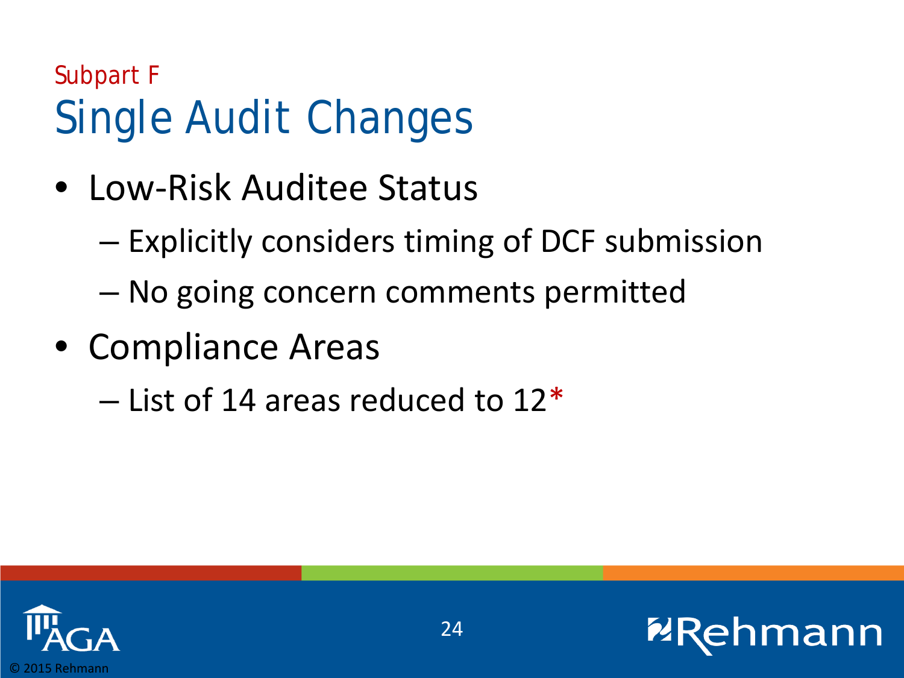Subpart F

# Single Audit Changes

- Low-Risk Auditee Status
  - Explicitly considers timing of DCF submission
  - No going concern comments permitted
- Compliance Areas
  - List of 14 areas reduced to 12*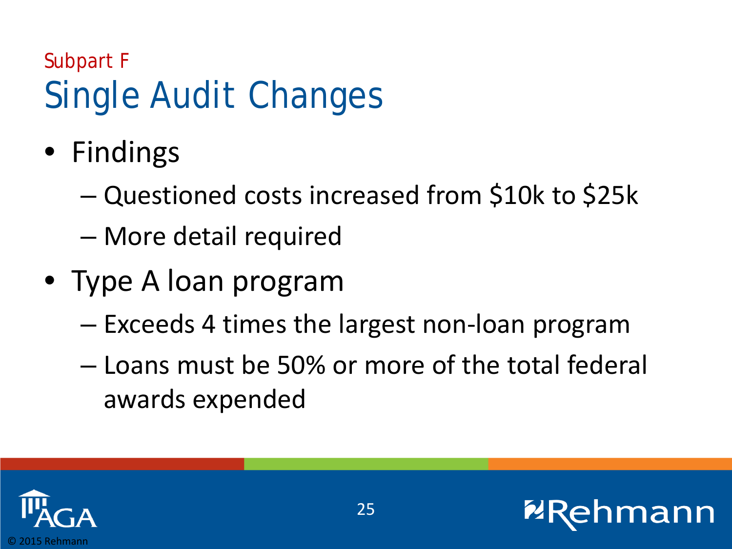Subpart F

# Single Audit Changes

- Findings
  - Questioned costs increased from $10k to $25k
  - More detail required
- Type A loan program
  - Exceeds 4 times the largest non-loan program
  - Loans must be 50% or more of the total federal awards expended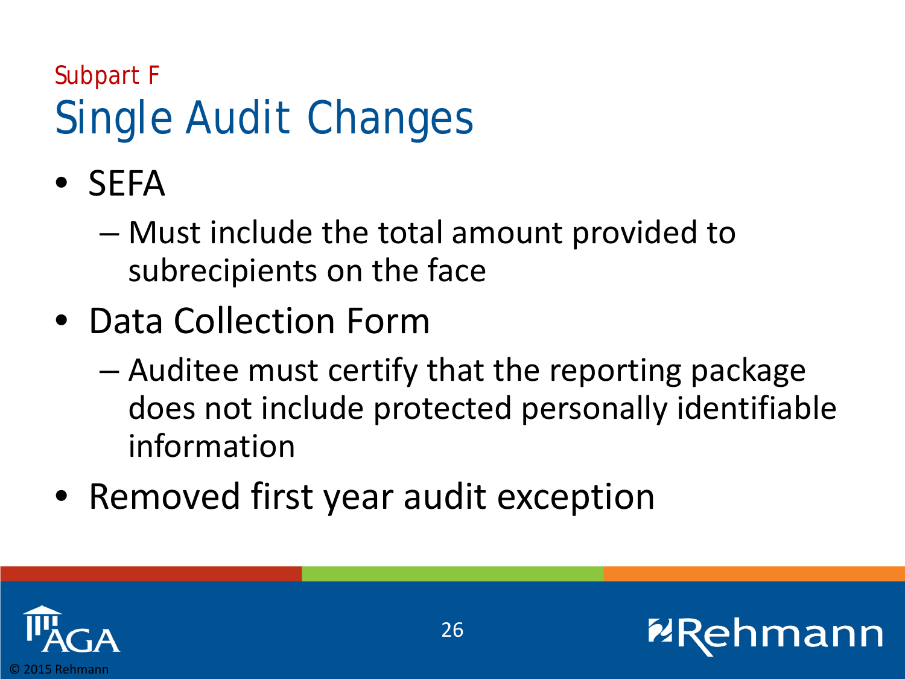Subpart F

# Single Audit Changes

- SEFA
  - Must include the total amount provided to subrecipients on the face
- Data Collection Form
  - Auditee must certify that the reporting package does not include protected personally identifiable information
- Removed first year audit exception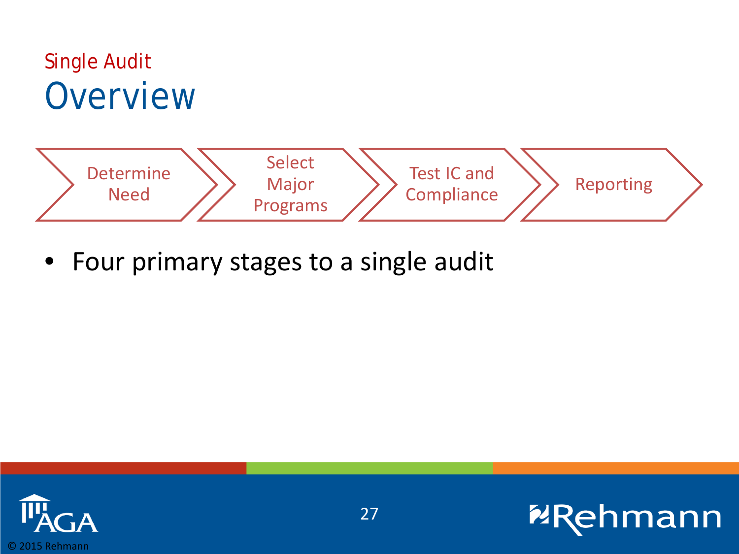## Single Audit

# Overview

Determine Need → Select Major Programs → Test IC and Compliance → Reporting

- Four primary stages to a single audit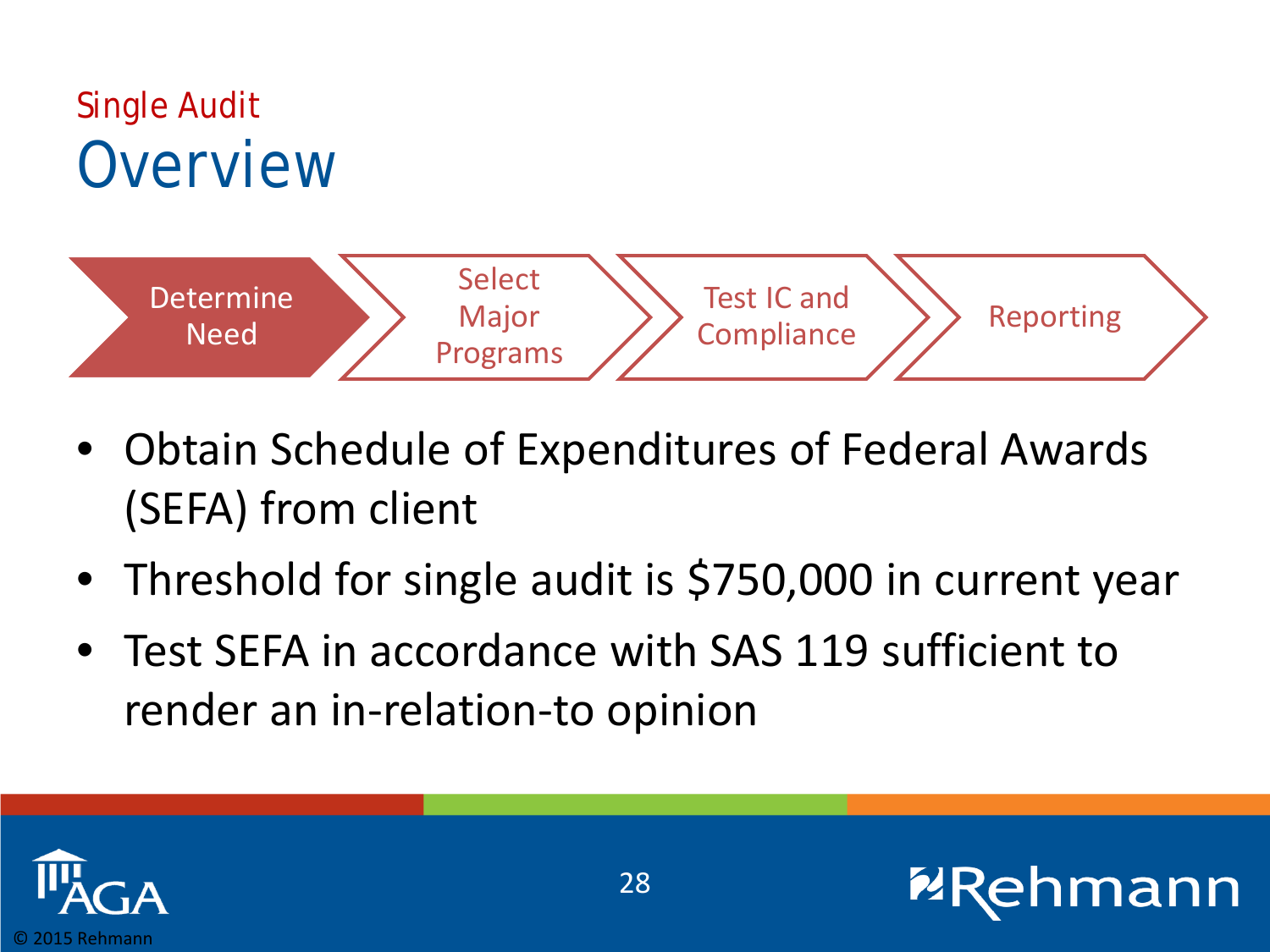Single Audit

# Overview

Determine Need → Select Major Programs → Test IC and Compliance → Reporting

- Obtain Schedule of Expenditures of Federal Awards (SEFA) from client
- Threshold for single audit is $750,000 in current year
- Test SEFA in accordance with SAS 119 sufficient to render an in-relation-to opinion

© 2015 Rehmann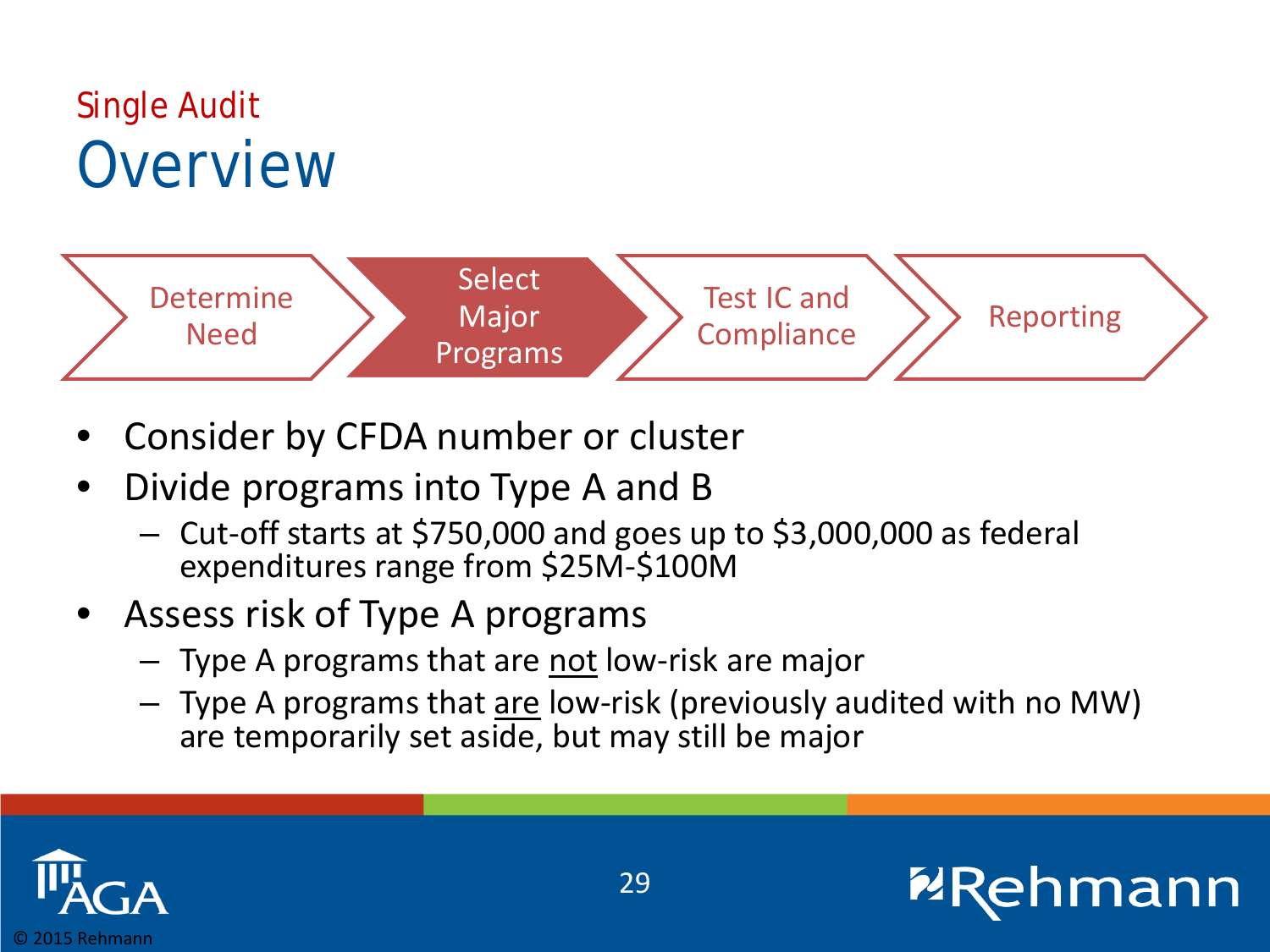Single Audit

# Overview

Determine Need → **Select Major Programs** → Test IC and Compliance → Reporting

- Consider by CFDA number or cluster
- Divide programs into Type A and B
  - Cut-off starts at $750,000 and goes up to $3,000,000 as federal expenditures range from $25M-$100M
- Assess risk of Type A programs
  - Type A programs that are <u>not</u> low-risk are major
  - Type A programs that <u>are</u> low-risk (previously audited with no MW) are temporarily set aside, but may still be major

© 2015 Rehmann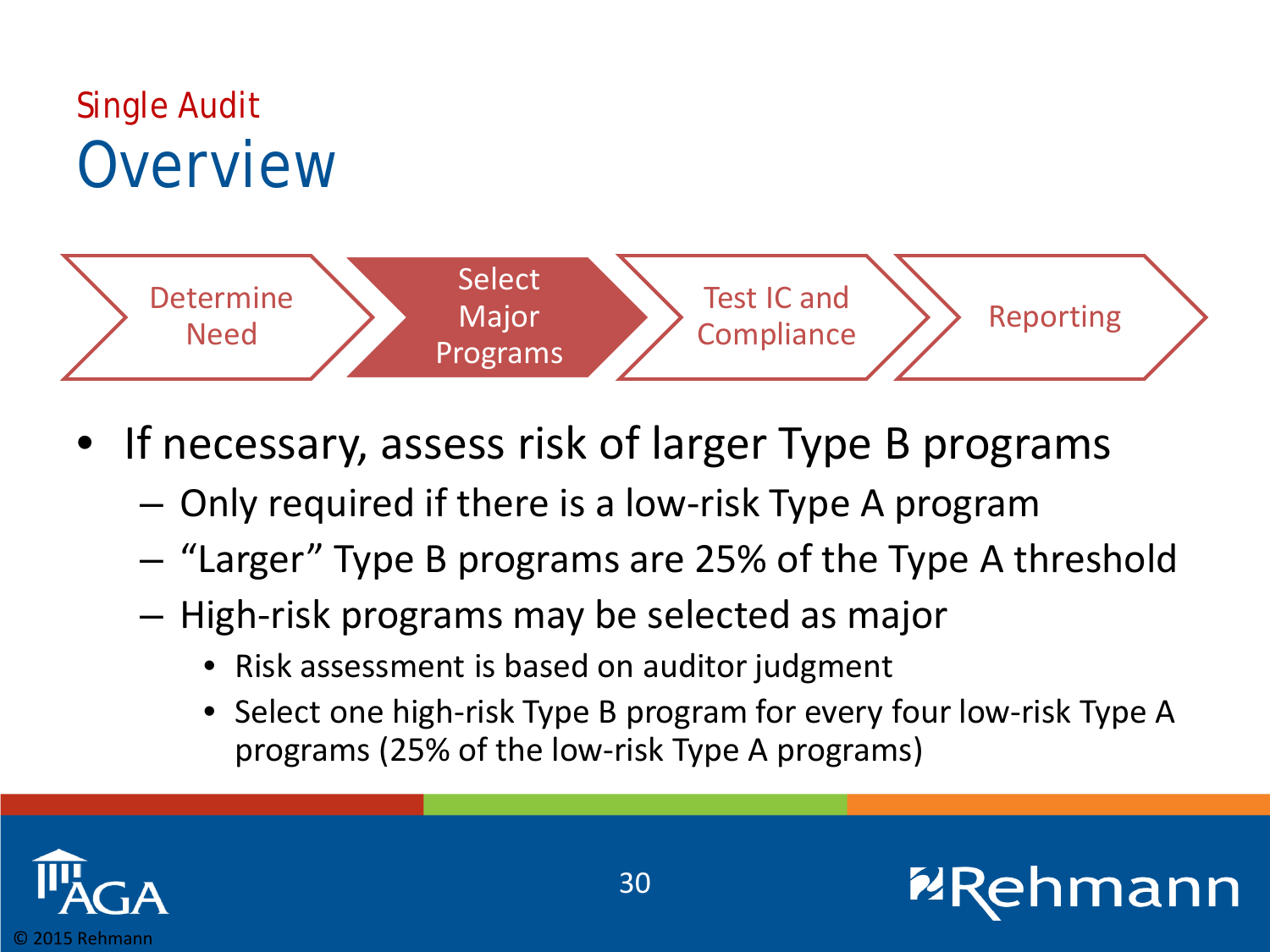Single Audit

# Overview

Determine Need → **Select Major Programs** → Test IC and Compliance → Reporting

- If necessary, assess risk of larger Type B programs
  - Only required if there is a low-risk Type A program
  - "Larger" Type B programs are 25% of the Type A threshold
  - High-risk programs may be selected as major
    - Risk assessment is based on auditor judgment
    - Select one high-risk Type B program for every four low-risk Type A programs (25% of the low-risk Type A programs)

© 2015 Rehmann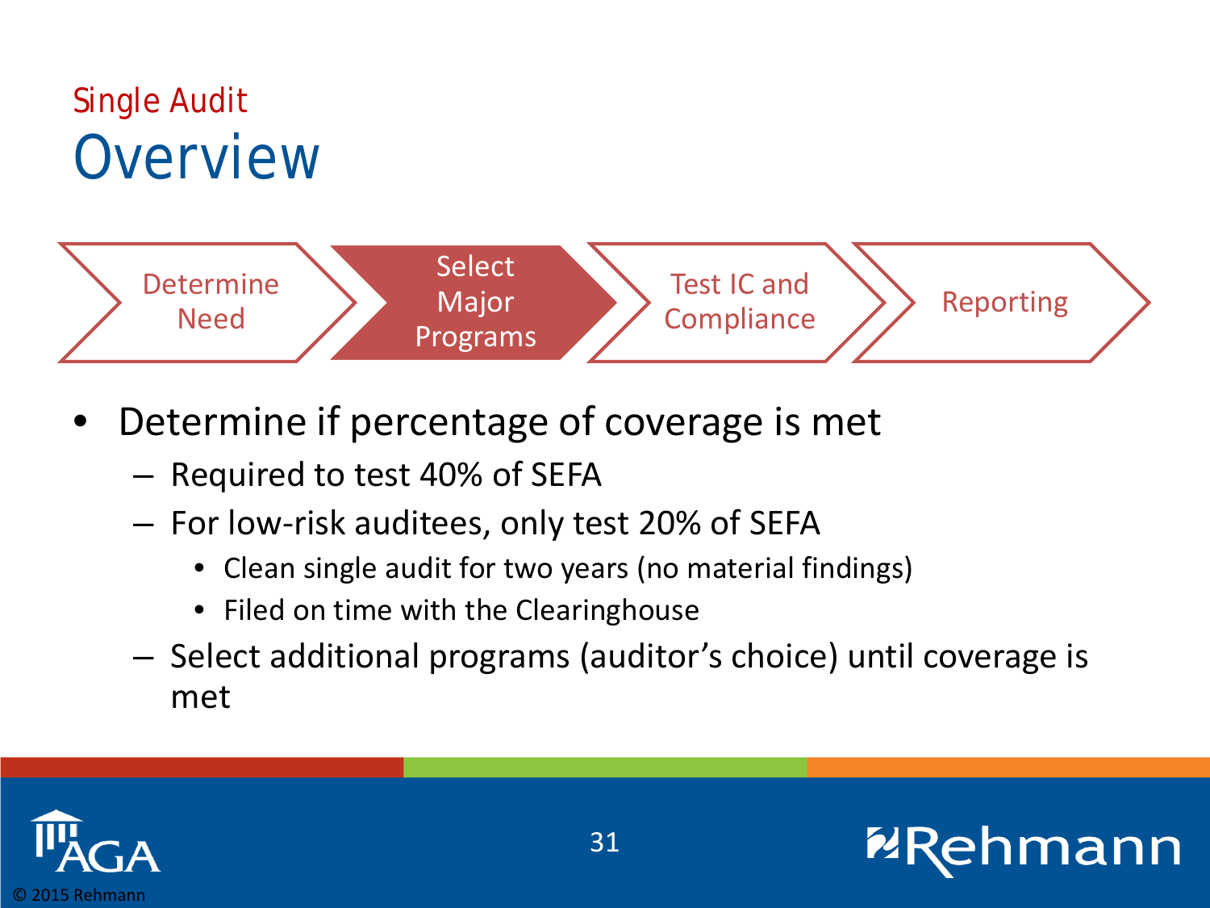Single Audit

# Overview

Determine Need → **Select Major Programs** → Test IC and Compliance → Reporting

- Determine if percentage of coverage is met
  - Required to test 40% of SEFA
  - For low-risk auditees, only test 20% of SEFA
    - Clean single audit for two years (no material findings)
    - Filed on time with the Clearinghouse
  - Select additional programs (auditor's choice) until coverage is met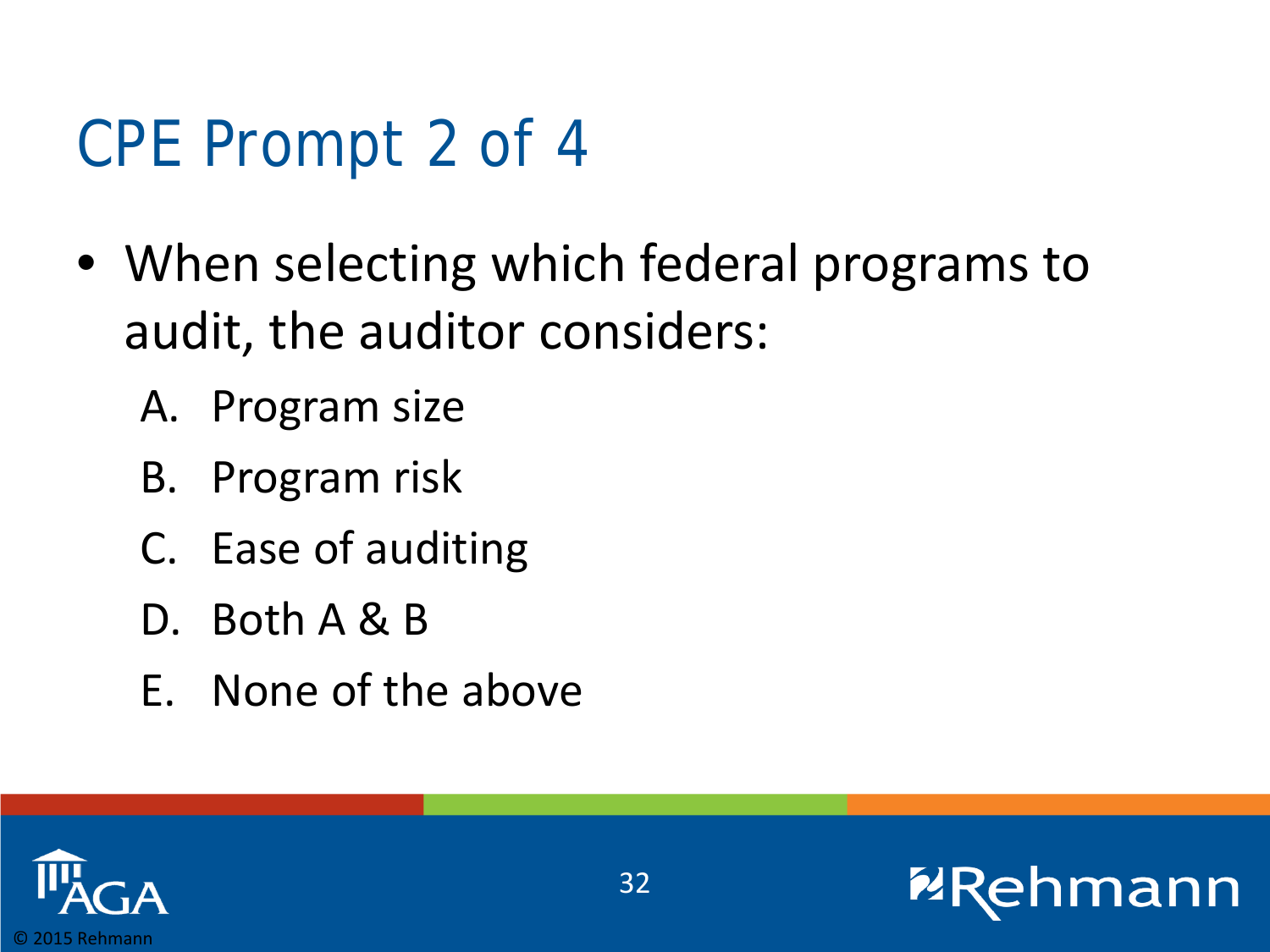# CPE Prompt 2 of 4

- When selecting which federal programs to audit, the auditor considers:
  - A. Program size
  - B. Program risk
  - C. Ease of auditing
  - D. Both A & B
  - E. None of the above

© 2015 Rehmann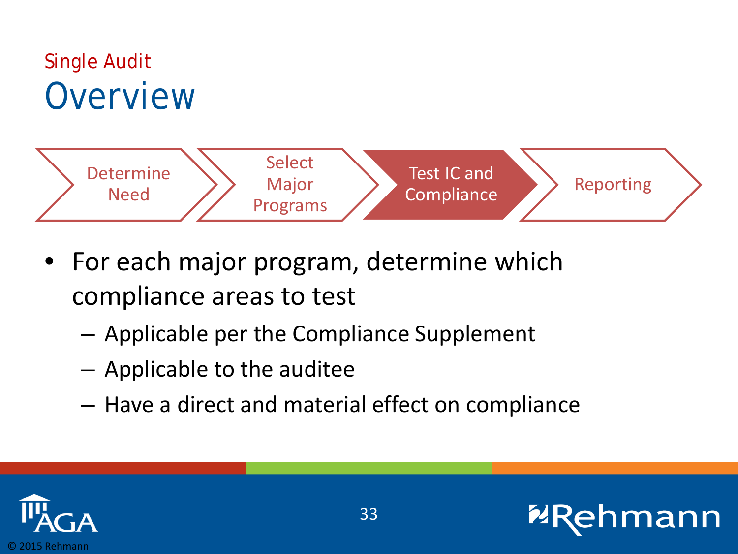Single Audit

# Overview

Determine Need → Select Major Programs → **Test IC and Compliance** → Reporting

- For each major program, determine which compliance areas to test
  - Applicable per the Compliance Supplement
  - Applicable to the auditee
  - Have a direct and material effect on compliance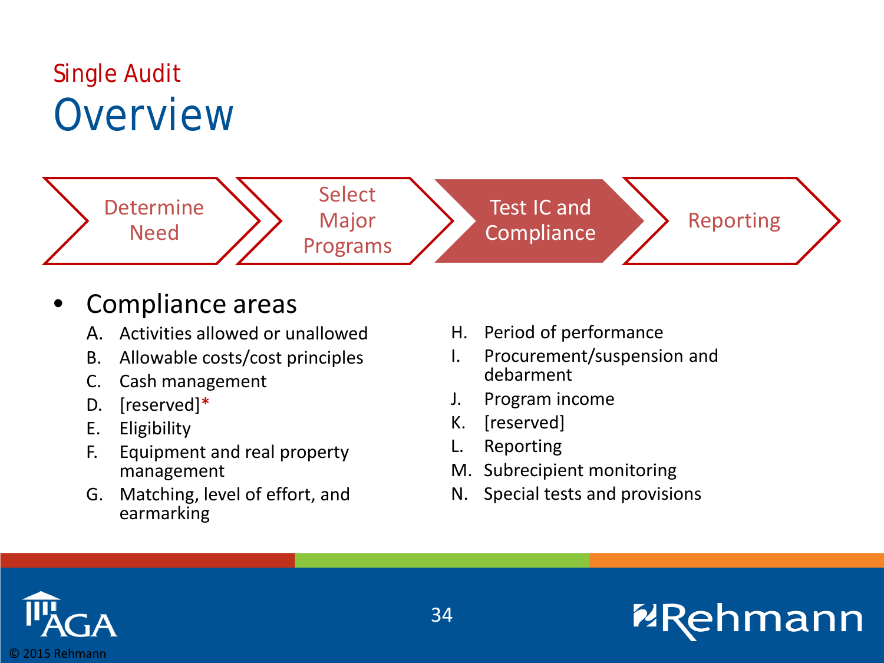# Single Audit

## Overview

Determine Need → Select Major Programs → **Test IC and Compliance** → Reporting

- Compliance areas
  - A. Activities allowed or unallowed
  - B. Allowable costs/cost principles
  - C. Cash management
  - D. [reserved]*
  - E. Eligibility
  - F. Equipment and real property management
  - G. Matching, level of effort, and earmarking
  - H. Period of performance
  - I. Procurement/suspension and debarment
  - J. Program income
  - K. [reserved]
  - L. Reporting
  - M. Subrecipient monitoring
  - N. Special tests and provisions

© 2015 Rehmann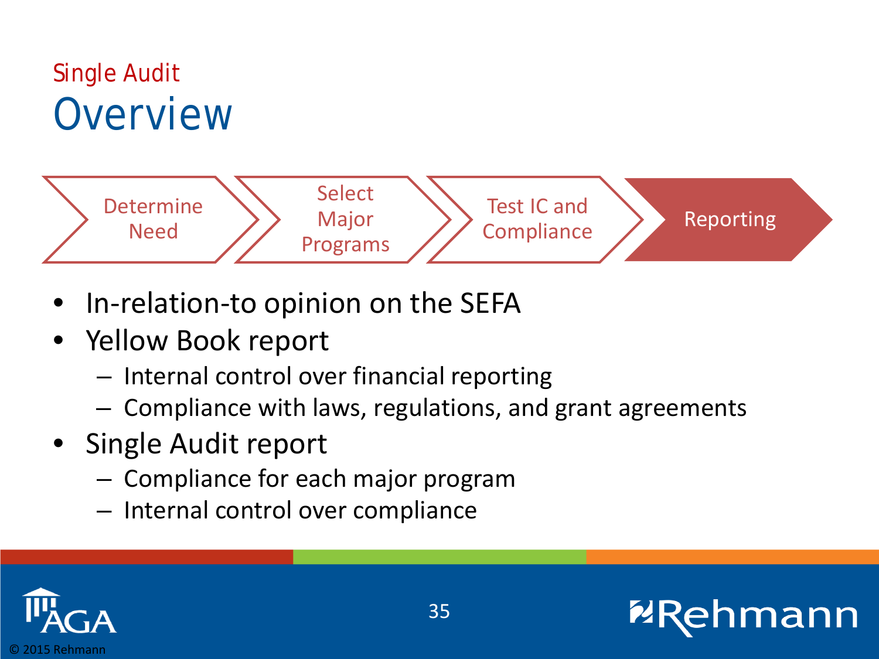Single Audit

# Overview

Determine Need → Select Major Programs → Test IC and Compliance → **Reporting**

- In-relation-to opinion on the SEFA
- Yellow Book report
  - Internal control over financial reporting
  - Compliance with laws, regulations, and grant agreements
- Single Audit report
  - Compliance for each major program
  - Internal control over compliance

© 2015 Rehmann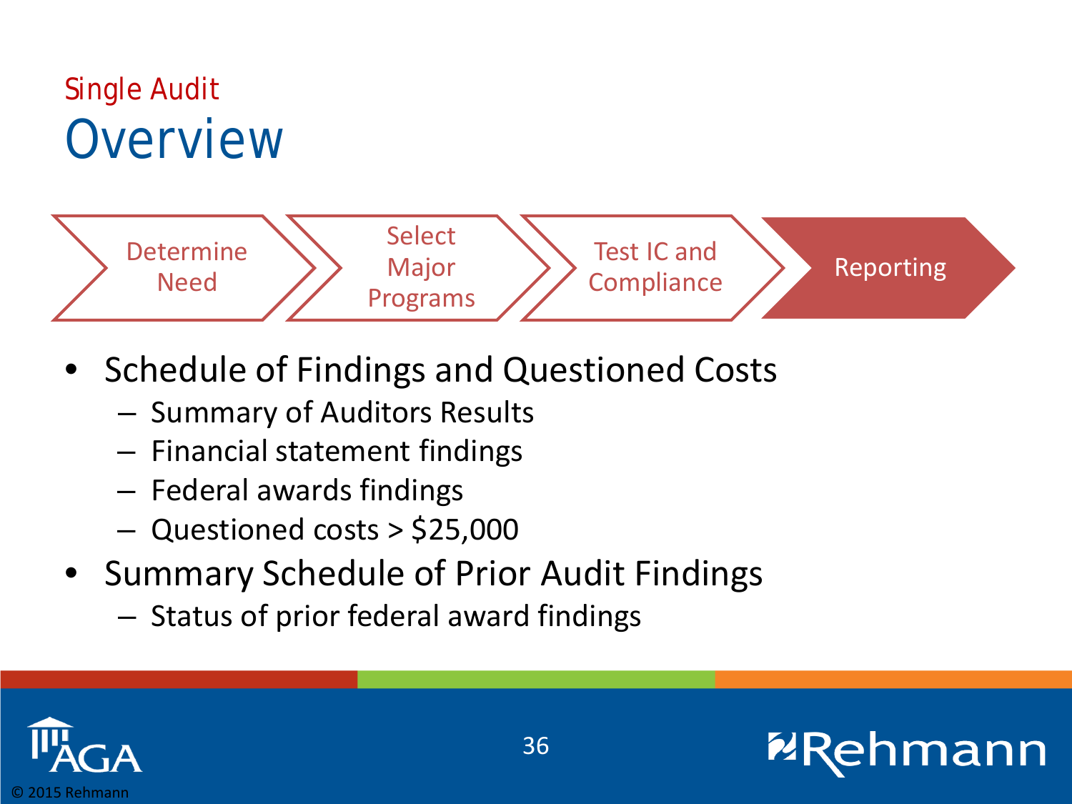Single Audit

# Overview

Determine Need → Select Major Programs → Test IC and Compliance → **Reporting**

- Schedule of Findings and Questioned Costs
  - Summary of Auditors Results
  - Financial statement findings
  - Federal awards findings
  - Questioned costs > $25,000
- Summary Schedule of Prior Audit Findings
  - Status of prior federal award findings

© 2015 Rehmann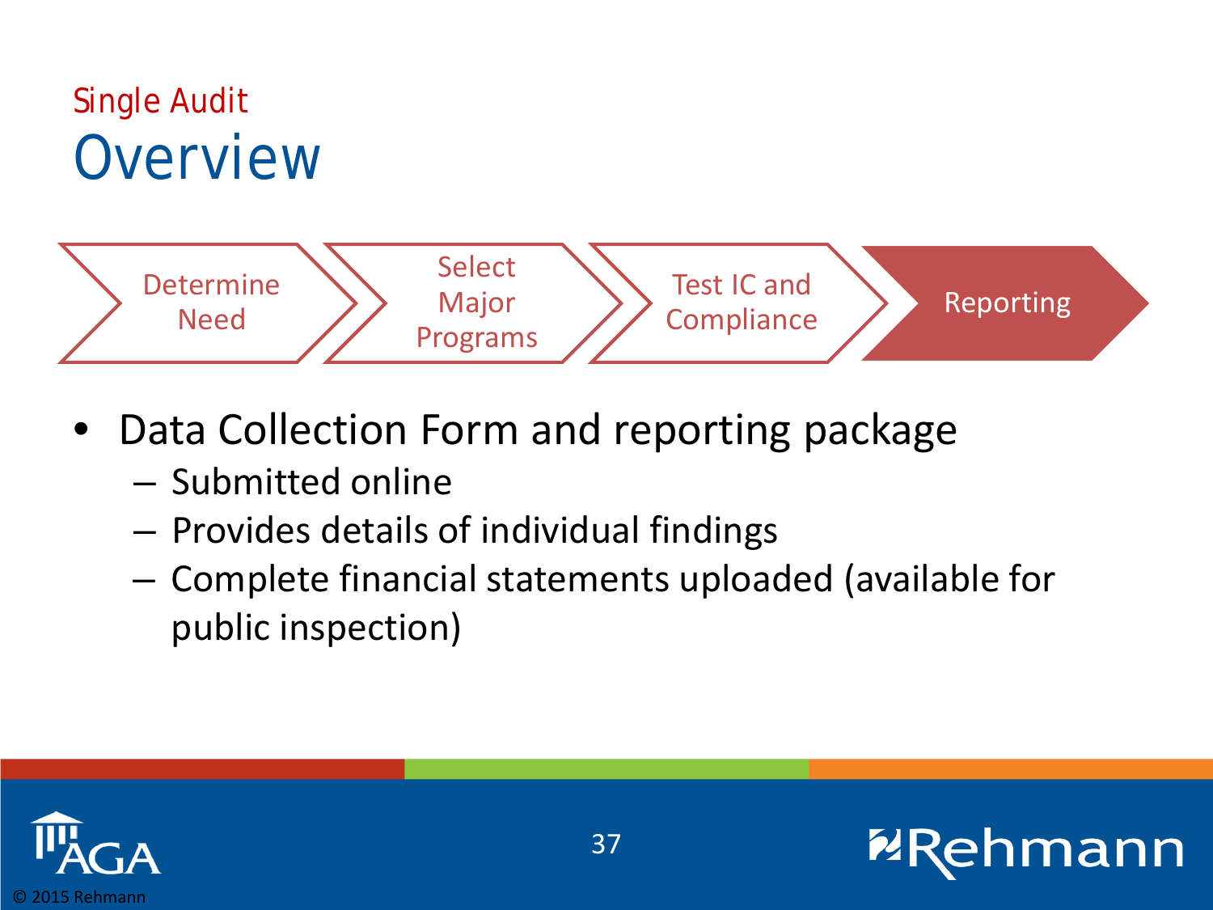Single Audit

# Overview

Determine Need → Select Major Programs → Test IC and Compliance → **Reporting**

- Data Collection Form and reporting package
  - Submitted online
  - Provides details of individual findings
  - Complete financial statements uploaded (available for public inspection)

© 2015 Rehmann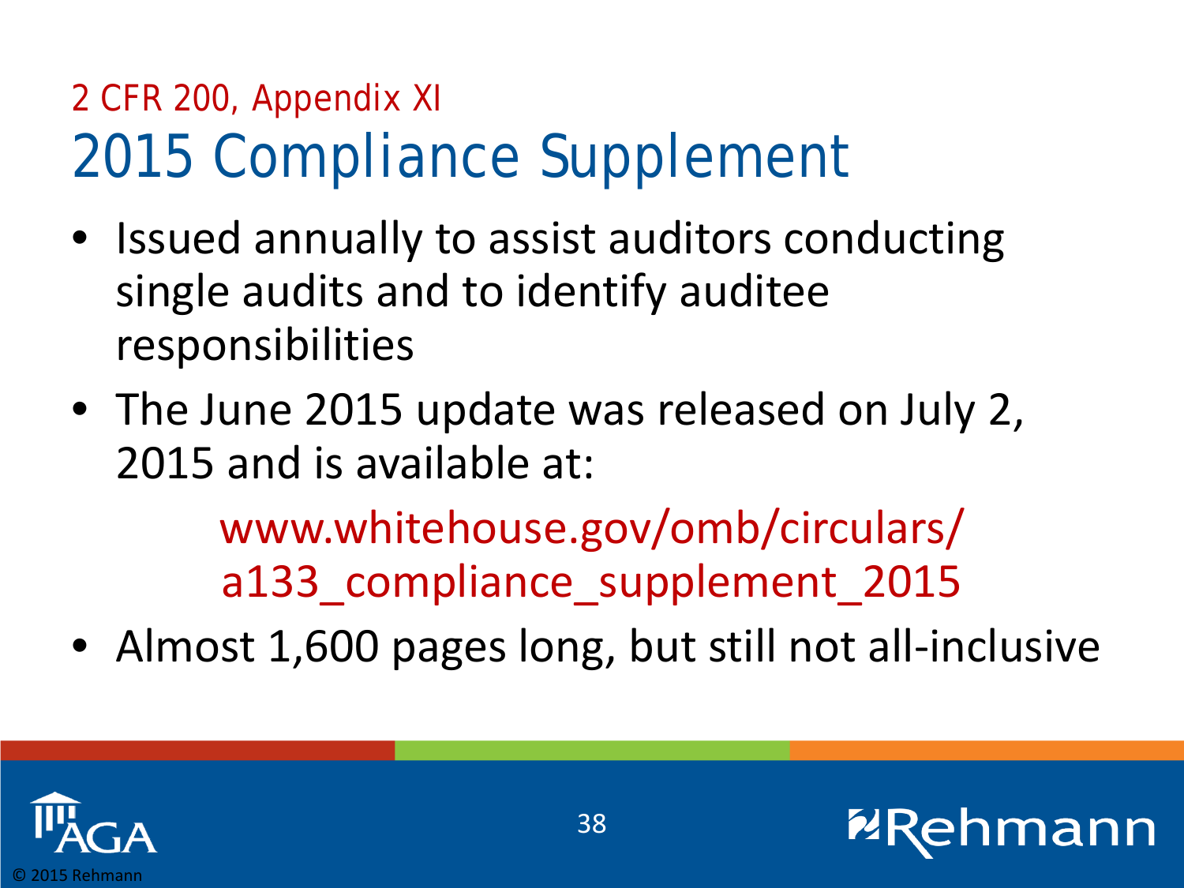2 CFR 200, Appendix XI

# 2015 Compliance Supplement

- Issued annually to assist auditors conducting single audits and to identify auditee responsibilities
- The June 2015 update was released on July 2, 2015 and is available at:

  www.whitehouse.gov/omb/circulars/a133_compliance_supplement_2015

- Almost 1,600 pages long, but still not all-inclusive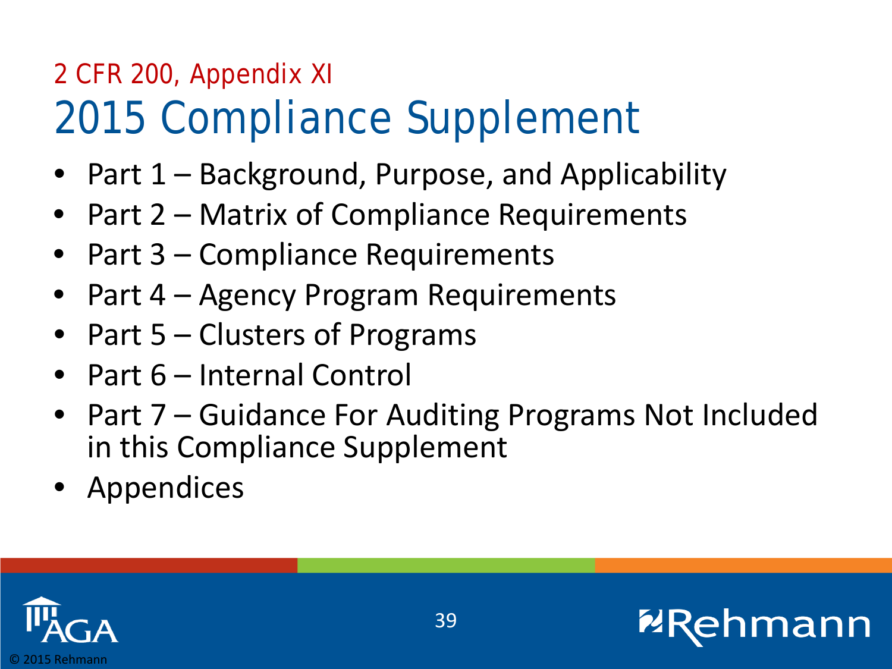2 CFR 200, Appendix XI

# 2015 Compliance Supplement

- Part 1 – Background, Purpose, and Applicability
- Part 2 – Matrix of Compliance Requirements
- Part 3 – Compliance Requirements
- Part 4 – Agency Program Requirements
- Part 5 – Clusters of Programs
- Part 6 – Internal Control
- Part 7 – Guidance For Auditing Programs Not Included in this Compliance Supplement
- Appendices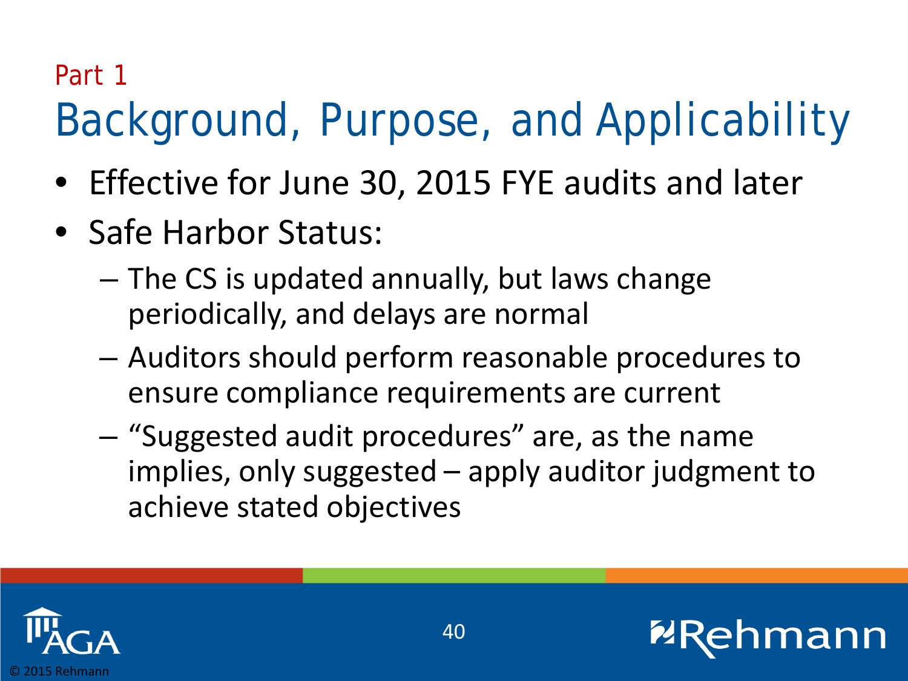Part 1

# Background, Purpose, and Applicability

- Effective for June 30, 2015 FYE audits and later
- Safe Harbor Status:
  - The CS is updated annually, but laws change periodically, and delays are normal
  - Auditors should perform reasonable procedures to ensure compliance requirements are current
  - "Suggested audit procedures" are, as the name implies, only suggested – apply auditor judgment to achieve stated objectives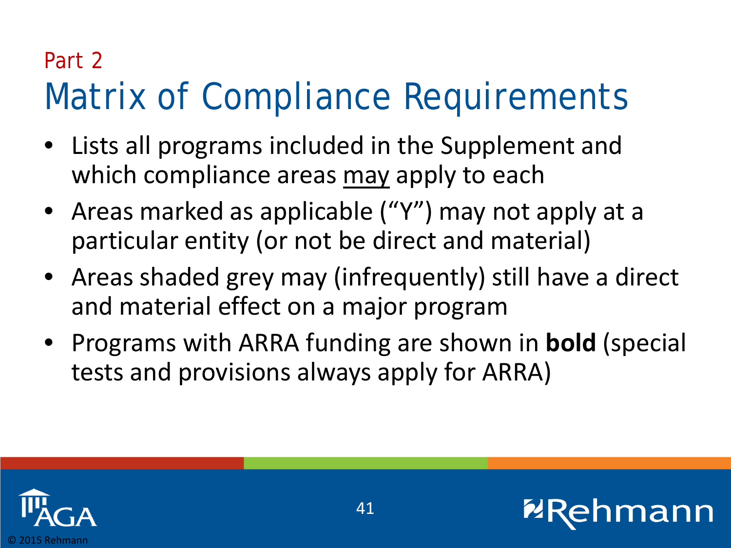Part 2

# Matrix of Compliance Requirements

- Lists all programs included in the Supplement and which compliance areas may apply to each
- Areas marked as applicable ("Y") may not apply at a particular entity (or not be direct and material)
- Areas shaded grey may (infrequently) still have a direct and material effect on a major program
- Programs with ARRA funding are shown in **bold** (special tests and provisions always apply for ARRA)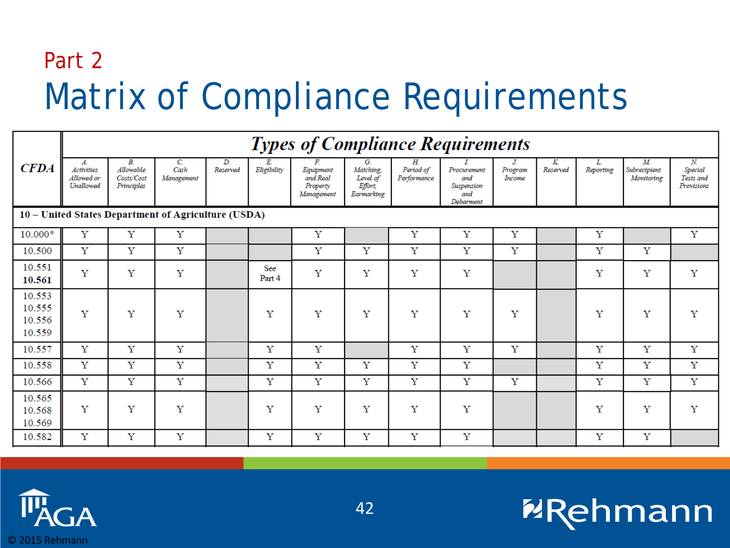Part 2

# Matrix of Compliance Requirements

| CFDA | Types of Compliance Requirements | | | | | | | | | | | | | |
|---|---|---|---|---|---|---|---|---|---|---|---|---|---|---|
| | A. Activities Allowed or Unallowed | B. Allowable Costs/Cost Principles | C. Cash Management | D. Reserved | E. Eligibility | F. Equipment and Real Property Management | G. Matching, Level of Effort, Earmarking | H. Period of Performance | I. Procurement and Suspension and Debarment | J. Program Income | K. Reserved | L. Reporting | M. Subrecipient Monitoring | N. Special Tests and Provisions |
| **10 – United States Department of Agriculture (USDA)** | | | | | | | | | | | | | | |
| 10.000* | Y | Y | Y | | | Y | | Y | Y | Y | | Y | | Y |
| 10.500 | Y | Y | Y | | | Y | Y | Y | Y | Y | | Y | Y | |
| 10.551<br>**10.561** | Y | Y | Y | | See Part 4 | Y | Y | Y | Y | | | Y | Y | Y |
| 10.553<br>10.555<br>10.556<br>10.559 | Y | Y | Y | | Y | Y | Y | Y | Y | Y | | Y | Y | Y |
| 10.557 | Y | Y | Y | | Y | Y | | Y | Y | Y | | Y | Y | Y |
| 10.558 | Y | Y | Y | | Y | Y | Y | Y | Y | | | Y | Y | Y |
| 10.566 | Y | Y | Y | | Y | Y | Y | Y | Y | Y | | Y | Y | Y |
| 10.565<br>10.568<br>10.569 | Y | Y | Y | | Y | Y | Y | Y | Y | | | Y | Y | Y |
| 10.582 | Y | Y | Y | | Y | Y | Y | Y | Y | | | Y | Y | |

© 2015 Rehmann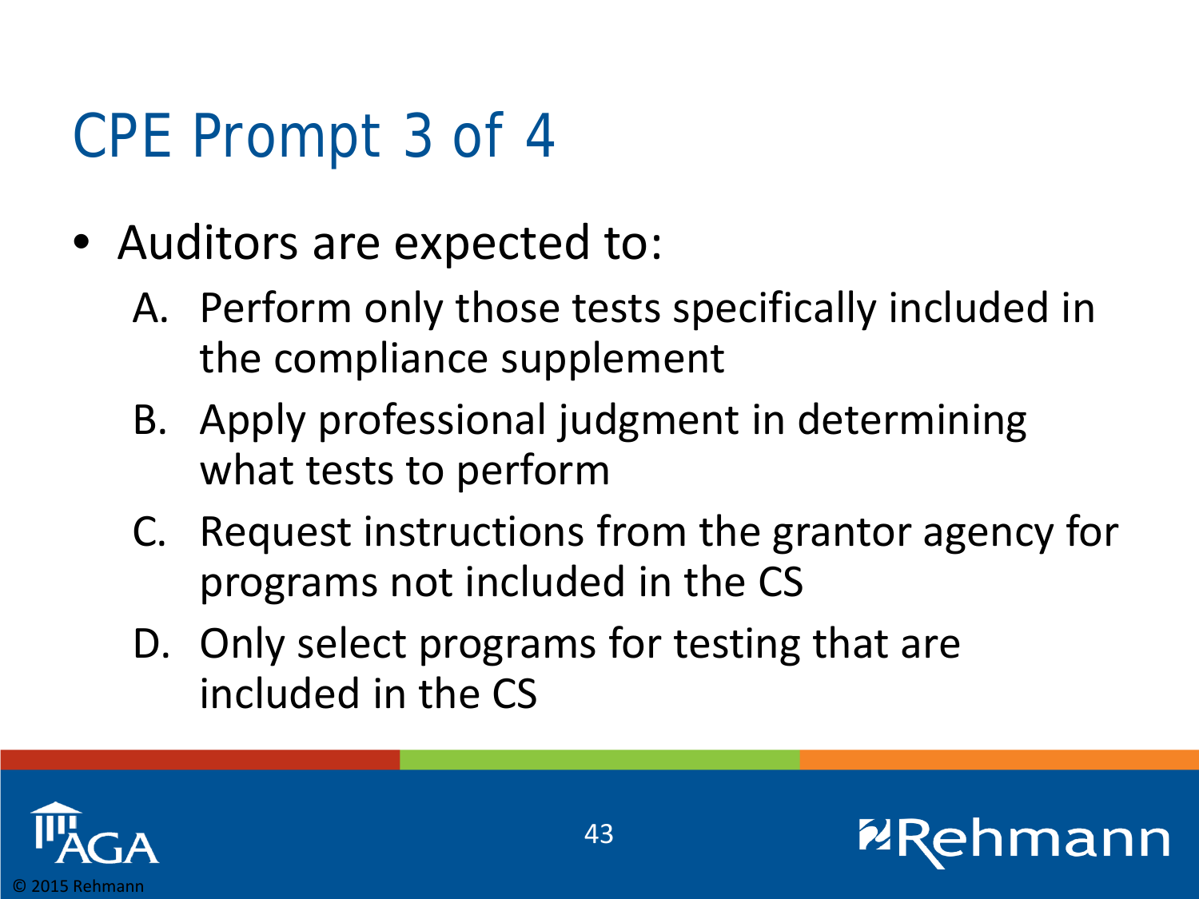# CPE Prompt 3 of 4

- Auditors are expected to:
  - A. Perform only those tests specifically included in the compliance supplement
  - B. Apply professional judgment in determining what tests to perform
  - C. Request instructions from the grantor agency for programs not included in the CS
  - D. Only select programs for testing that are included in the CS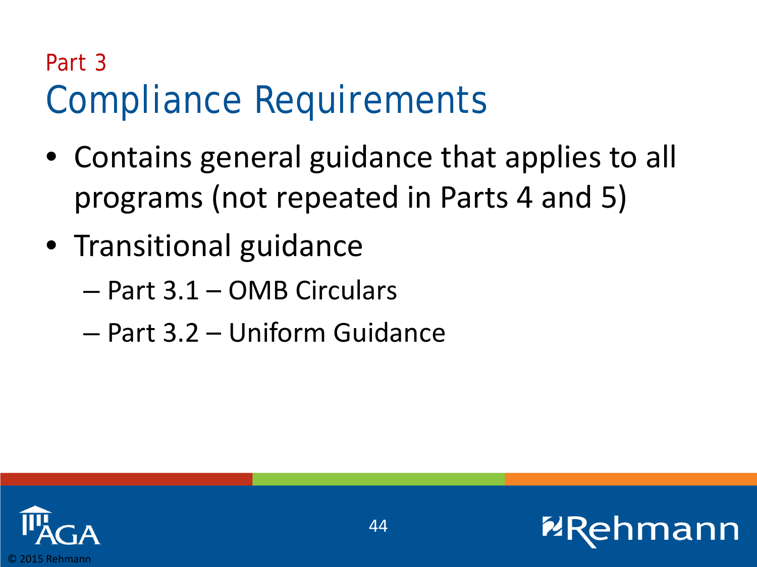Part 3

# Compliance Requirements

- Contains general guidance that applies to all programs (not repeated in Parts 4 and 5)
- Transitional guidance
  - Part 3.1 – OMB Circulars
  - Part 3.2 – Uniform Guidance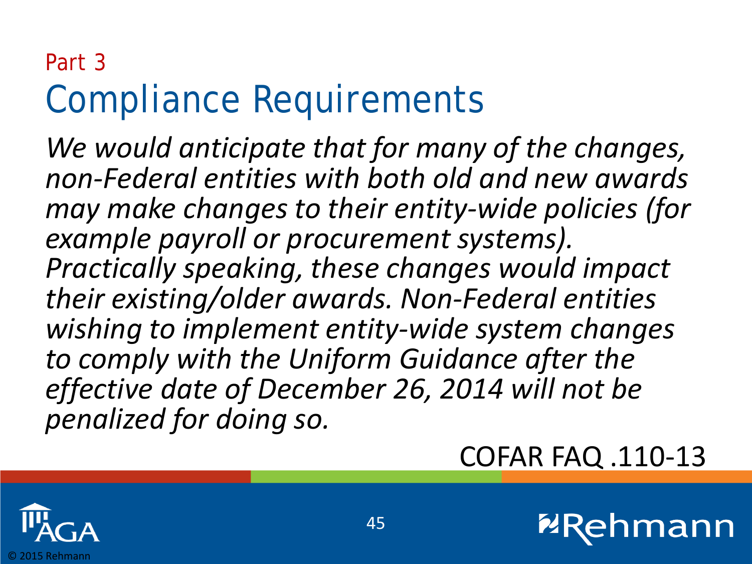Part 3

# Compliance Requirements

*We would anticipate that for many of the changes, non-Federal entities with both old and new awards may make changes to their entity-wide policies (for example payroll or procurement systems). Practically speaking, these changes would impact their existing/older awards. Non-Federal entities wishing to implement entity-wide system changes to comply with the Uniform Guidance after the effective date of December 26, 2014 will not be penalized for doing so.*

COFAR FAQ .110-13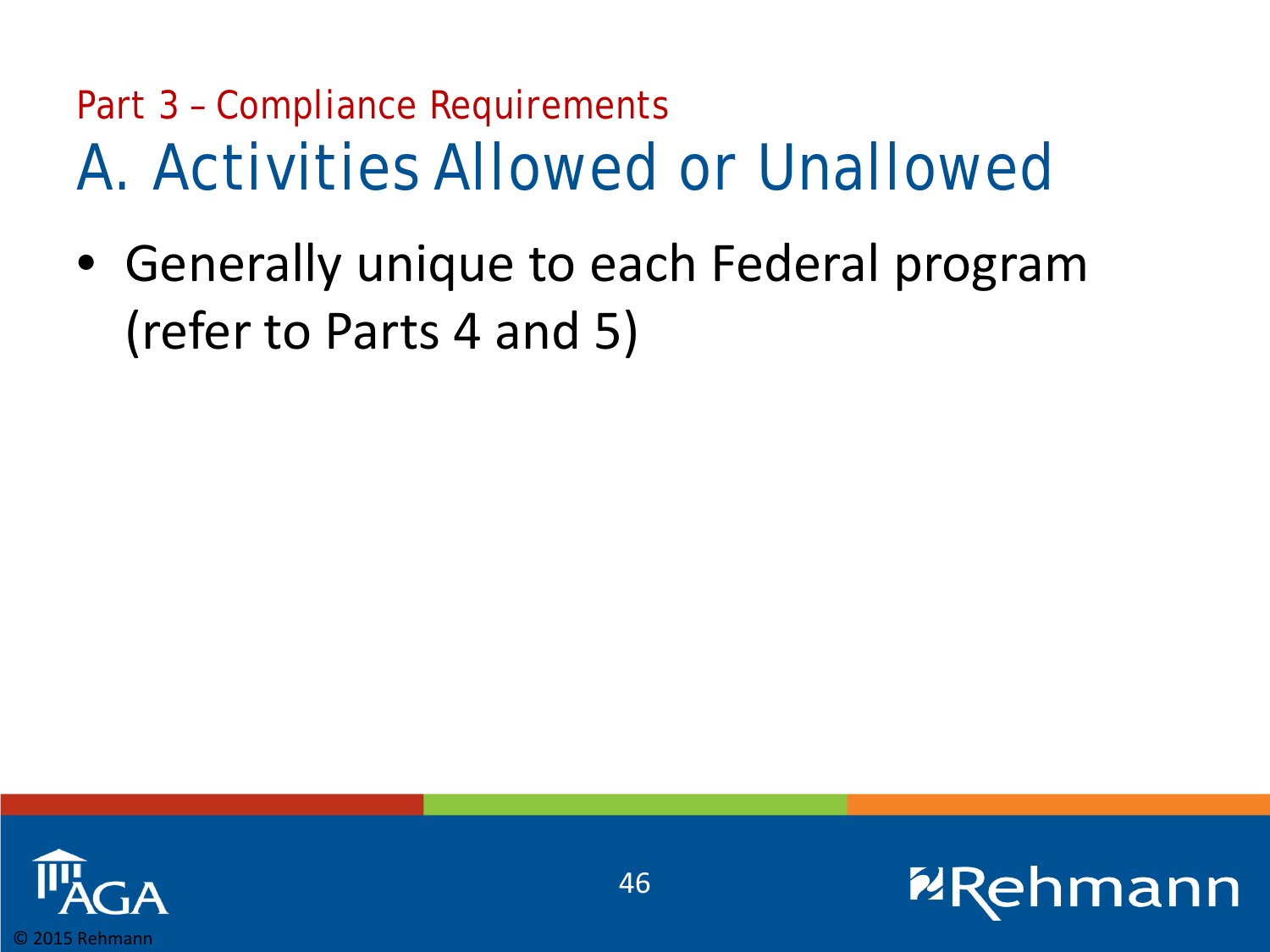Part 3 – Compliance Requirements

# A. Activities Allowed or Unallowed

- Generally unique to each Federal program (refer to Parts 4 and 5)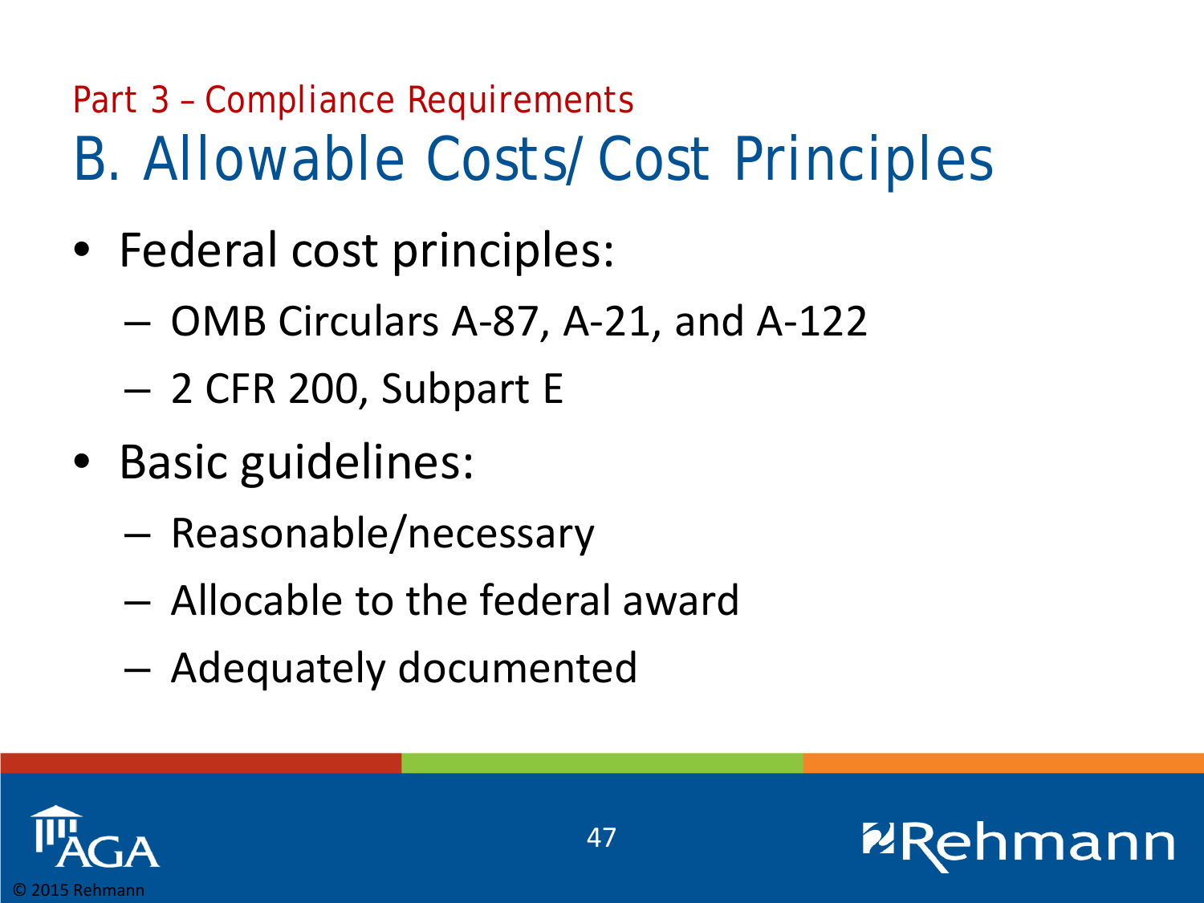Part 3 – Compliance Requirements

# B. Allowable Costs/ Cost Principles

- Federal cost principles:
  - OMB Circulars A-87, A-21, and A-122
  - 2 CFR 200, Subpart E
- Basic guidelines:
  - Reasonable/necessary
  - Allocable to the federal award
  - Adequately documented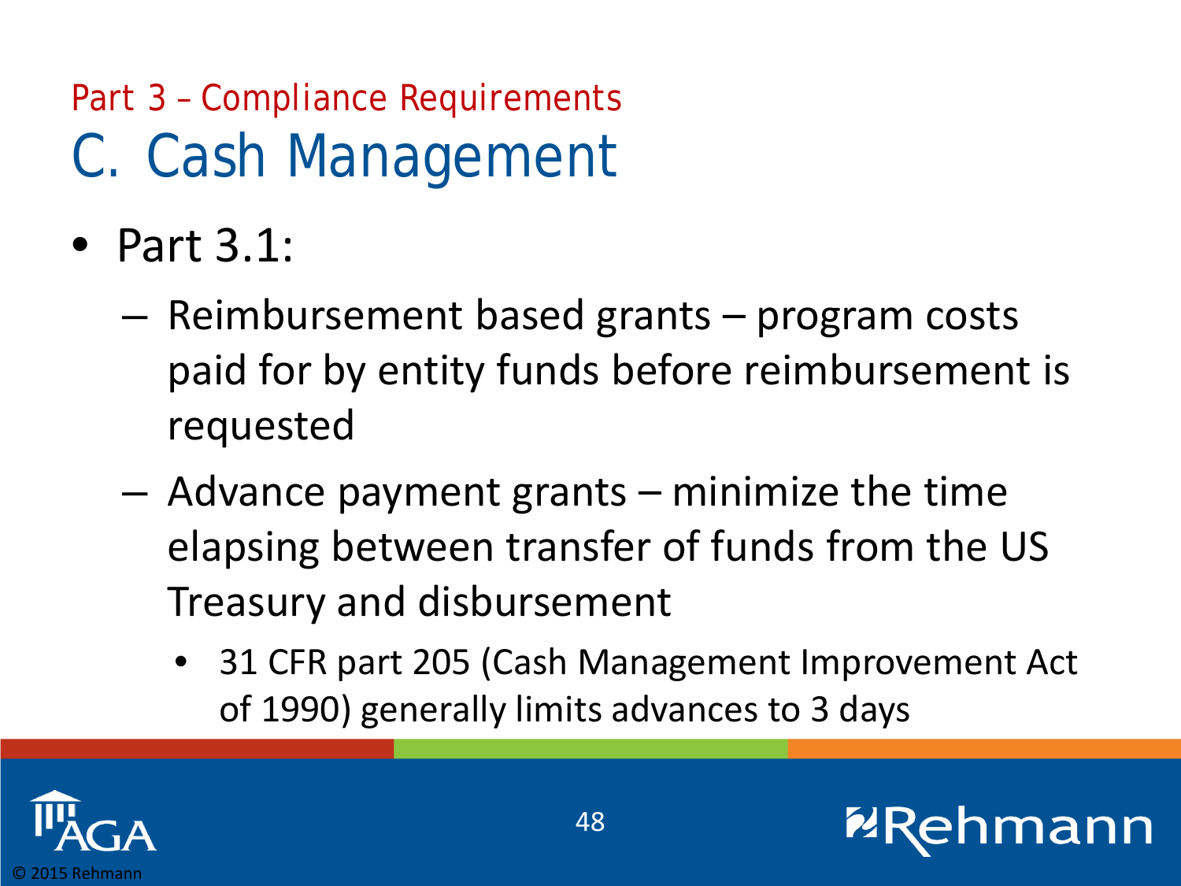Part 3 – Compliance Requirements

# C. Cash Management

- Part 3.1:
  - Reimbursement based grants – program costs paid for by entity funds before reimbursement is requested
  - Advance payment grants – minimize the time elapsing between transfer of funds from the US Treasury and disbursement
    - 31 CFR part 205 (Cash Management Improvement Act of 1990) generally limits advances to 3 days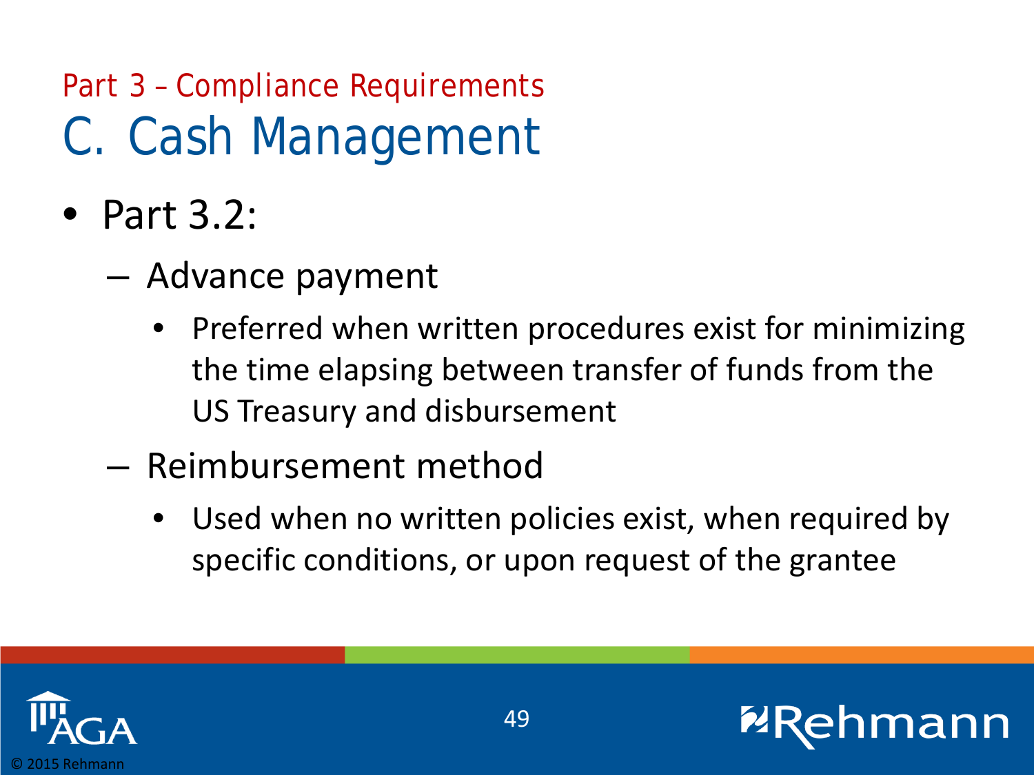Part 3 – Compliance Requirements

# C. Cash Management

- Part 3.2:
  - Advance payment
    - Preferred when written procedures exist for minimizing the time elapsing between transfer of funds from the US Treasury and disbursement
  - Reimbursement method
    - Used when no written policies exist, when required by specific conditions, or upon request of the grantee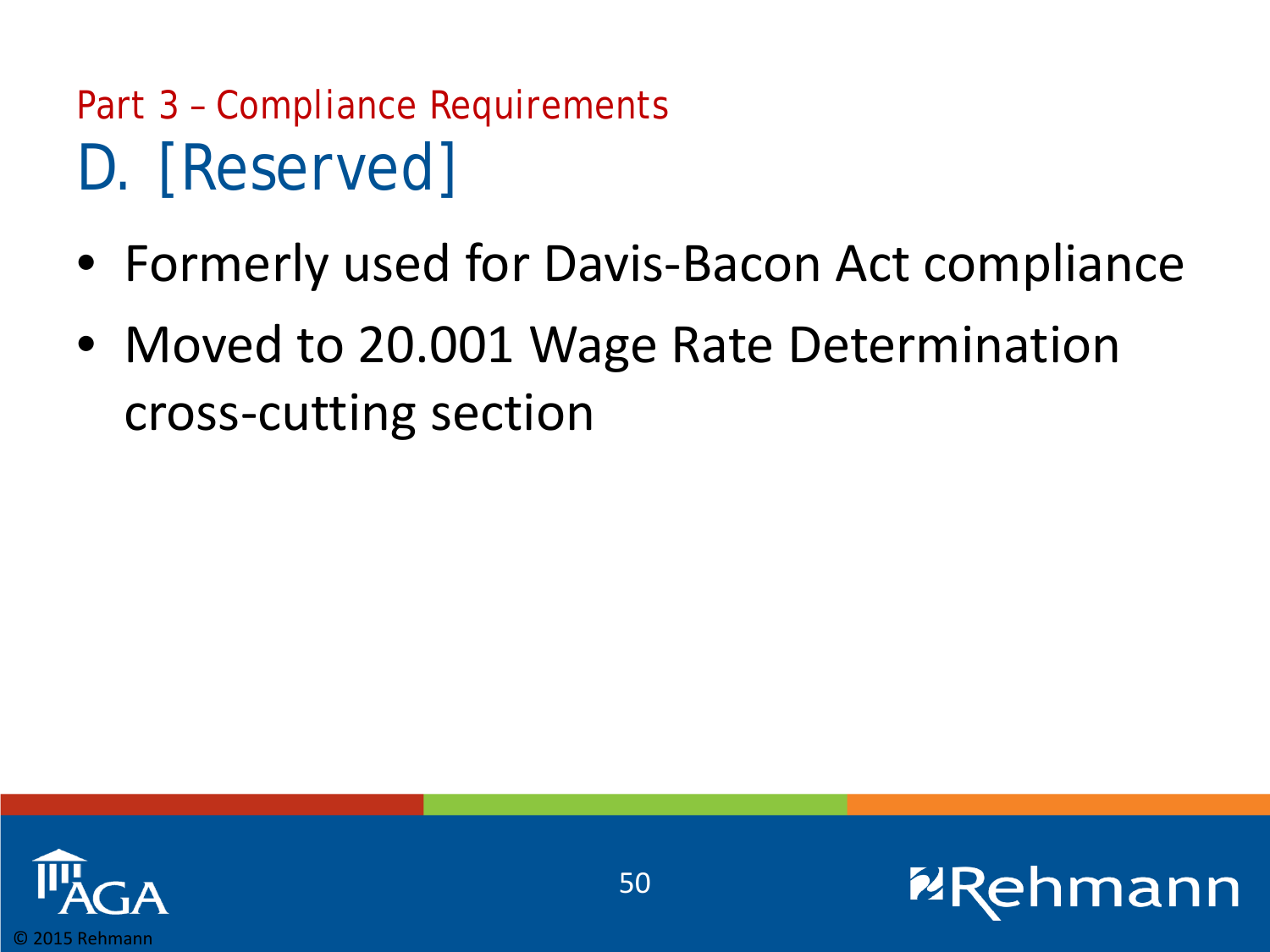Part 3 – Compliance Requirements

# D. [Reserved]

- Formerly used for Davis-Bacon Act compliance
- Moved to 20.001 Wage Rate Determination cross-cutting section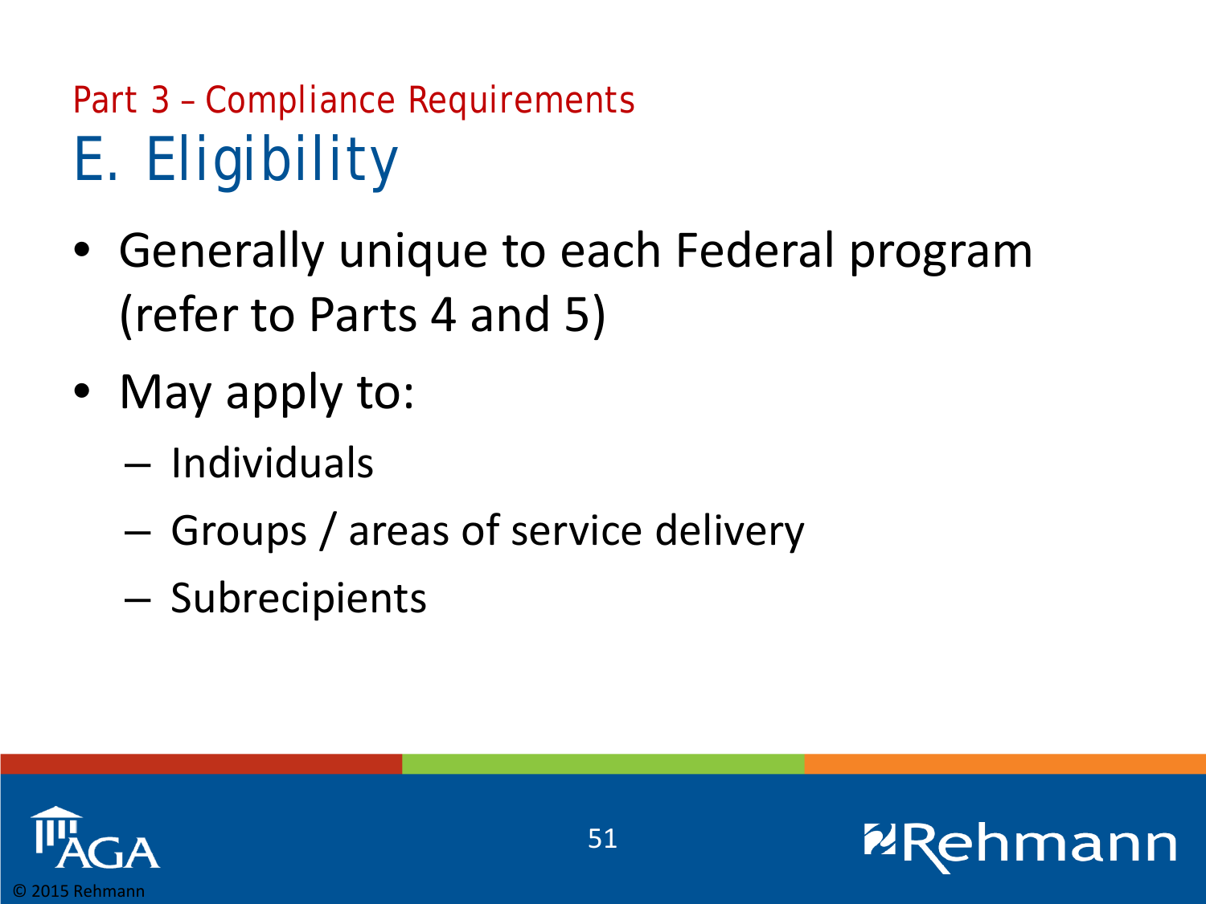Part 3 – Compliance Requirements

# E. Eligibility

- Generally unique to each Federal program (refer to Parts 4 and 5)
- May apply to:
  - Individuals
  - Groups / areas of service delivery
  - Subrecipients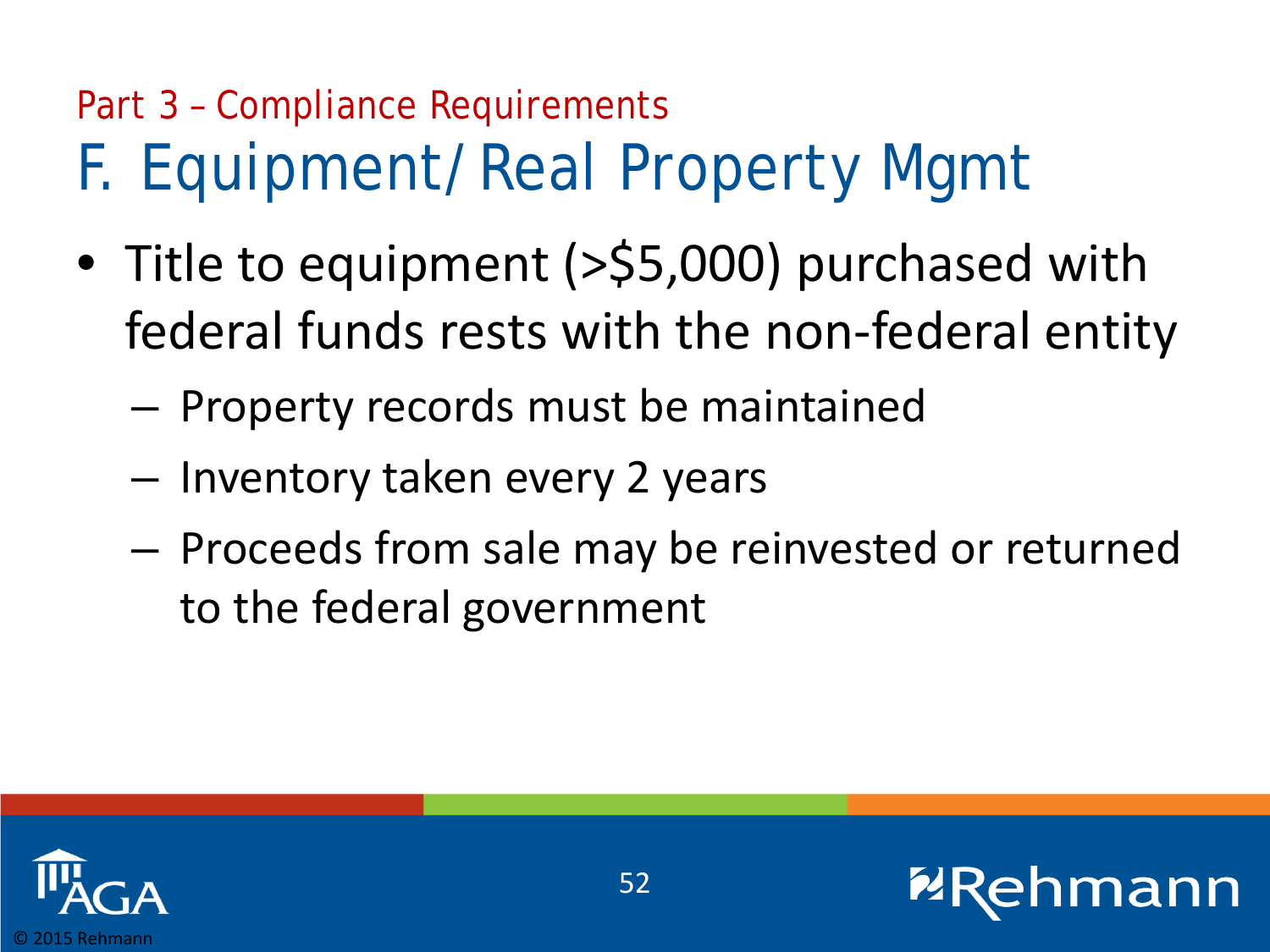Part 3 – Compliance Requirements

# F. Equipment/ Real Property Mgmt

- Title to equipment (>$5,000) purchased with federal funds rests with the non-federal entity
  - Property records must be maintained
  - Inventory taken every 2 years
  - Proceeds from sale may be reinvested or returned to the federal government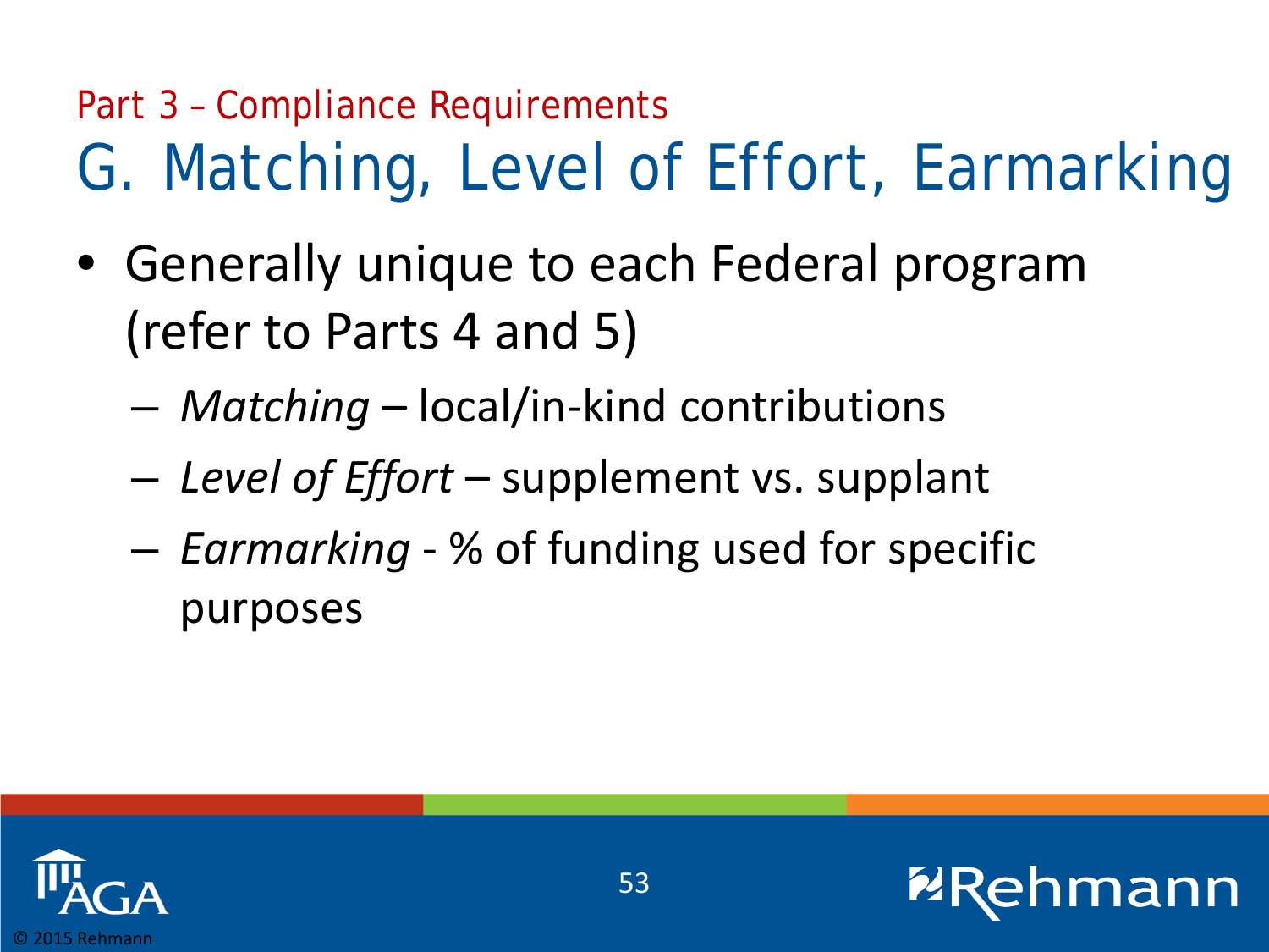Part 3 – Compliance Requirements

# G. Matching, Level of Effort, Earmarking

- Generally unique to each Federal program (refer to Parts 4 and 5)
  - *Matching* – local/in-kind contributions
  - *Level of Effort* – supplement vs. supplant
  - *Earmarking* - % of funding used for specific purposes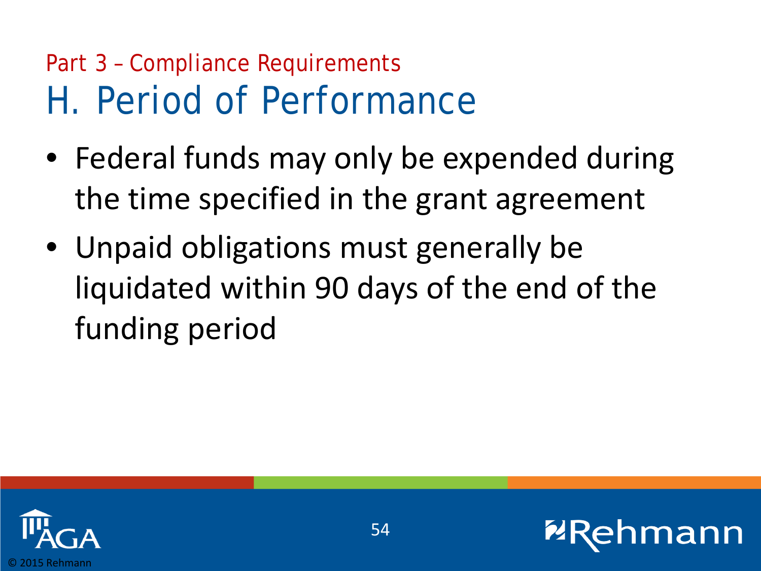Part 3 – Compliance Requirements

# H. Period of Performance

- Federal funds may only be expended during the time specified in the grant agreement
- Unpaid obligations must generally be liquidated within 90 days of the end of the funding period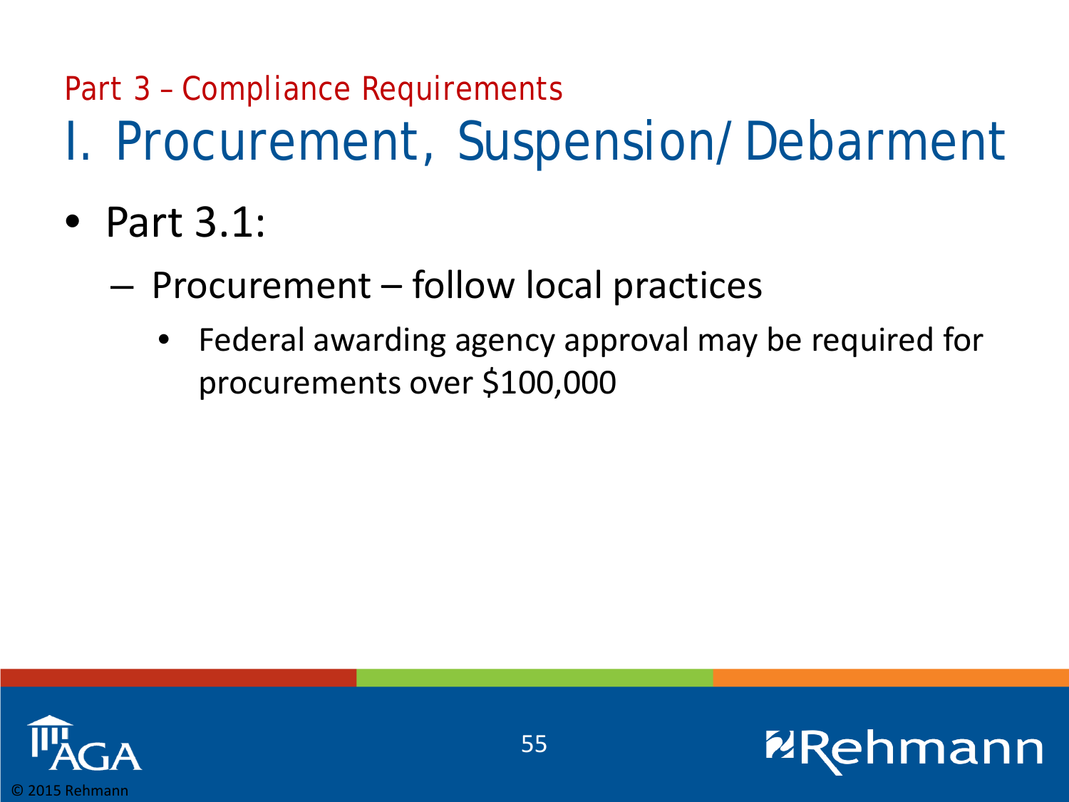Part 3 – Compliance Requirements

# I. Procurement, Suspension/Debarment

- Part 3.1:
  - Procurement – follow local practices
    - Federal awarding agency approval may be required for procurements over $100,000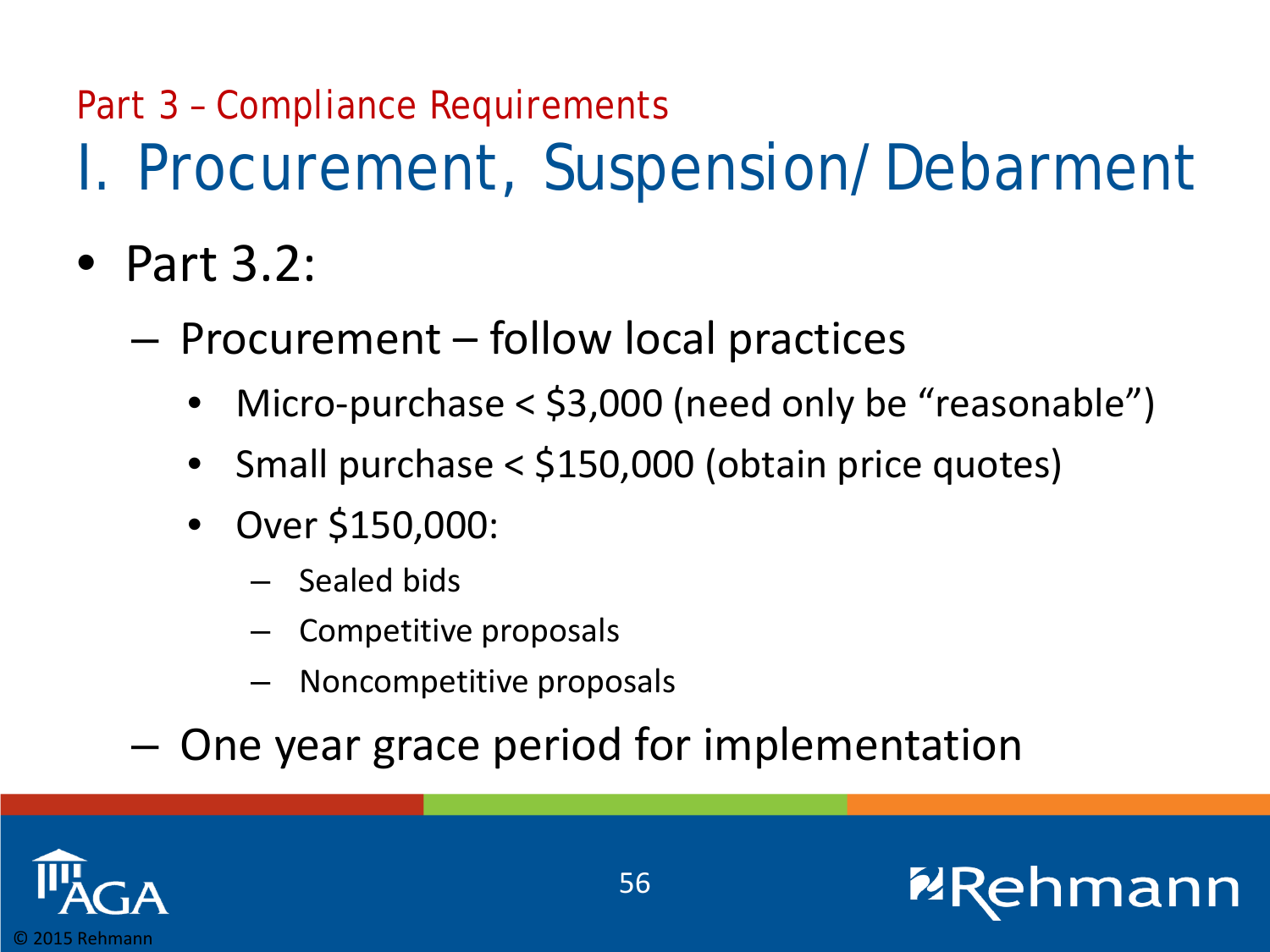Part 3 – Compliance Requirements

# I. Procurement, Suspension/ Debarment

- Part 3.2:
  - Procurement – follow local practices
    - Micro-purchase < $3,000 (need only be "reasonable")
    - Small purchase < $150,000 (obtain price quotes)
    - Over $150,000:
      - Sealed bids
      - Competitive proposals
      - Noncompetitive proposals
  - One year grace period for implementation

© 2015 Rehmann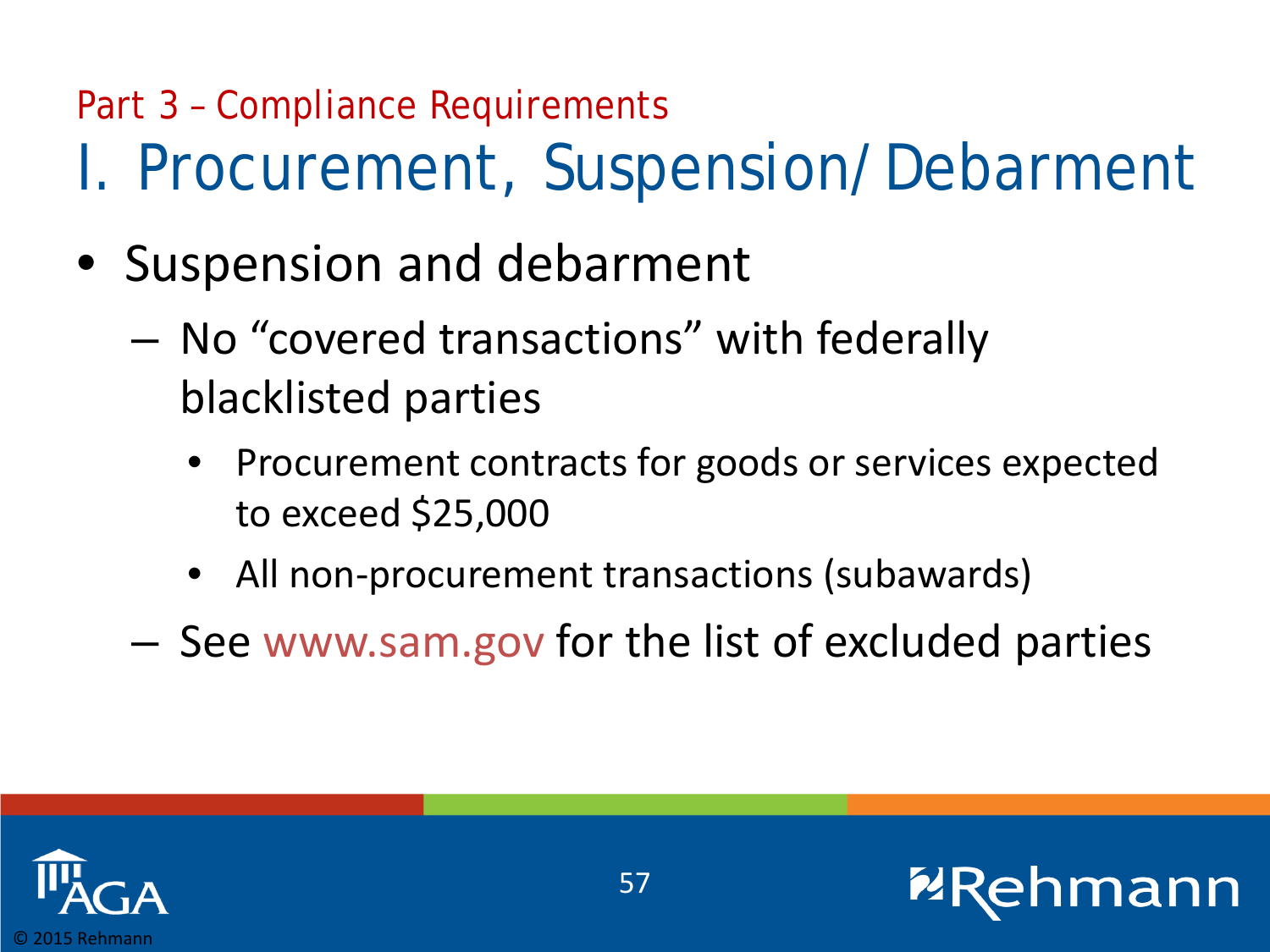Part 3 – Compliance Requirements

# I. Procurement, Suspension/ Debarment

- Suspension and debarment
  - No “covered transactions” with federally blacklisted parties
    - Procurement contracts for goods or services expected to exceed $25,000
    - All non-procurement transactions (subawards)
  - See www.sam.gov for the list of excluded parties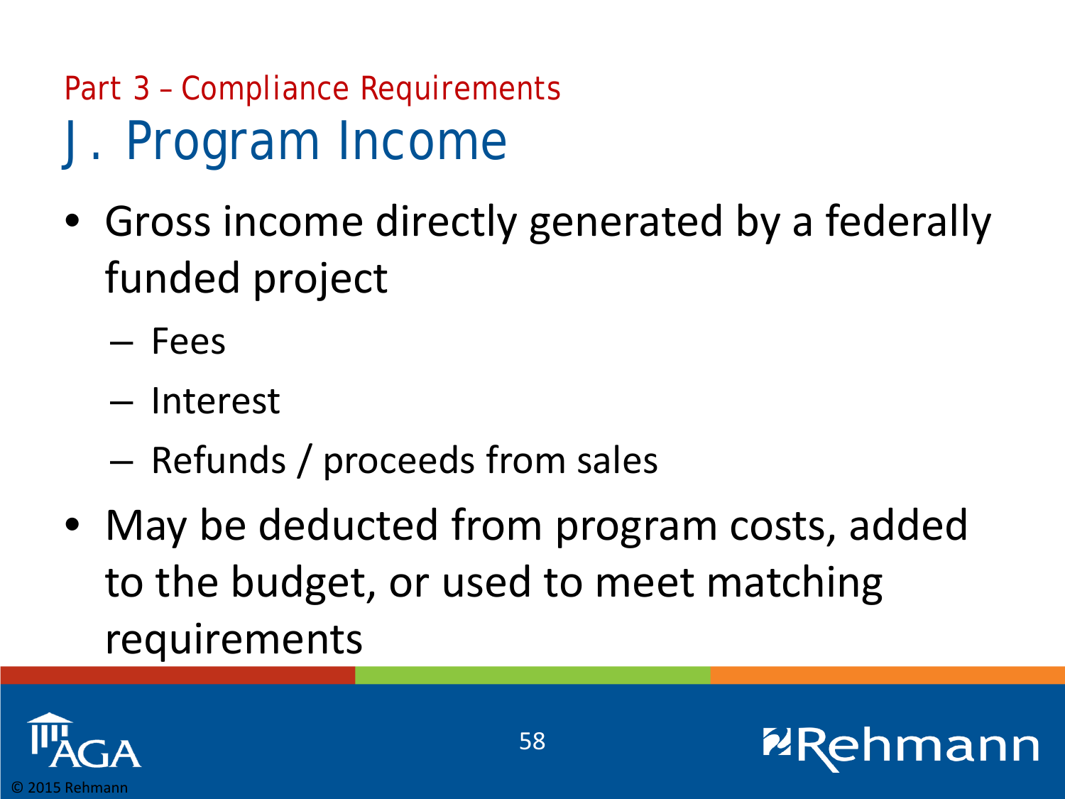Part 3 – Compliance Requirements

# J. Program Income

- Gross income directly generated by a federally funded project
  - Fees
  - Interest
  - Refunds / proceeds from sales
- May be deducted from program costs, added to the budget, or used to meet matching requirements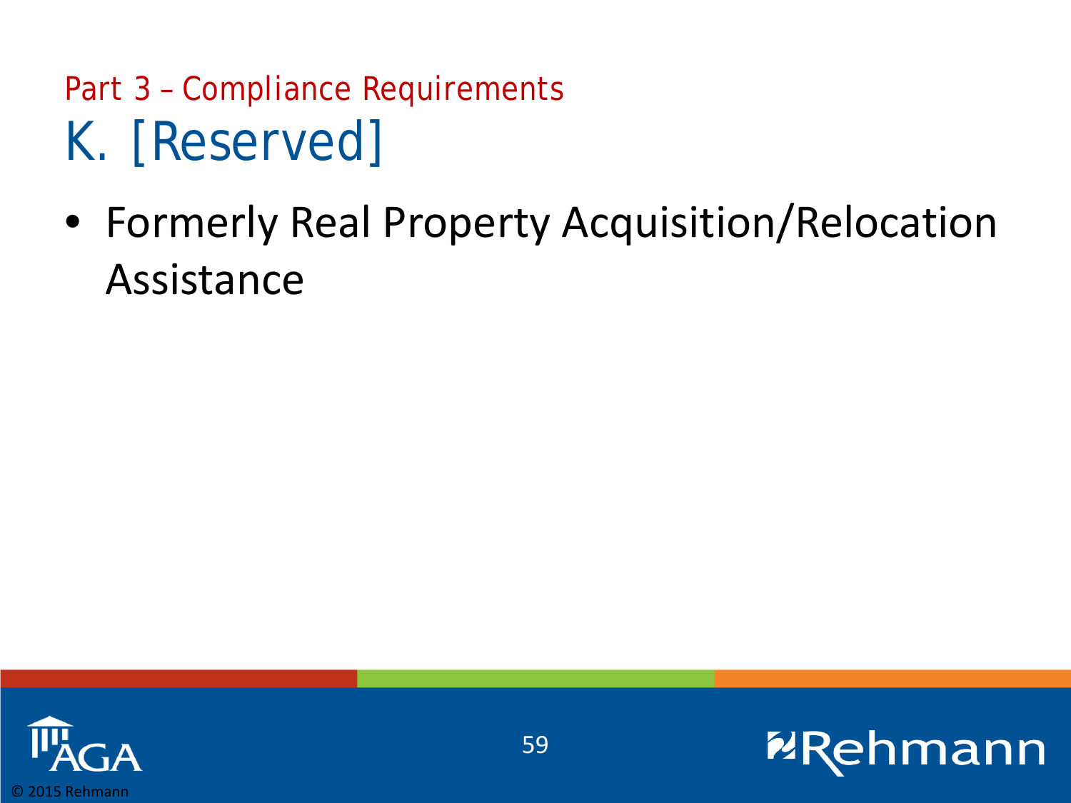Part 3 – Compliance Requirements

# K. [Reserved]

- Formerly Real Property Acquisition/Relocation Assistance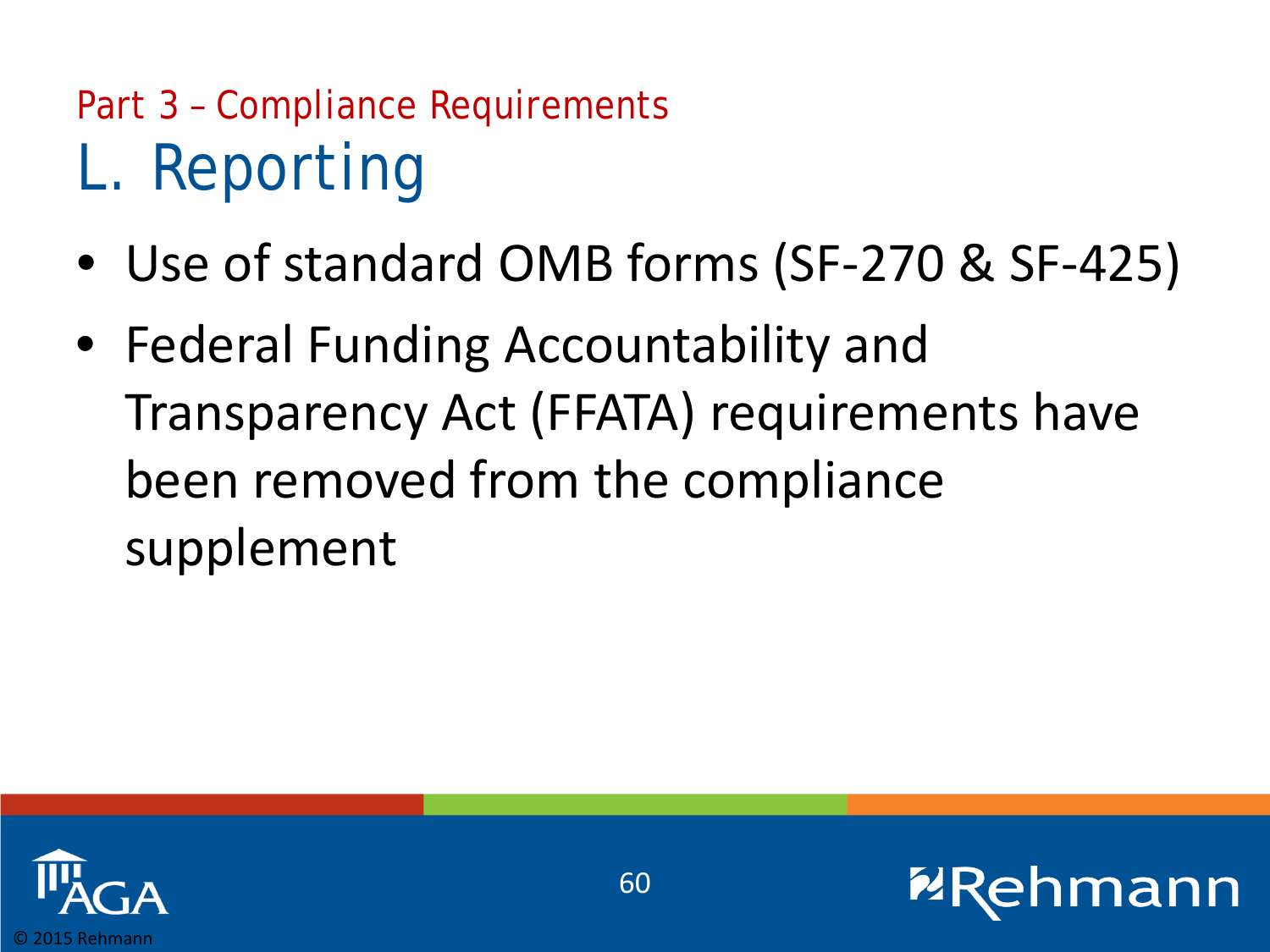Part 3 – Compliance Requirements

# L. Reporting

- Use of standard OMB forms (SF-270 & SF-425)
- Federal Funding Accountability and Transparency Act (FFATA) requirements have been removed from the compliance supplement

© 2015 Rehmann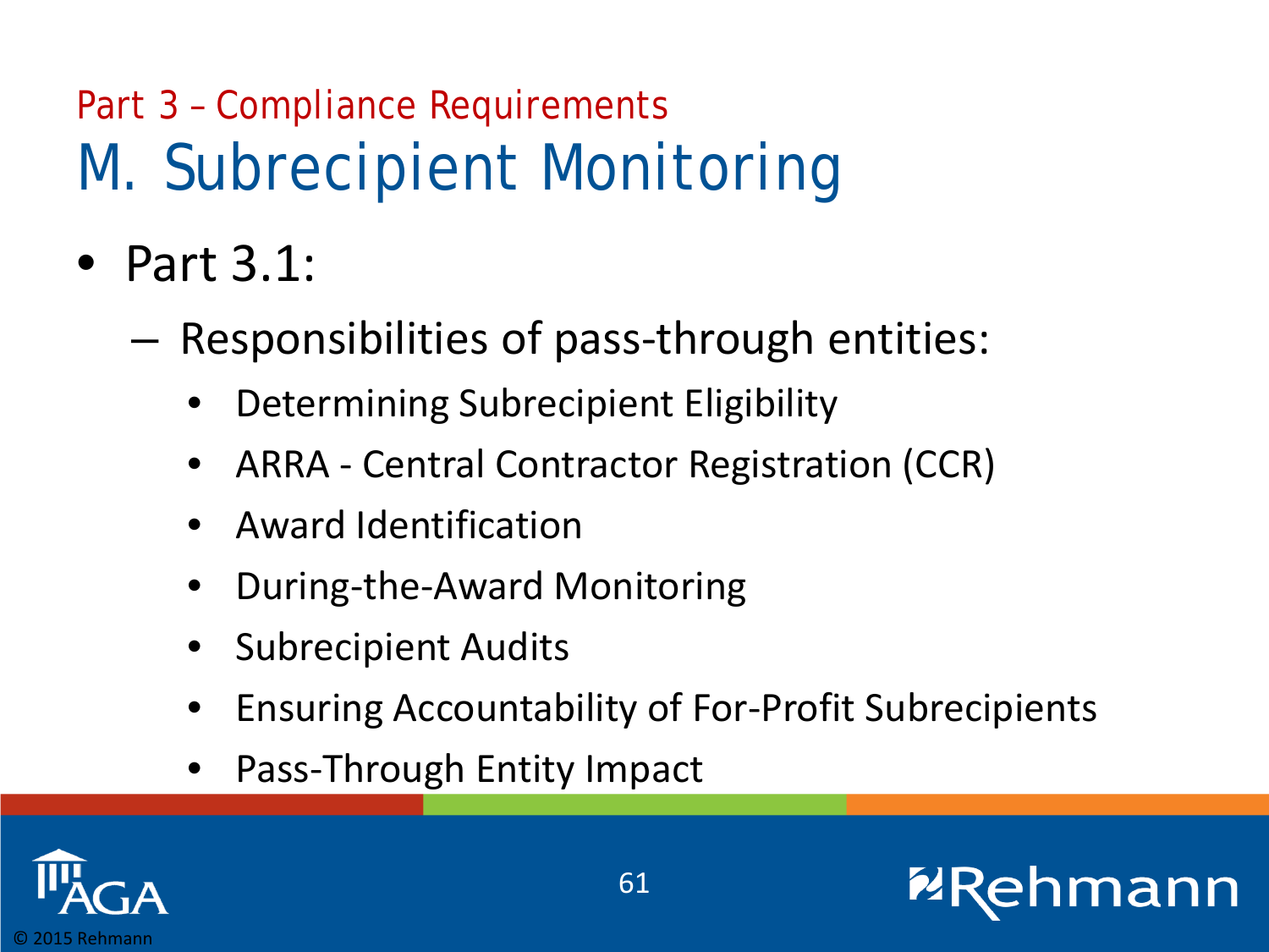Part 3 – Compliance Requirements

# M. Subrecipient Monitoring

- Part 3.1:
  - Responsibilities of pass-through entities:
    - Determining Subrecipient Eligibility
    - ARRA - Central Contractor Registration (CCR)
    - Award Identification
    - During-the-Award Monitoring
    - Subrecipient Audits
    - Ensuring Accountability of For-Profit Subrecipients
    - Pass-Through Entity Impact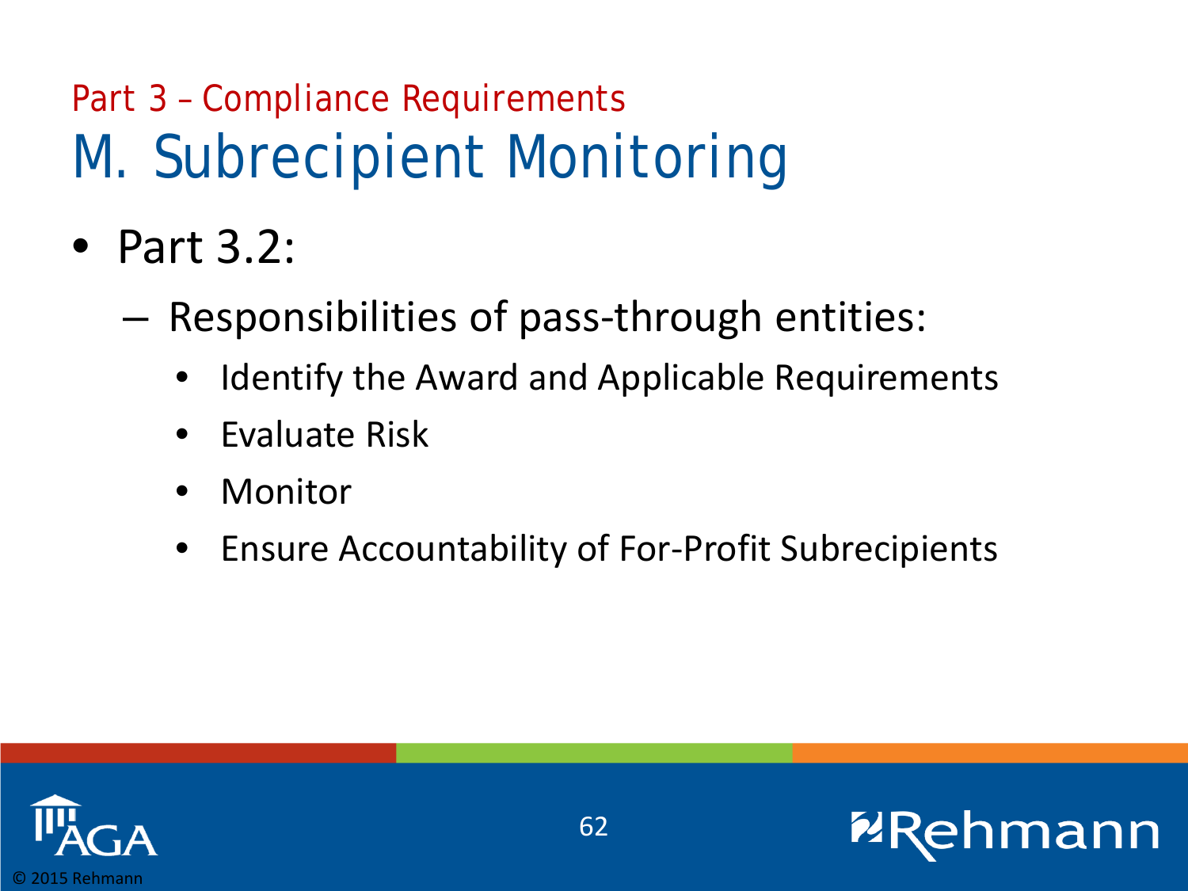Part 3 – Compliance Requirements

# M. Subrecipient Monitoring

- Part 3.2:
  - Responsibilities of pass-through entities:
    - Identify the Award and Applicable Requirements
    - Evaluate Risk
    - Monitor
    - Ensure Accountability of For-Profit Subrecipients

© 2015 Rehmann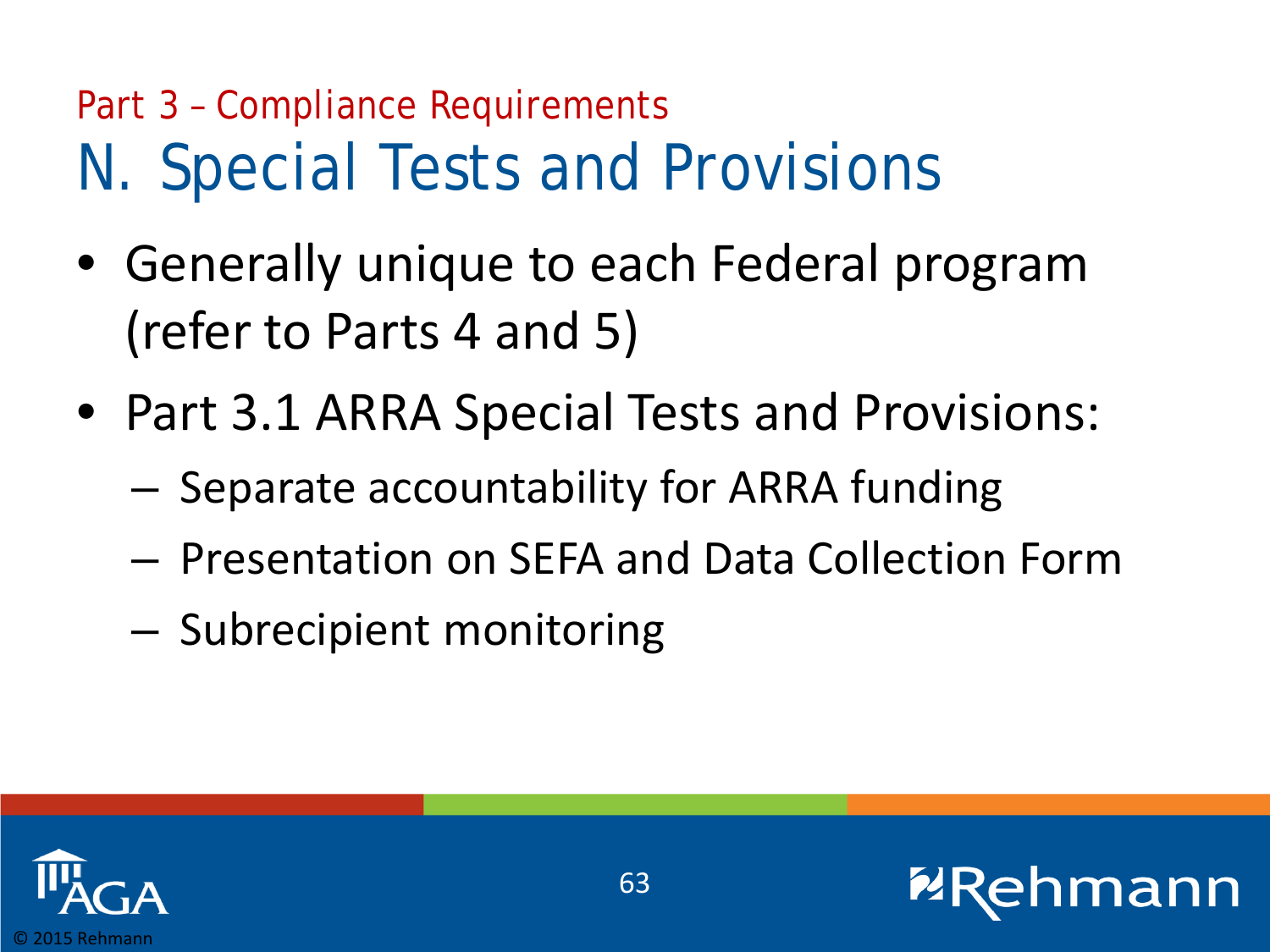Part 3 – Compliance Requirements

# N. Special Tests and Provisions

- Generally unique to each Federal program (refer to Parts 4 and 5)
- Part 3.1 ARRA Special Tests and Provisions:
  - Separate accountability for ARRA funding
  - Presentation on SEFA and Data Collection Form
  - Subrecipient monitoring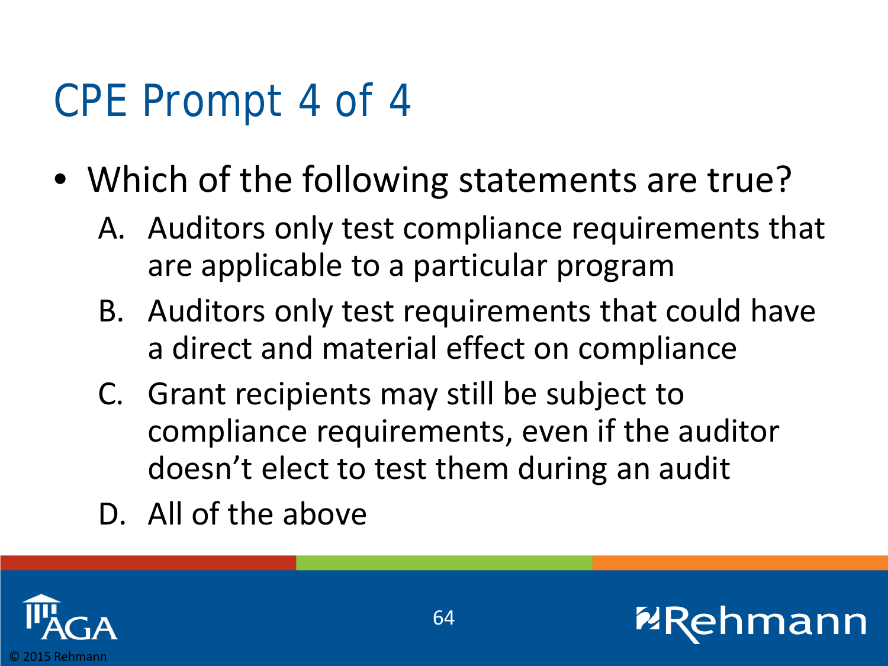# CPE Prompt 4 of 4

- Which of the following statements are true?
  A. Auditors only test compliance requirements that are applicable to a particular program
  B. Auditors only test requirements that could have a direct and material effect on compliance
  C. Grant recipients may still be subject to compliance requirements, even if the auditor doesn't elect to test them during an audit
  D. All of the above

© 2015 Rehmann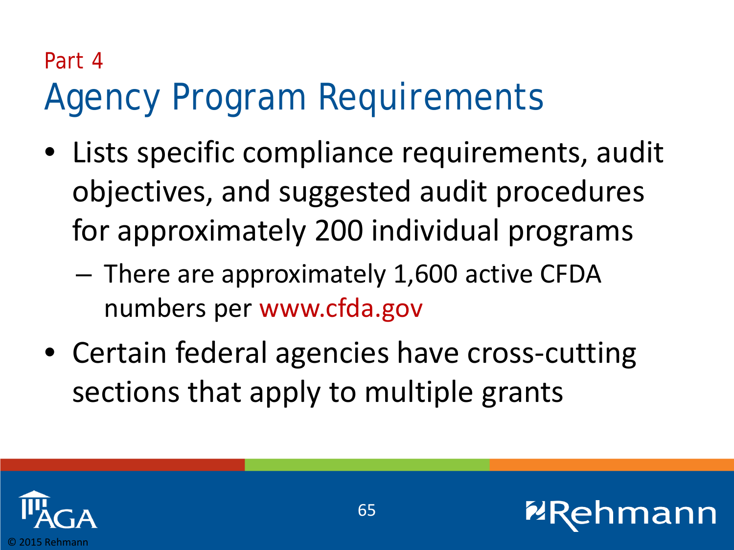Part 4

# Agency Program Requirements

- Lists specific compliance requirements, audit objectives, and suggested audit procedures for approximately 200 individual programs
  - There are approximately 1,600 active CFDA numbers per www.cfda.gov
- Certain federal agencies have cross-cutting sections that apply to multiple grants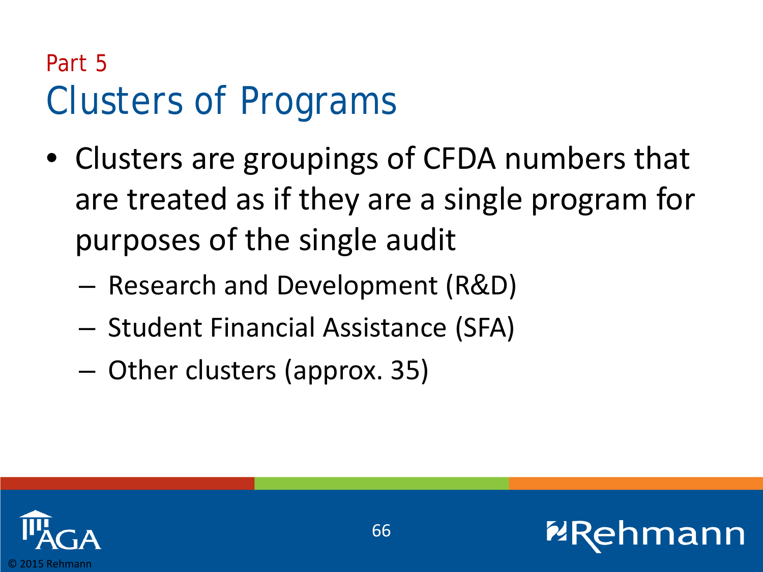Part 5

# Clusters of Programs

- Clusters are groupings of CFDA numbers that are treated as if they are a single program for purposes of the single audit
  - Research and Development (R&D)
  - Student Financial Assistance (SFA)
  - Other clusters (approx. 35)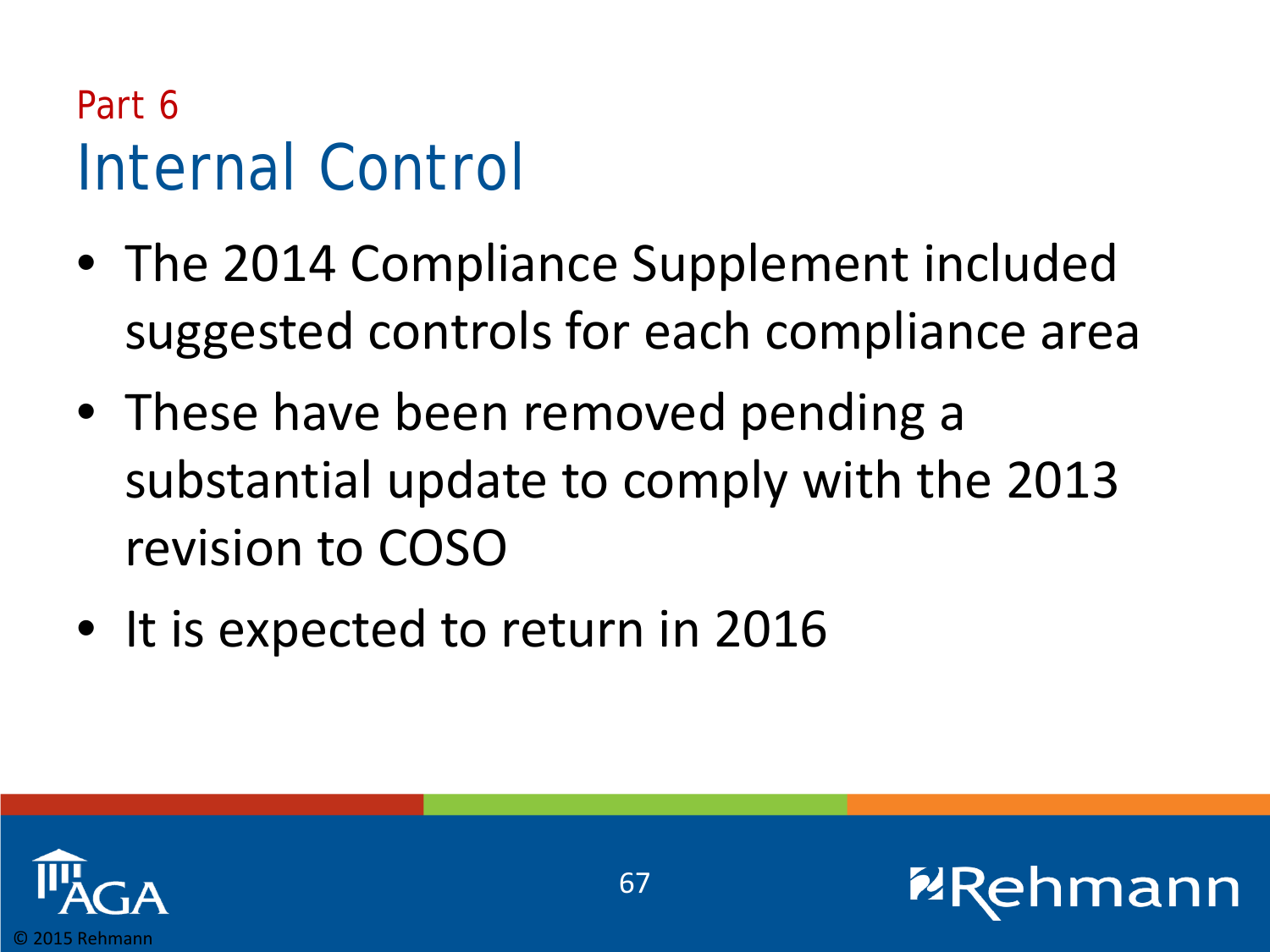Part 6

# Internal Control

- The 2014 Compliance Supplement included suggested controls for each compliance area
- These have been removed pending a substantial update to comply with the 2013 revision to COSO
- It is expected to return in 2016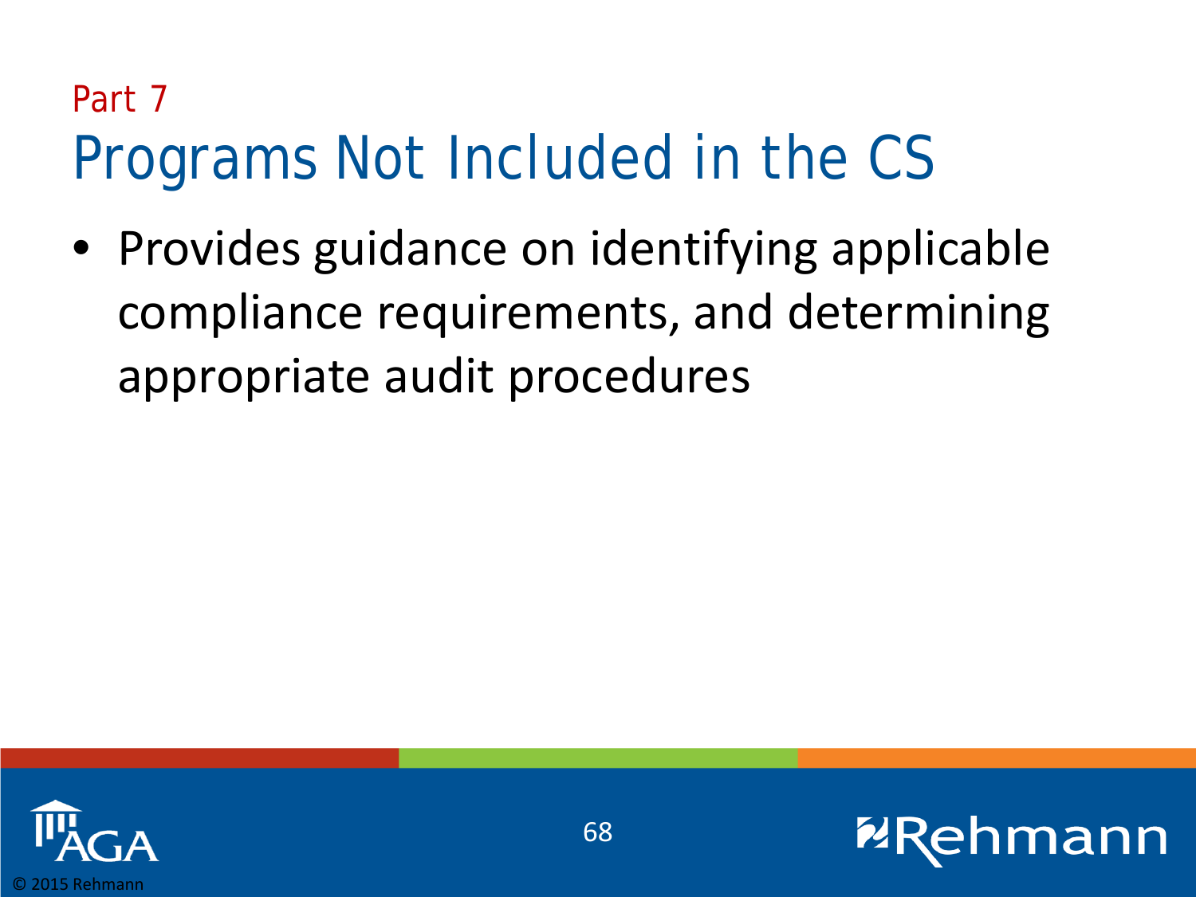Part 7

# Programs Not Included in the CS

- Provides guidance on identifying applicable compliance requirements, and determining appropriate audit procedures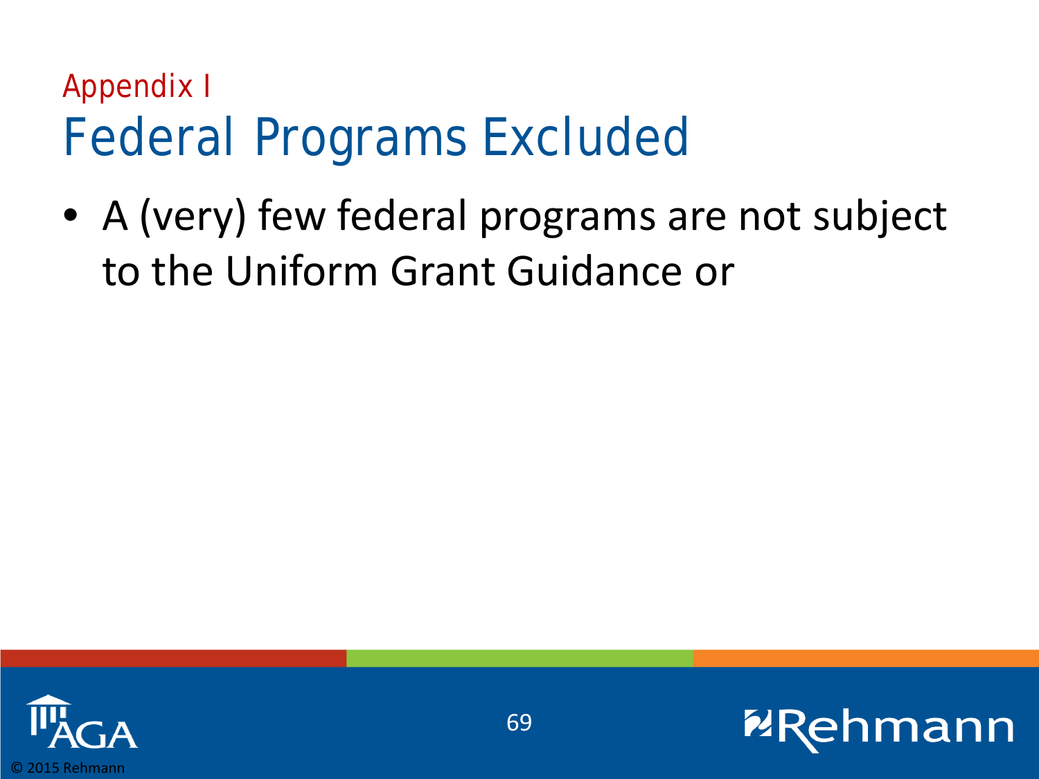Appendix I

# Federal Programs Excluded

- A (very) few federal programs are not subject to the Uniform Grant Guidance or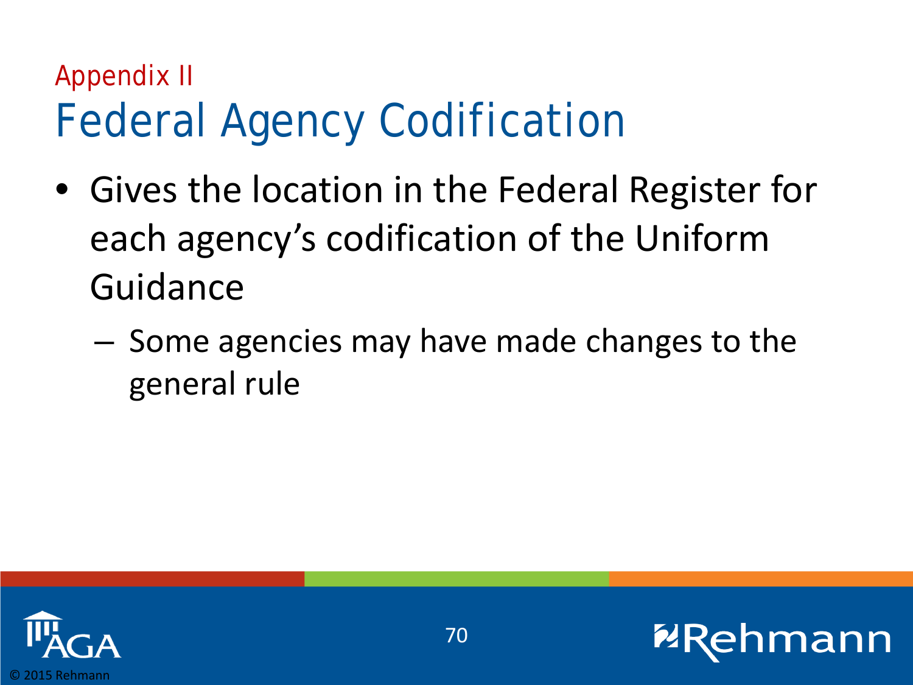Appendix II

# Federal Agency Codification

- Gives the location in the Federal Register for each agency's codification of the Uniform Guidance
  - Some agencies may have made changes to the general rule

© 2015 Rehmann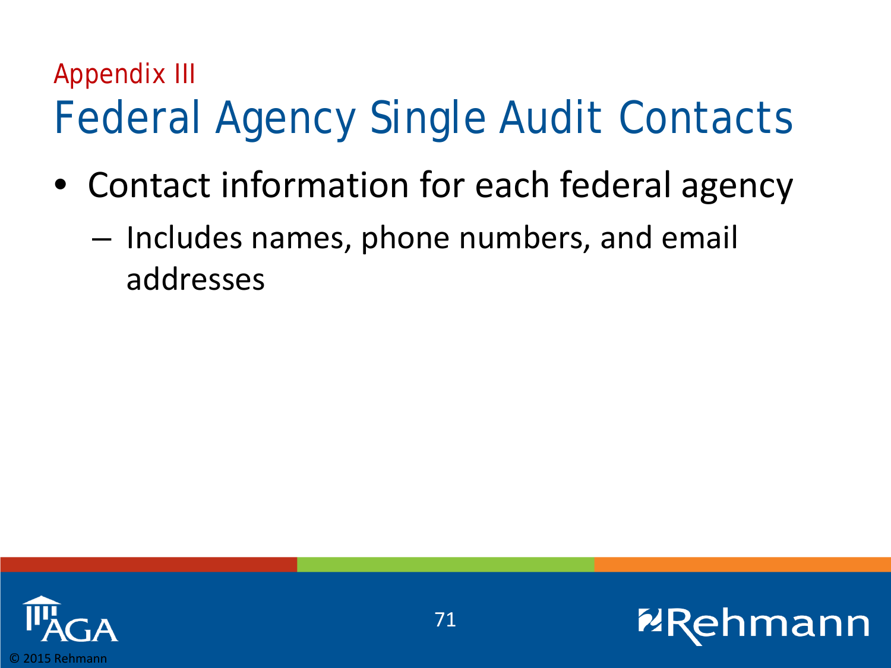Appendix III

# Federal Agency Single Audit Contacts

- Contact information for each federal agency
  - Includes names, phone numbers, and email addresses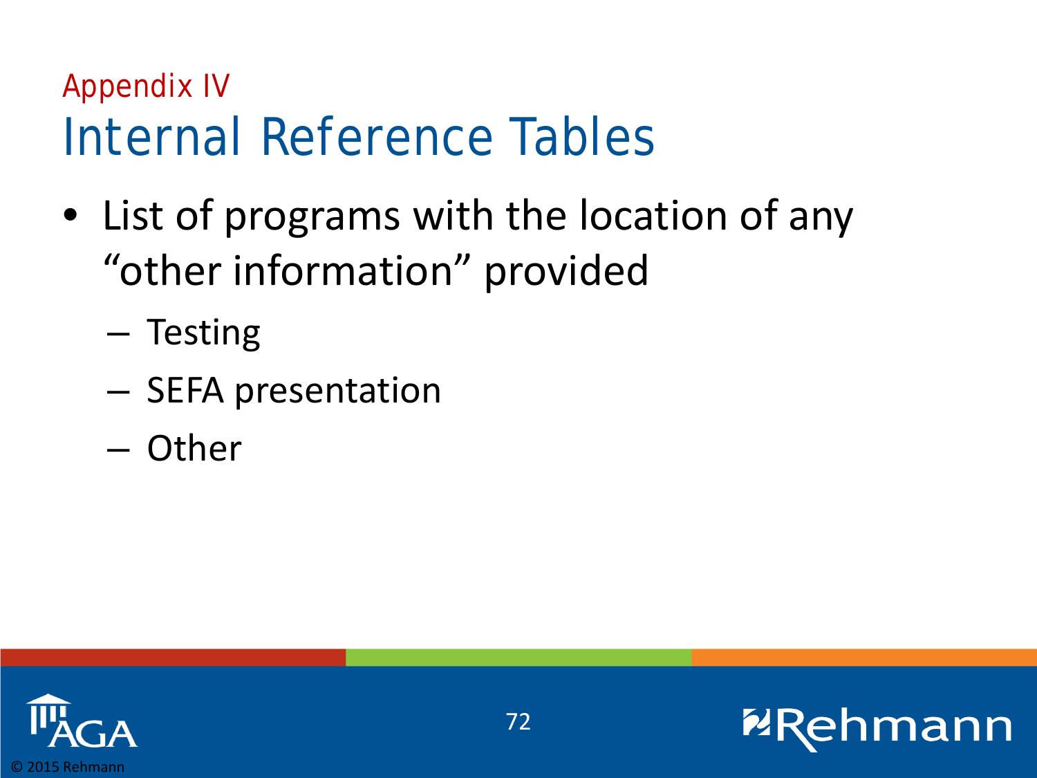Appendix IV

# Internal Reference Tables

- List of programs with the location of any "other information" provided
  - Testing
  - SEFA presentation
  - Other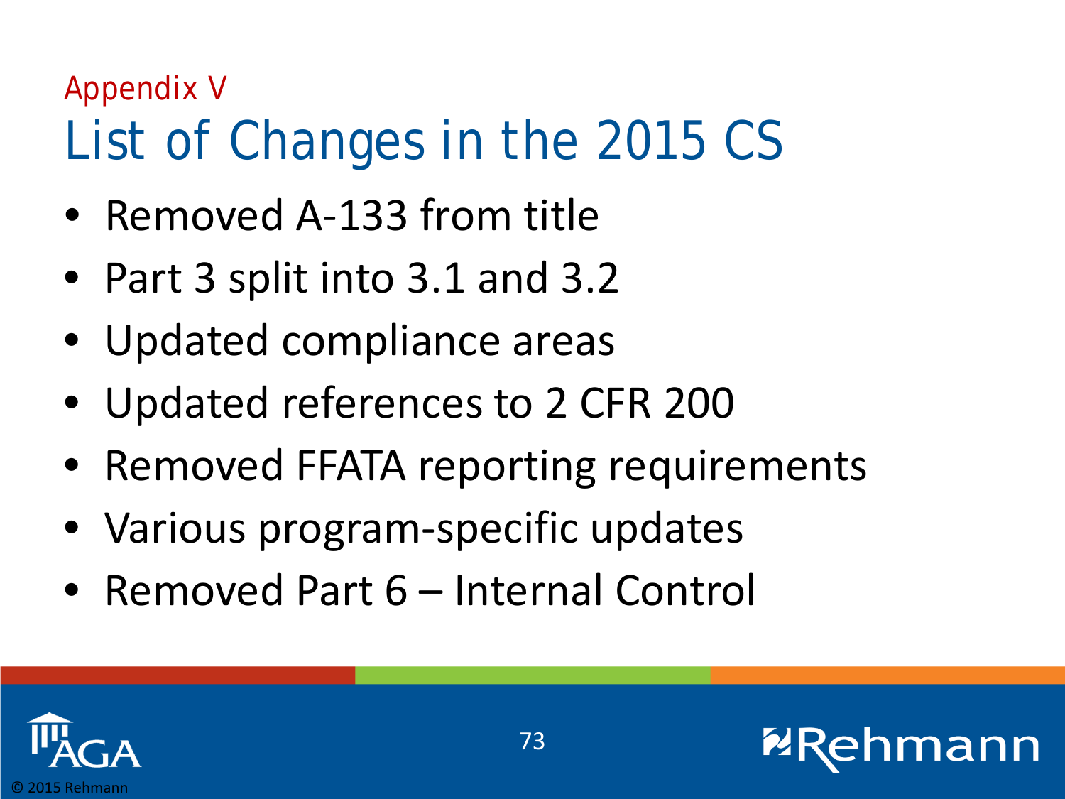Appendix V

# List of Changes in the 2015 CS

- Removed A-133 from title
- Part 3 split into 3.1 and 3.2
- Updated compliance areas
- Updated references to 2 CFR 200
- Removed FFATA reporting requirements
- Various program-specific updates
- Removed Part 6 – Internal Control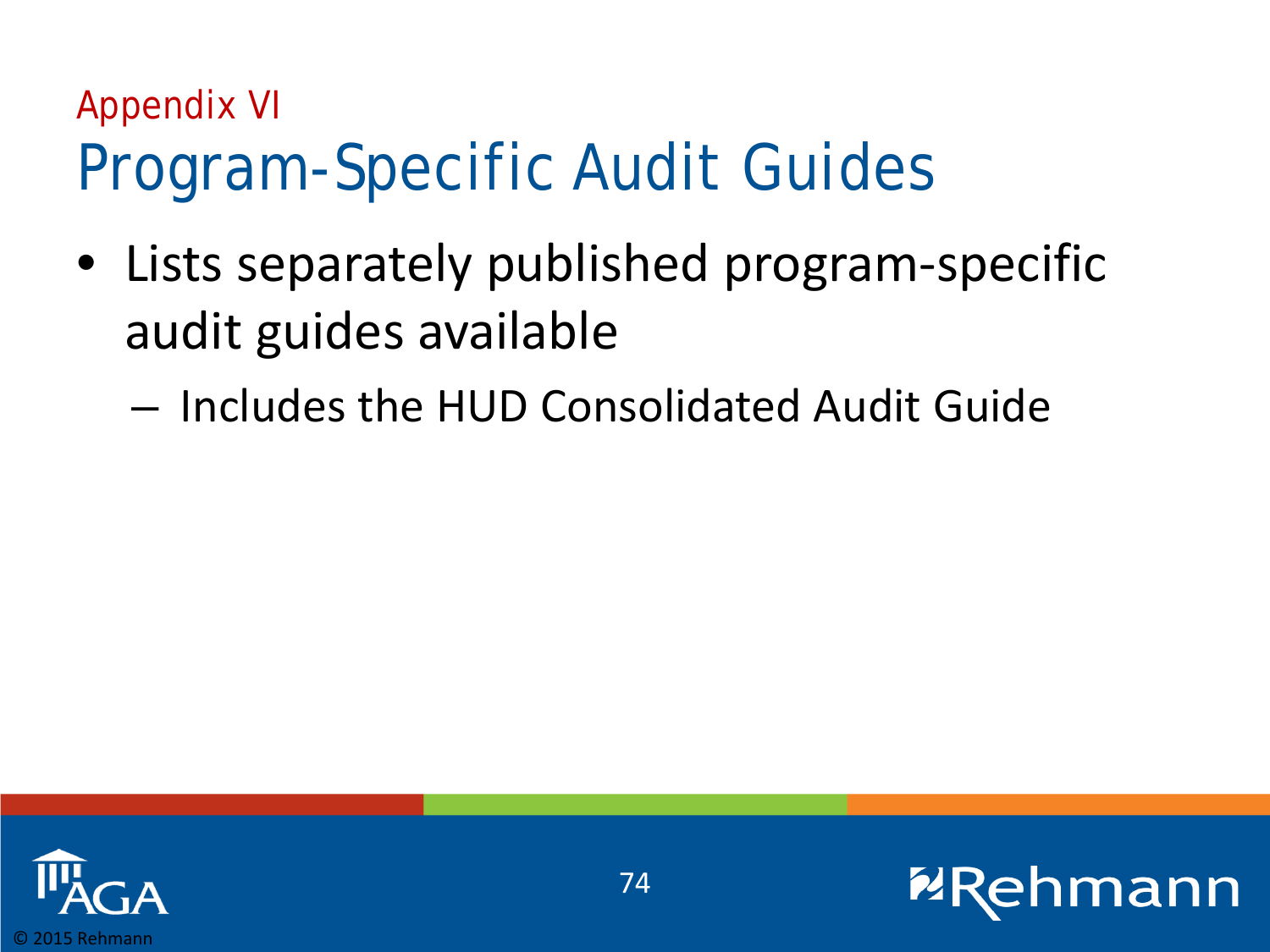Appendix VI

# Program-Specific Audit Guides

- Lists separately published program-specific audit guides available
  - Includes the HUD Consolidated Audit Guide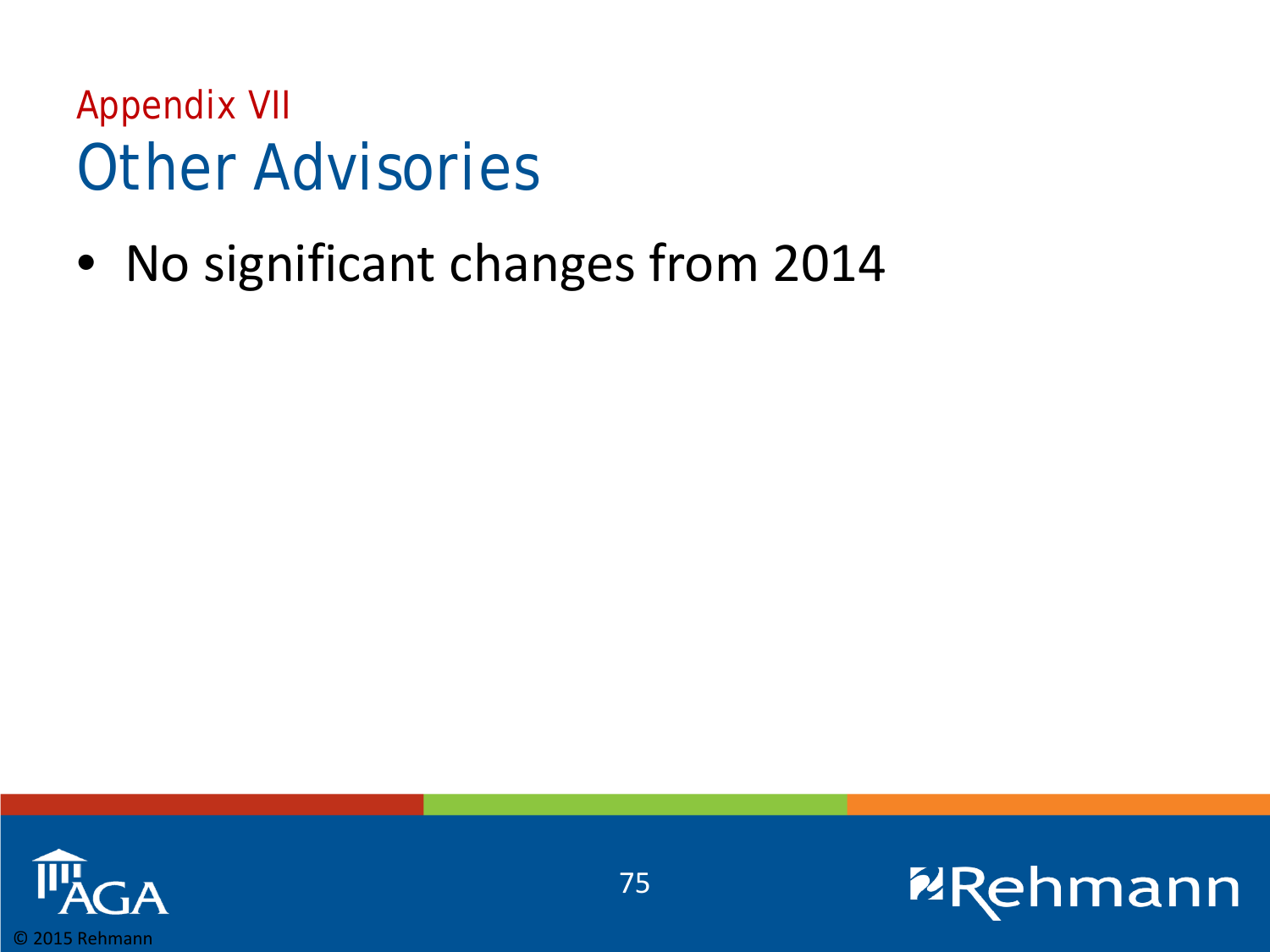Appendix VII

# Other Advisories

- No significant changes from 2014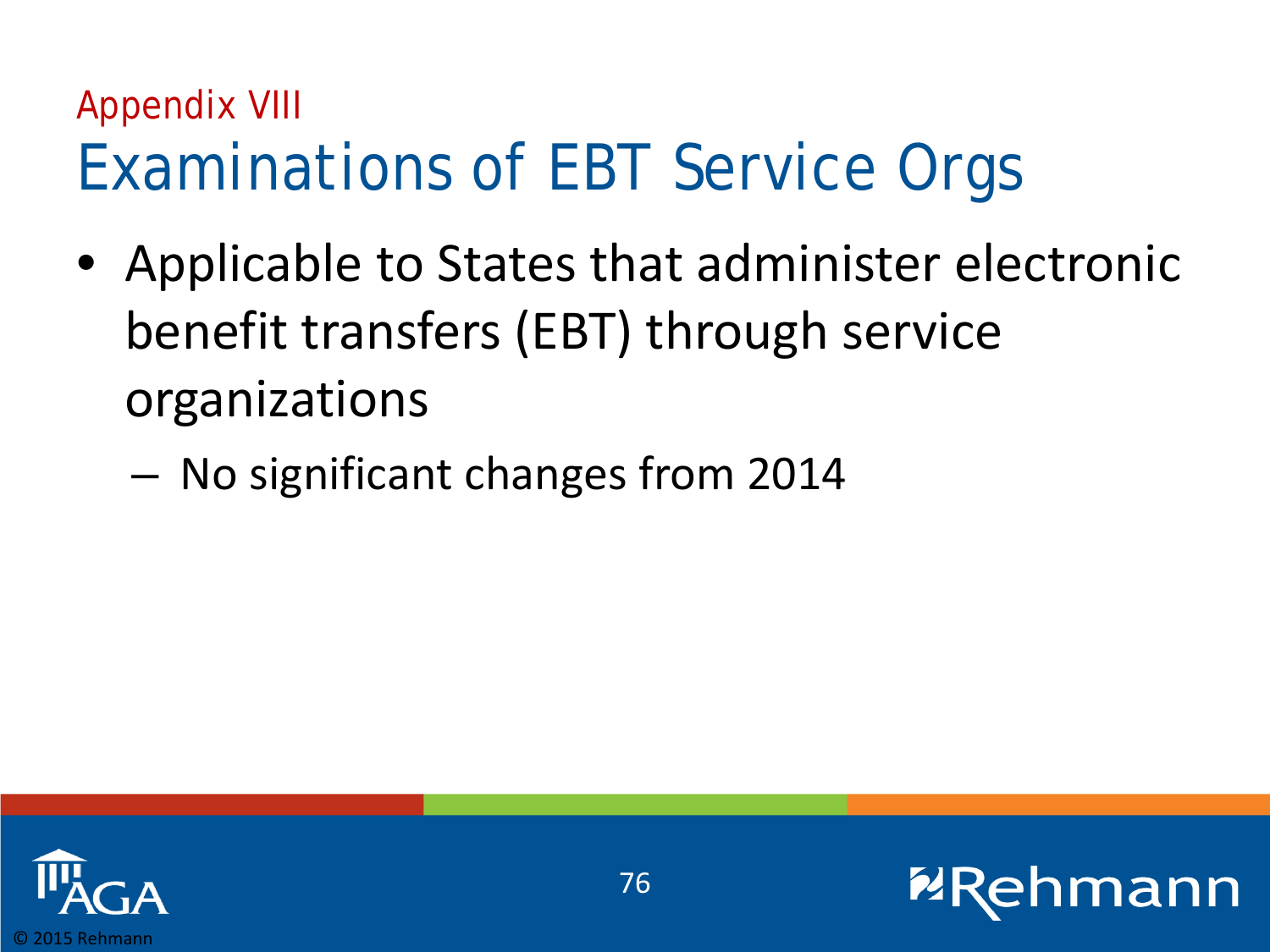Appendix VIII

# Examinations of EBT Service Orgs

- Applicable to States that administer electronic benefit transfers (EBT) through service organizations
  - No significant changes from 2014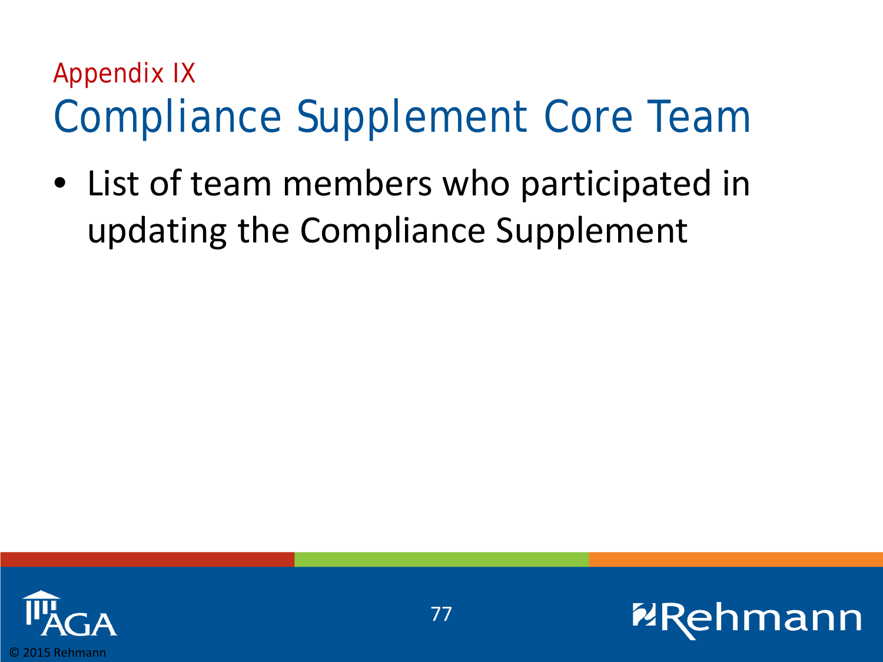Appendix IX

# Compliance Supplement Core Team

- List of team members who participated in updating the Compliance Supplement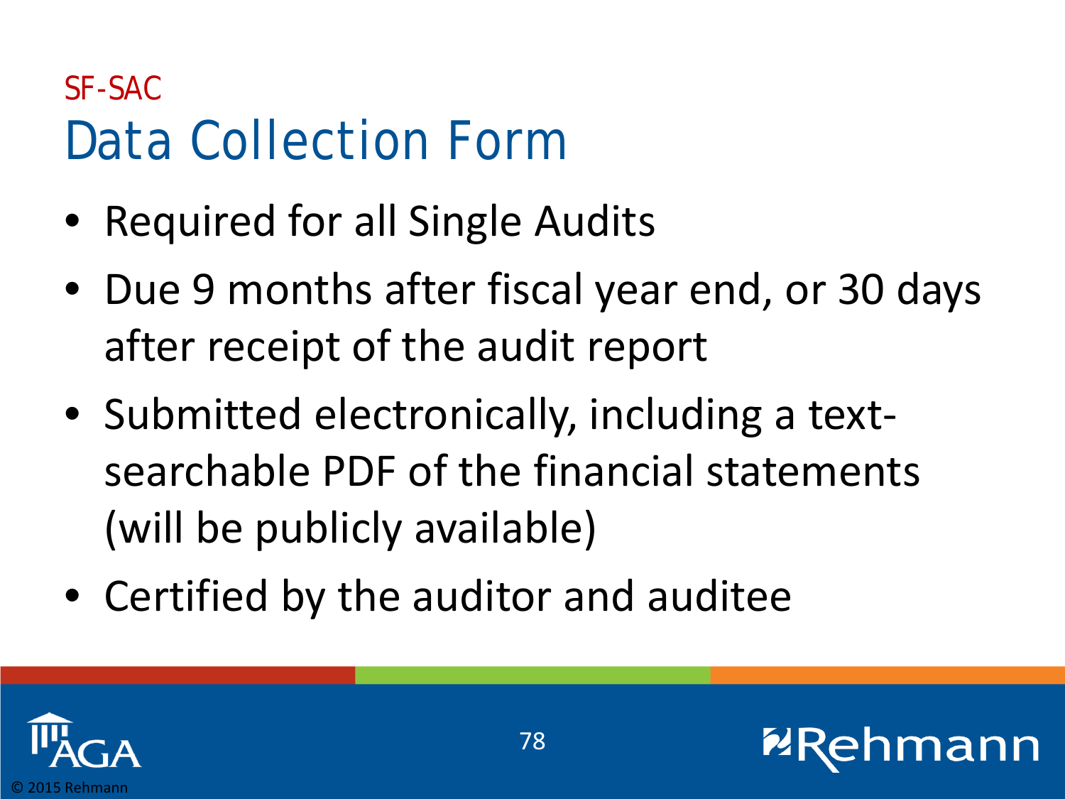## SF-SAC

# Data Collection Form

- Required for all Single Audits
- Due 9 months after fiscal year end, or 30 days after receipt of the audit report
- Submitted electronically, including a text-searchable PDF of the financial statements (will be publicly available)
- Certified by the auditor and auditee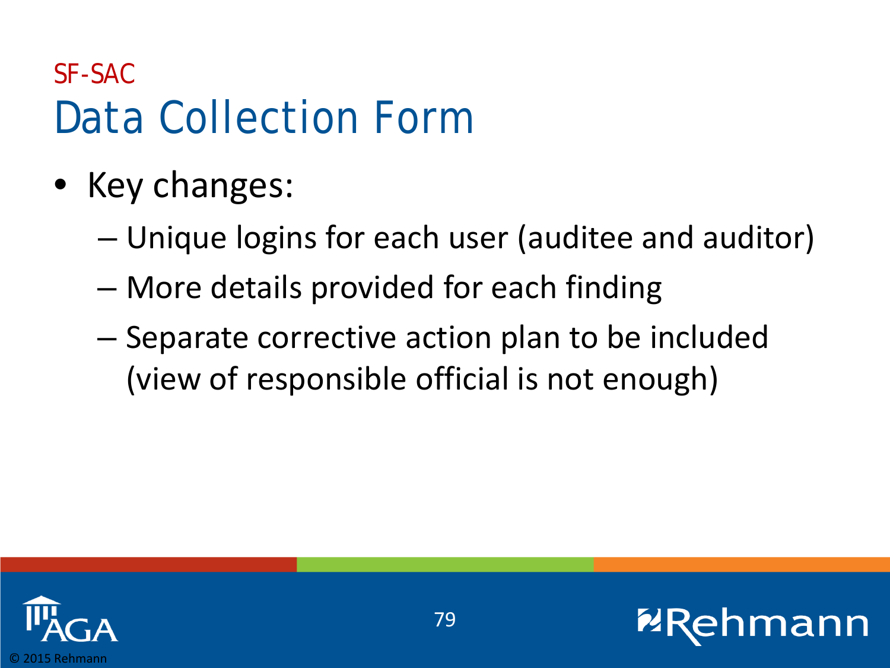SF-SAC

# Data Collection Form

- Key changes:
  - Unique logins for each user (auditee and auditor)
  - More details provided for each finding
  - Separate corrective action plan to be included (view of responsible official is not enough)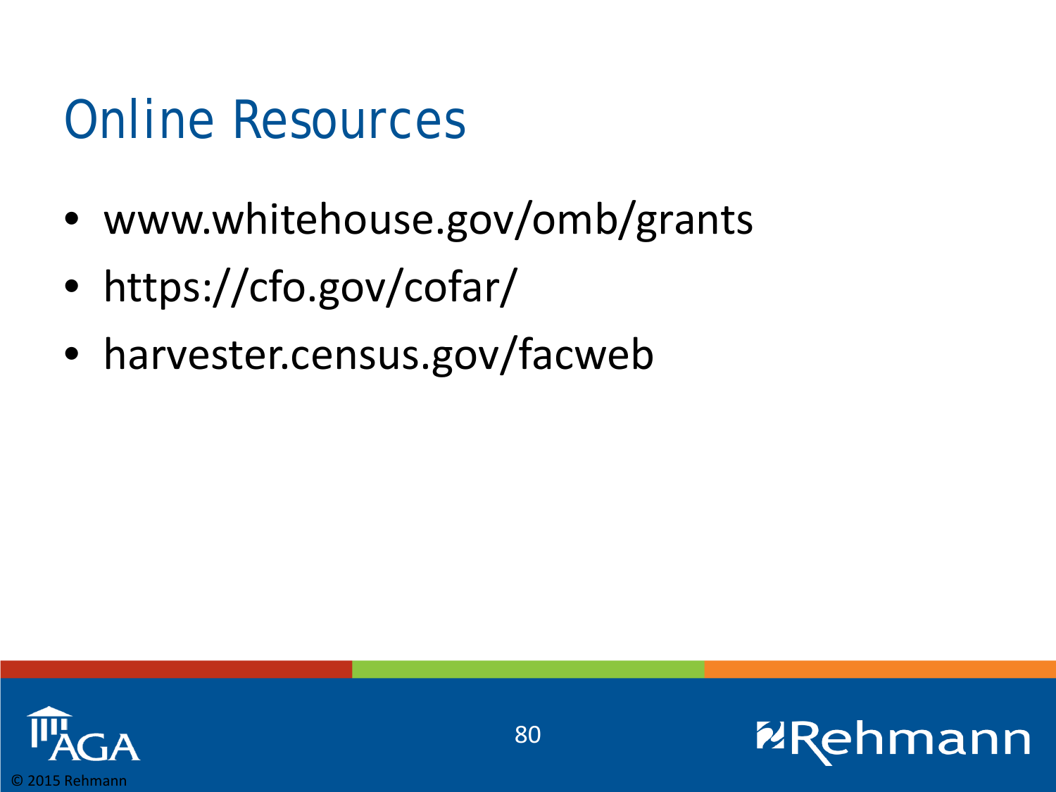# Online Resources

- www.whitehouse.gov/omb/grants
- https://cfo.gov/cofar/
- harvester.census.gov/facweb

© 2015 Rehmann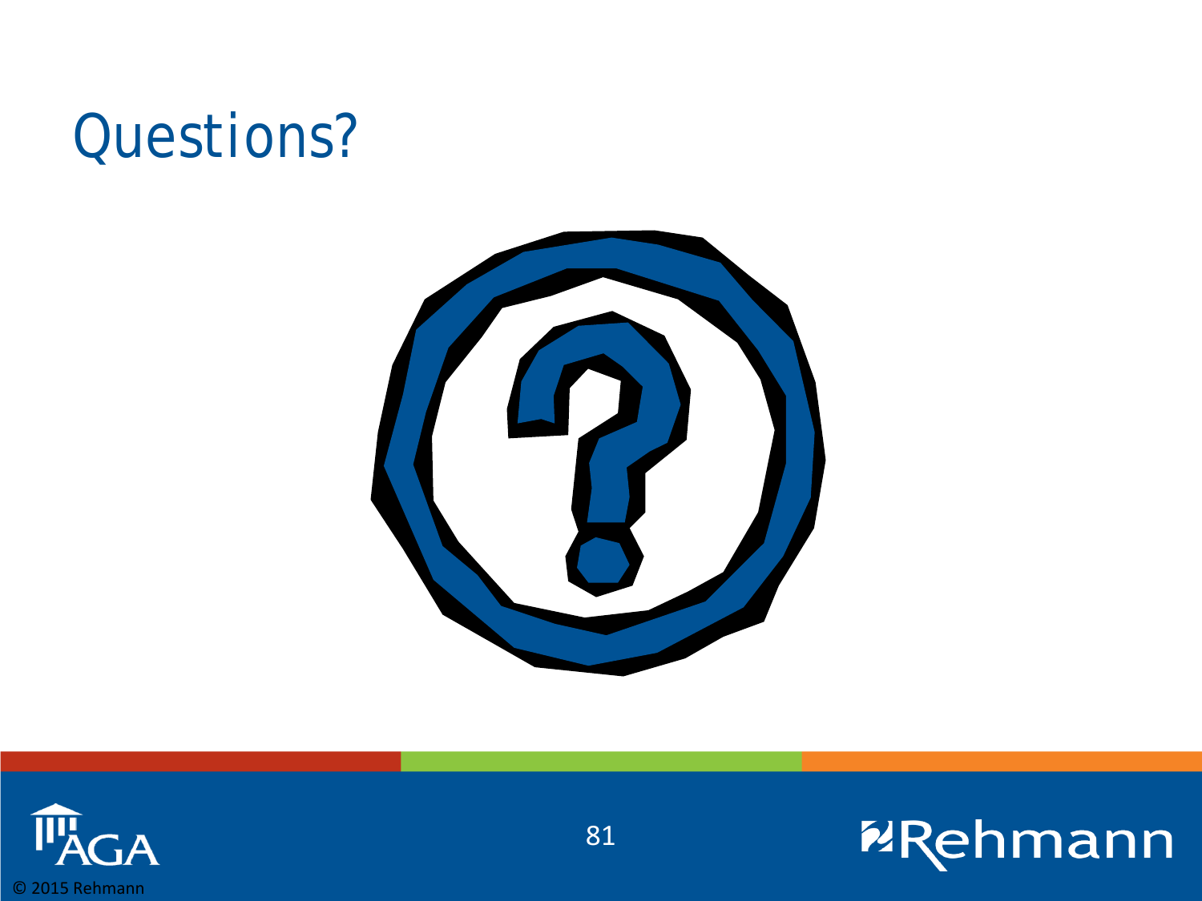# Questions?

© 2015 Rehmann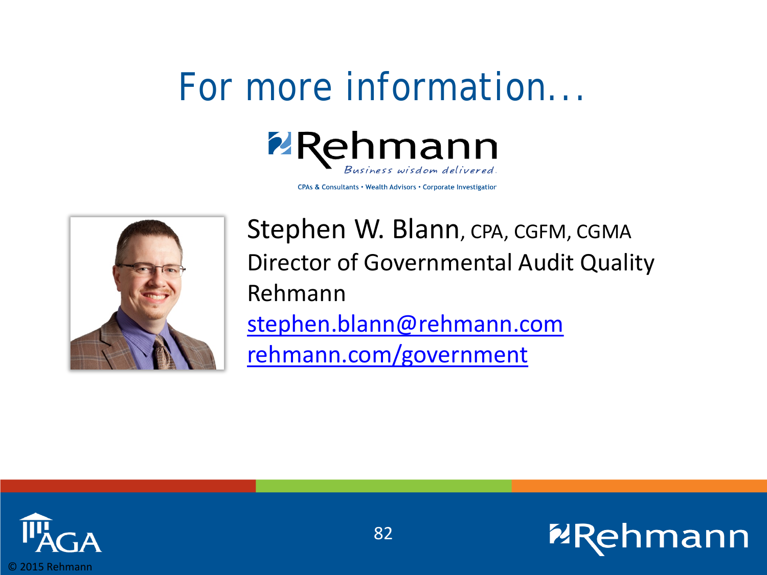# For more information…

Rehmann

*Business wisdom delivered.*

CPAs & Consultants • Wealth Advisors • Corporate Investigation

Stephen W. Blann, CPA, CGFM, CGMA
Director of Governmental Audit Quality
Rehmann
stephen.blann@rehmann.com
rehmann.com/government

© 2015 Rehmann